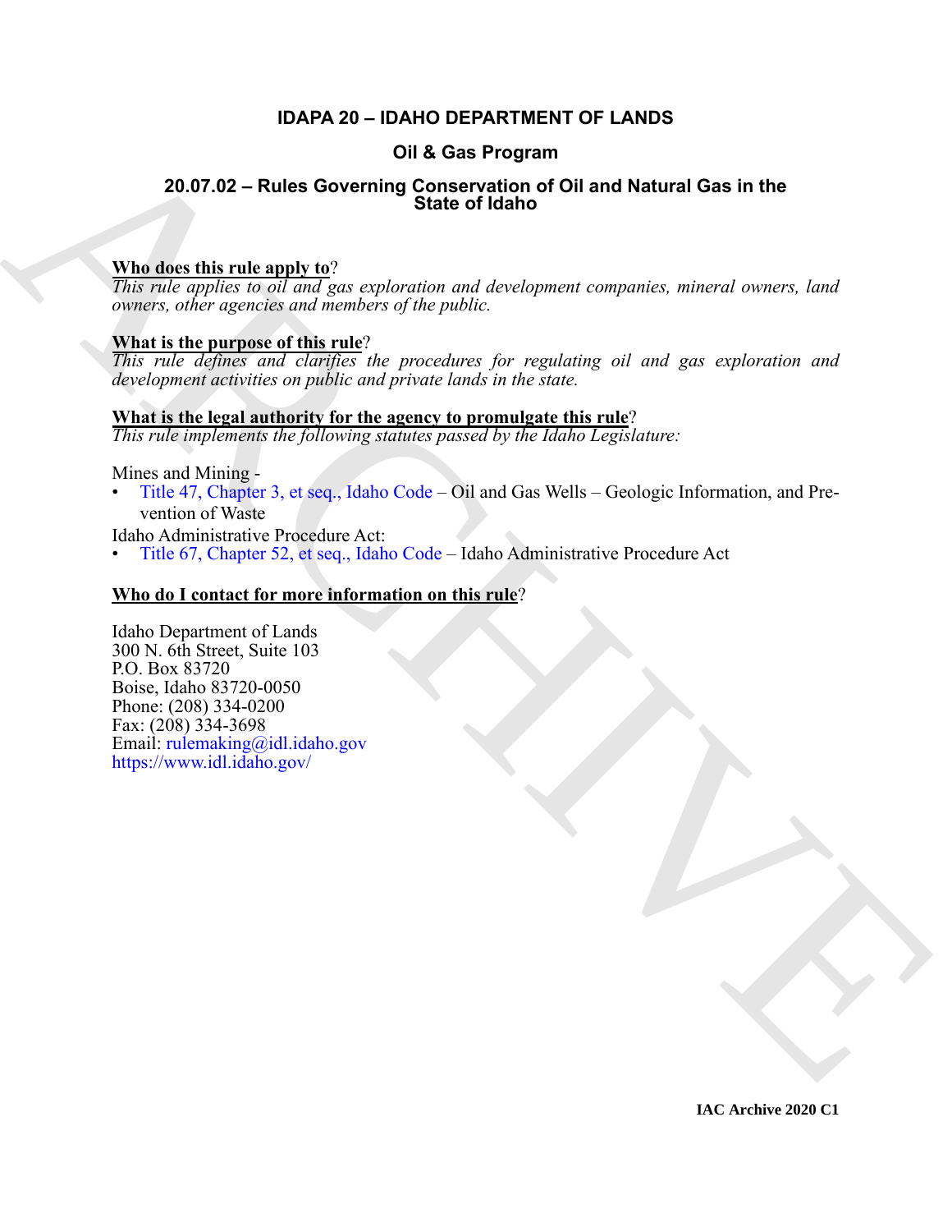# IDAPA 20 – IDAHO DEPARTMENT OF LANDS

## Oil & Gas Program

## 20.07.02 – Rules Governing Conservation of Oil and Natural Gas in the State of Idaho

**Who does this rule apply to?**

*This rule applies to oil and gas exploration and development companies, mineral owners, land owners, other agencies and members of the public.*

**What is the purpose of this rule?**

*This rule defines and clarifies the procedures for regulating oil and gas exploration and development activities on public and private lands in the state.*

**What is the legal authority for the agency to promulgate this rule?**

*This rule implements the following statutes passed by the Idaho Legislature:*

Mines and Mining -

- Title 47, Chapter 3, et seq., Idaho Code – Oil and Gas Wells – Geologic Information, and Prevention of Waste

Idaho Administrative Procedure Act:

- Title 67, Chapter 52, et seq., Idaho Code – Idaho Administrative Procedure Act

**Who do I contact for more information on this rule?**

Idaho Department of Lands
300 N. 6th Street, Suite 103
P.O. Box 83720
Boise, Idaho 83720-0050
Phone: (208) 334-0200
Fax: (208) 334-3698
Email: rulemaking@idl.idaho.gov
https://www.idl.idaho.gov/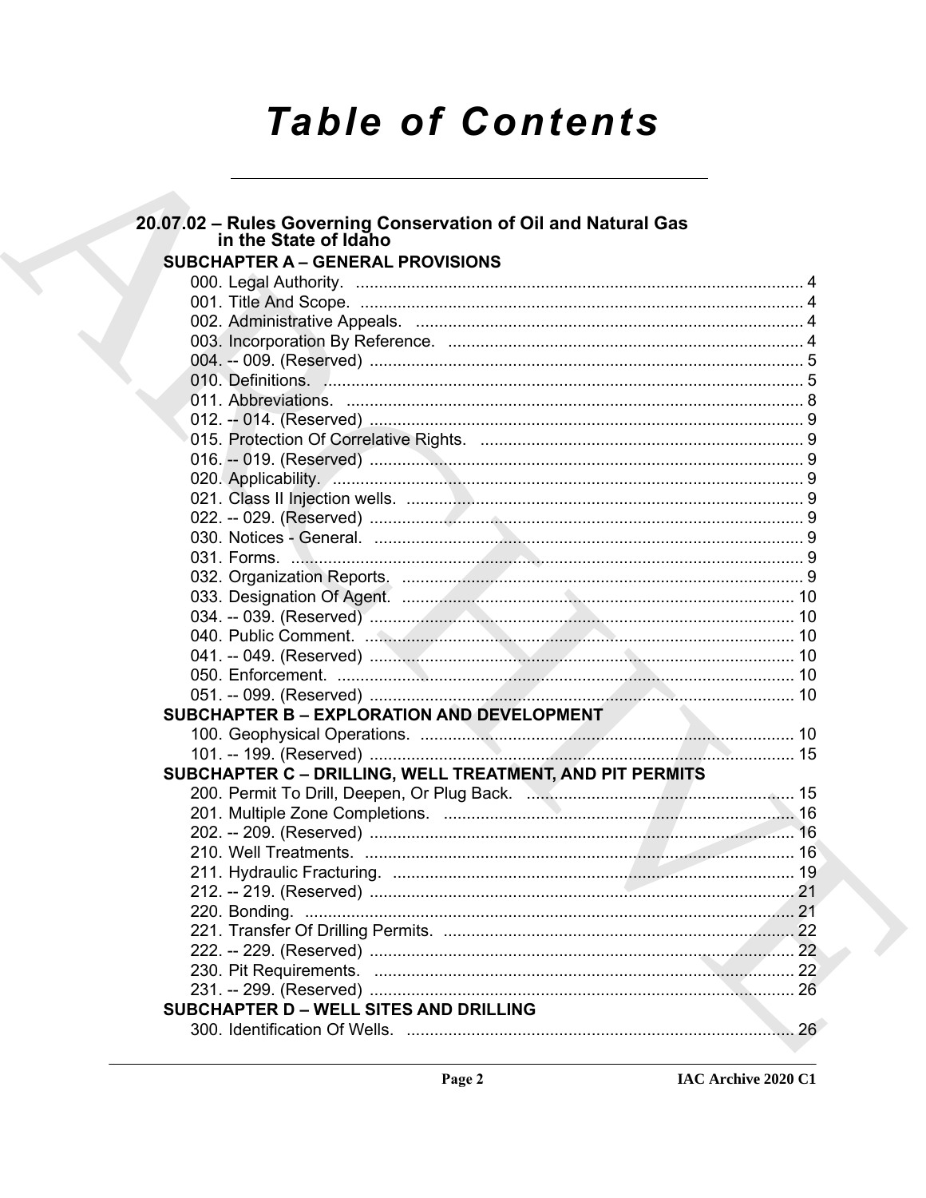# Table of Contents

## 20.07.02 – Rules Governing Conservation of Oil and Natural Gas in the State of Idaho

### SUBCHAPTER A – GENERAL PROVISIONS

000. Legal Authority. .......... 4
001. Title And Scope. .......... 4
002. Administrative Appeals. .......... 4
003. Incorporation By Reference. .......... 4
004. -- 009. (Reserved) .......... 5
010. Definitions. .......... 5
011. Abbreviations. .......... 8
012. -- 014. (Reserved) .......... 9
015. Protection Of Correlative Rights. .......... 9
016. -- 019. (Reserved) .......... 9
020. Applicability. .......... 9
021. Class II Injection wells. .......... 9
022. -- 029. (Reserved) .......... 9
030. Notices - General. .......... 9
031. Forms. .......... 9
032. Organization Reports. .......... 9
033. Designation Of Agent. .......... 10
034. -- 039. (Reserved) .......... 10
040. Public Comment. .......... 10
041. -- 049. (Reserved) .......... 10
050. Enforcement. .......... 10
051. -- 099. (Reserved) .......... 10

### SUBCHAPTER B – EXPLORATION AND DEVELOPMENT

100. Geophysical Operations. .......... 10
101. -- 199. (Reserved) .......... 15

### SUBCHAPTER C – DRILLING, WELL TREATMENT, AND PIT PERMITS

200. Permit To Drill, Deepen, Or Plug Back. .......... 15
201. Multiple Zone Completions. .......... 16
202. -- 209. (Reserved) .......... 16
210. Well Treatments. .......... 16
211. Hydraulic Fracturing. .......... 19
212. -- 219. (Reserved) .......... 21
220. Bonding. .......... 21
221. Transfer Of Drilling Permits. .......... 22
222. -- 229. (Reserved) .......... 22
230. Pit Requirements. .......... 22
231. -- 299. (Reserved) .......... 26

### SUBCHAPTER D – WELL SITES AND DRILLING

300. Identification Of Wells. .......... 26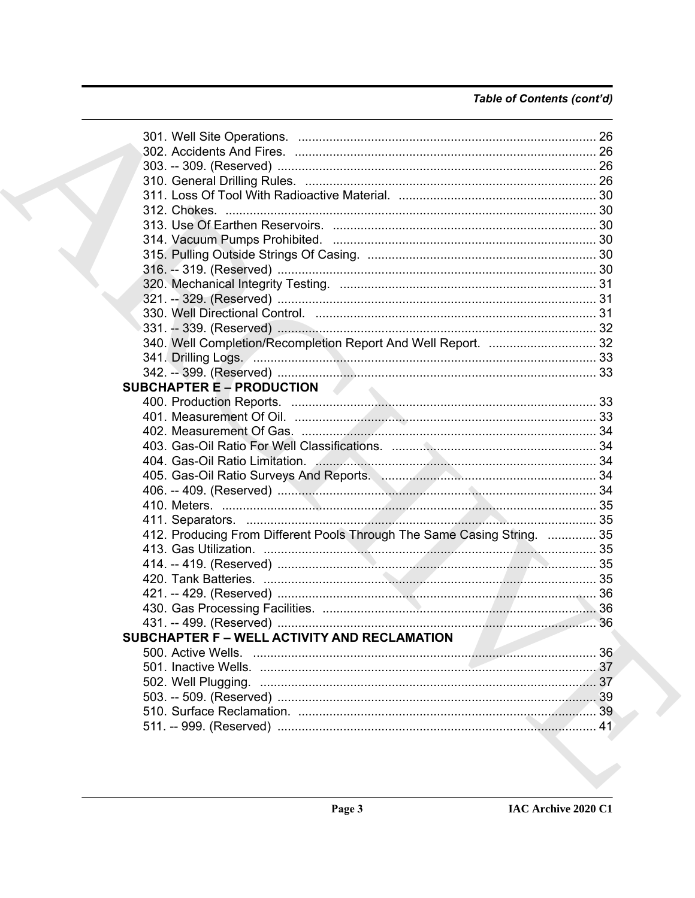*Table of Contents (cont'd)*

301. Well Site Operations. ..... 26
302. Accidents And Fires. ..... 26
303. -- 309. (Reserved) ..... 26
310. General Drilling Rules. ..... 26
311. Loss Of Tool With Radioactive Material. ..... 30
312. Chokes. ..... 30
313. Use Of Earthen Reservoirs. ..... 30
314. Vacuum Pumps Prohibited. ..... 30
315. Pulling Outside Strings Of Casing. ..... 30
316. -- 319. (Reserved) ..... 30
320. Mechanical Integrity Testing. ..... 31
321. -- 329. (Reserved) ..... 31
330. Well Directional Control. ..... 31
331. -- 339. (Reserved) ..... 32
340. Well Completion/Recompletion Report And Well Report. ..... 32
341. Drilling Logs. ..... 33
342. -- 399. (Reserved) ..... 33

**SUBCHAPTER E – PRODUCTION**

400. Production Reports. ..... 33
401. Measurement Of Oil. ..... 33
402. Measurement Of Gas. ..... 34
403. Gas-Oil Ratio For Well Classifications. ..... 34
404. Gas-Oil Ratio Limitation. ..... 34
405. Gas-Oil Ratio Surveys And Reports. ..... 34
406. -- 409. (Reserved) ..... 34
410. Meters. ..... 35
411. Separators. ..... 35
412. Producing From Different Pools Through The Same Casing String. ..... 35
413. Gas Utilization. ..... 35
414. -- 419. (Reserved) ..... 35
420. Tank Batteries. ..... 35
421. -- 429. (Reserved) ..... 36
430. Gas Processing Facilities. ..... 36
431. -- 499. (Reserved) ..... 36

**SUBCHAPTER F – WELL ACTIVITY AND RECLAMATION**

500. Active Wells. ..... 36
501. Inactive Wells. ..... 37
502. Well Plugging. ..... 37
503. -- 509. (Reserved) ..... 39
510. Surface Reclamation. ..... 39
511. -- 999. (Reserved) ..... 41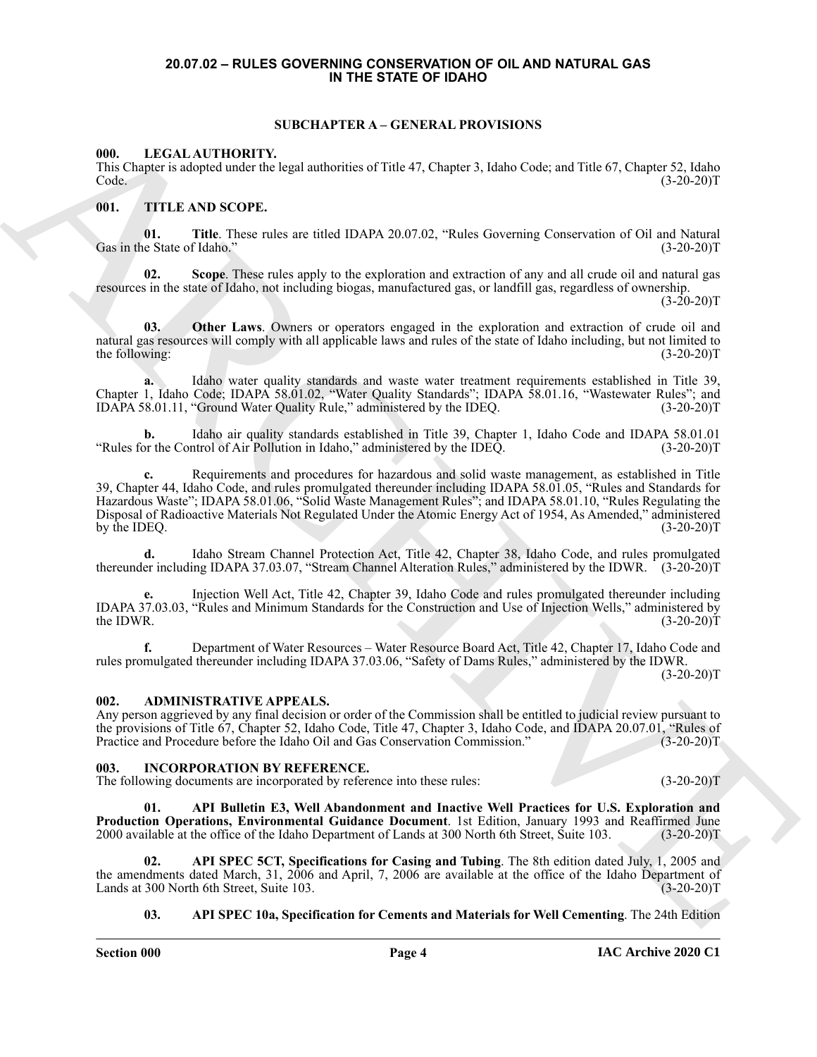**20.07.02 – RULES GOVERNING CONSERVATION OF OIL AND NATURAL GAS IN THE STATE OF IDAHO**

## SUBCHAPTER A – GENERAL PROVISIONS

### 000. LEGAL AUTHORITY.

This Chapter is adopted under the legal authorities of Title 47, Chapter 3, Idaho Code; and Title 67, Chapter 52, Idaho Code. (3-20-20)T

### 001. TITLE AND SCOPE.

**01. Title**. These rules are titled IDAPA 20.07.02, "Rules Governing Conservation of Oil and Natural Gas in the State of Idaho." (3-20-20)T

**02. Scope**. These rules apply to the exploration and extraction of any and all crude oil and natural gas resources in the state of Idaho, not including biogas, manufactured gas, or landfill gas, regardless of ownership. (3-20-20)T

**03. Other Laws**. Owners or operators engaged in the exploration and extraction of crude oil and natural gas resources will comply with all applicable laws and rules of the state of Idaho including, but not limited to the following: (3-20-20)T

**a.** Idaho water quality standards and waste water treatment requirements established in Title 39, Chapter 1, Idaho Code; IDAPA 58.01.02, "Water Quality Standards"; IDAPA 58.01.16, "Wastewater Rules"; and IDAPA 58.01.11, "Ground Water Quality Rule," administered by the IDEQ. (3-20-20)T

**b.** Idaho air quality standards established in Title 39, Chapter 1, Idaho Code and IDAPA 58.01.01 "Rules for the Control of Air Pollution in Idaho," administered by the IDEQ. (3-20-20)T

**c.** Requirements and procedures for hazardous and solid waste management, as established in Title 39, Chapter 44, Idaho Code, and rules promulgated thereunder including IDAPA 58.01.05, "Rules and Standards for Hazardous Waste"; IDAPA 58.01.06, "Solid Waste Management Rules"; and IDAPA 58.01.10, "Rules Regulating the Disposal of Radioactive Materials Not Regulated Under the Atomic Energy Act of 1954, As Amended," administered by the IDEQ. (3-20-20)T

**d.** Idaho Stream Channel Protection Act, Title 42, Chapter 38, Idaho Code, and rules promulgated thereunder including IDAPA 37.03.07, "Stream Channel Alteration Rules," administered by the IDWR. (3-20-20)T

**e.** Injection Well Act, Title 42, Chapter 39, Idaho Code and rules promulgated thereunder including IDAPA 37.03.03, "Rules and Minimum Standards for the Construction and Use of Injection Wells," administered by the IDWR. (3-20-20)T

**f.** Department of Water Resources – Water Resource Board Act, Title 42, Chapter 17, Idaho Code and rules promulgated thereunder including IDAPA 37.03.06, "Safety of Dams Rules," administered by the IDWR. (3-20-20)T

### 002. ADMINISTRATIVE APPEALS.

Any person aggrieved by any final decision or order of the Commission shall be entitled to judicial review pursuant to the provisions of Title 67, Chapter 52, Idaho Code, Title 47, Chapter 3, Idaho Code, and IDAPA 20.07.01, "Rules of Practice and Procedure before the Idaho Oil and Gas Conservation Commission." (3-20-20)T

### 003. INCORPORATION BY REFERENCE.

The following documents are incorporated by reference into these rules: (3-20-20)T

**01. API Bulletin E3, Well Abandonment and Inactive Well Practices for U.S. Exploration and Production Operations, Environmental Guidance Document**. 1st Edition, January 1993 and Reaffirmed June 2000 available at the office of the Idaho Department of Lands at 300 North 6th Street, Suite 103. (3-20-20)T

**02. API SPEC 5CT, Specifications for Casing and Tubing**. The 8th edition dated July, 1, 2005 and the amendments dated March, 31, 2006 and April, 7, 2006 are available at the office of the Idaho Department of Lands at 300 North 6th Street, Suite 103. (3-20-20)T

**03. API SPEC 10a, Specification for Cements and Materials for Well Cementing**. The 24th Edition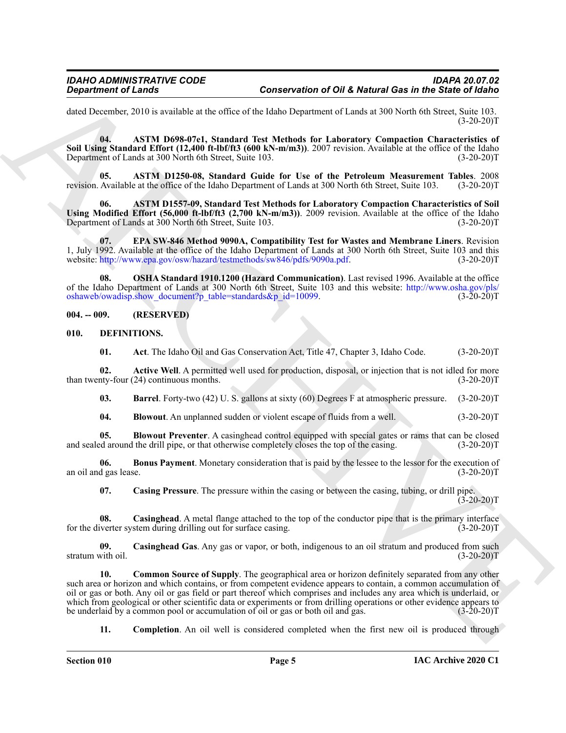dated December, 2010 is available at the office of the Idaho Department of Lands at 300 North 6th Street, Suite 103. (3-20-20)T

**04. ASTM D698-07e1, Standard Test Methods for Laboratory Compaction Characteristics of Soil Using Standard Effort (12,400 ft-lbf/ft3 (600 kN-m/m3))**. 2007 revision. Available at the office of the Idaho Department of Lands at 300 North 6th Street, Suite 103. (3-20-20)T

**05. ASTM D1250-08, Standard Guide for Use of the Petroleum Measurement Tables**. 2008 revision. Available at the office of the Idaho Department of Lands at 300 North 6th Street, Suite 103. (3-20-20)T

**06. ASTM D1557-09, Standard Test Methods for Laboratory Compaction Characteristics of Soil Using Modified Effort (56,000 ft-lbf/ft3 (2,700 kN-m/m3))**. 2009 revision. Available at the office of the Idaho Department of Lands at 300 North 6th Street, Suite 103. (3-20-20)T

**07. EPA SW-846 Method 9090A, Compatibility Test for Wastes and Membrane Liners**. Revision 1, July 1992. Available at the office of the Idaho Department of Lands at 300 North 6th Street, Suite 103 and this website: http://www.epa.gov/osw/hazard/testmethods/sw846/pdfs/9090a.pdf. (3-20-20)T

**08. OSHA Standard 1910.1200 (Hazard Communication)**. Last revised 1996. Available at the office of the Idaho Department of Lands at 300 North 6th Street, Suite 103 and this website: http://www.osha.gov/pls/oshaweb/owadisp.show_document?p_table=standards&p_id=10099. (3-20-20)T

## 004. -- 009. (RESERVED)

## 010. DEFINITIONS.

**01. Act**. The Idaho Oil and Gas Conservation Act, Title 47, Chapter 3, Idaho Code. (3-20-20)T

**02. Active Well**. A permitted well used for production, disposal, or injection that is not idled for more than twenty-four (24) continuous months. (3-20-20)T

**03. Barrel**. Forty-two (42) U. S. gallons at sixty (60) Degrees F at atmospheric pressure. (3-20-20)T

**04. Blowout**. An unplanned sudden or violent escape of fluids from a well. (3-20-20)T

**05. Blowout Preventer**. A casinghead control equipped with special gates or rams that can be closed and sealed around the drill pipe, or that otherwise completely closes the top of the casing. (3-20-20)T

**06. Bonus Payment**. Monetary consideration that is paid by the lessee to the lessor for the execution of an oil and gas lease. (3-20-20)T

**07. Casing Pressure**. The pressure within the casing or between the casing, tubing, or drill pipe. (3-20-20)T

**08. Casinghead**. A metal flange attached to the top of the conductor pipe that is the primary interface for the diverter system during drilling out for surface casing. (3-20-20)T

**09. Casinghead Gas**. Any gas or vapor, or both, indigenous to an oil stratum and produced from such stratum with oil. (3-20-20)T

**10. Common Source of Supply**. The geographical area or horizon definitely separated from any other such area or horizon and which contains, or from competent evidence appears to contain, a common accumulation of oil or gas or both. Any oil or gas field or part thereof which comprises and includes any area which is underlaid, or which from geological or other scientific data or experiments or from drilling operations or other evidence appears to be underlaid by a common pool or accumulation of oil or gas or both oil and gas. (3-20-20)T

**11. Completion**. An oil well is considered completed when the first new oil is produced through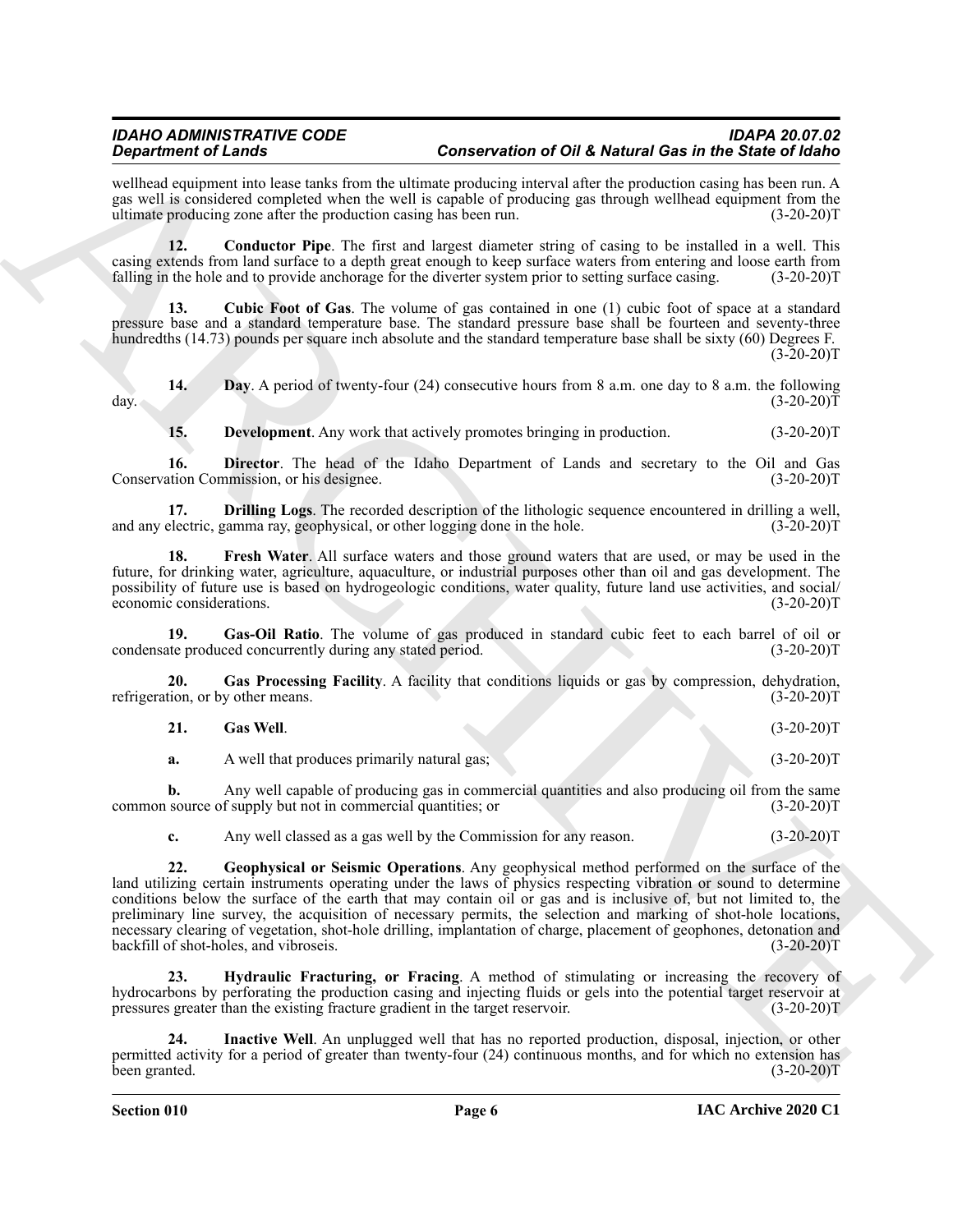wellhead equipment into lease tanks from the ultimate producing interval after the production casing has been run. A gas well is considered completed when the well is capable of producing gas through wellhead equipment from the ultimate producing zone after the production casing has been run. (3-20-20)T

**12. Conductor Pipe**. The first and largest diameter string of casing to be installed in a well. This casing extends from land surface to a depth great enough to keep surface waters from entering and loose earth from falling in the hole and to provide anchorage for the diverter system prior to setting surface casing. (3-20-20)T

**13. Cubic Foot of Gas**. The volume of gas contained in one (1) cubic foot of space at a standard pressure base and a standard temperature base. The standard pressure base shall be fourteen and seventy-three hundredths (14.73) pounds per square inch absolute and the standard temperature base shall be sixty (60) Degrees F. (3-20-20)T

**14. Day**. A period of twenty-four (24) consecutive hours from 8 a.m. one day to 8 a.m. the following day. (3-20-20)T

**15. Development**. Any work that actively promotes bringing in production. (3-20-20)T

**16. Director**. The head of the Idaho Department of Lands and secretary to the Oil and Gas Conservation Commission, or his designee. (3-20-20)T

**17. Drilling Logs**. The recorded description of the lithologic sequence encountered in drilling a well, and any electric, gamma ray, geophysical, or other logging done in the hole. (3-20-20)T

**18. Fresh Water**. All surface waters and those ground waters that are used, or may be used in the future, for drinking water, agriculture, aquaculture, or industrial purposes other than oil and gas development. The possibility of future use is based on hydrogeologic conditions, water quality, future land use activities, and social/economic considerations. (3-20-20)T

**19. Gas-Oil Ratio**. The volume of gas produced in standard cubic feet to each barrel of oil or condensate produced concurrently during any stated period. (3-20-20)T

**20. Gas Processing Facility**. A facility that conditions liquids or gas by compression, dehydration, refrigeration, or by other means. (3-20-20)T

**21. Gas Well**. (3-20-20)T

**a.** A well that produces primarily natural gas; (3-20-20)T

**b.** Any well capable of producing gas in commercial quantities and also producing oil from the same common source of supply but not in commercial quantities; or (3-20-20)T

**c.** Any well classed as a gas well by the Commission for any reason. (3-20-20)T

**22. Geophysical or Seismic Operations**. Any geophysical method performed on the surface of the land utilizing certain instruments operating under the laws of physics respecting vibration or sound to determine conditions below the surface of the earth that may contain oil or gas and is inclusive of, but not limited to, the preliminary line survey, the acquisition of necessary permits, the selection and marking of shot-hole locations, necessary clearing of vegetation, shot-hole drilling, implantation of charge, placement of geophones, detonation and backfill of shot-holes, and vibroseis. (3-20-20)T

**23. Hydraulic Fracturing, or Fracing**. A method of stimulating or increasing the recovery of hydrocarbons by perforating the production casing and injecting fluids or gels into the potential target reservoir at pressures greater than the existing fracture gradient in the target reservoir. (3-20-20)T

**24. Inactive Well**. An unplugged well that has no reported production, disposal, injection, or other permitted activity for a period of greater than twenty-four (24) continuous months, and for which no extension has been granted. (3-20-20)T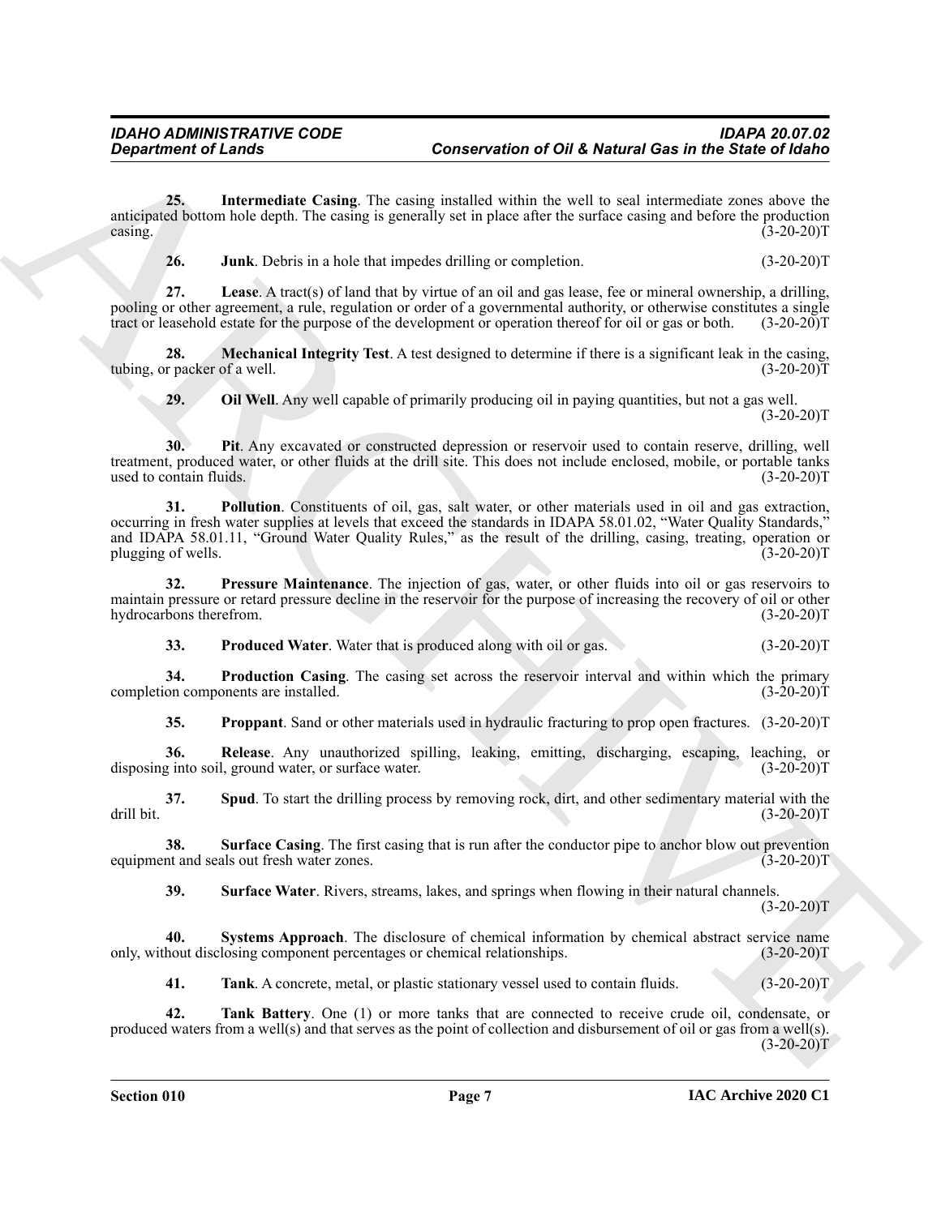**25. Intermediate Casing**. The casing installed within the well to seal intermediate zones above the anticipated bottom hole depth. The casing is generally set in place after the surface casing and before the production casing. (3-20-20)T

**26. Junk**. Debris in a hole that impedes drilling or completion. (3-20-20)T

**27. Lease**. A tract(s) of land that by virtue of an oil and gas lease, fee or mineral ownership, a drilling, pooling or other agreement, a rule, regulation or order of a governmental authority, or otherwise constitutes a single tract or leasehold estate for the purpose of the development or operation thereof for oil or gas or both. (3-20-20)T

**28. Mechanical Integrity Test**. A test designed to determine if there is a significant leak in the casing, tubing, or packer of a well. (3-20-20)T

**29. Oil Well**. Any well capable of primarily producing oil in paying quantities, but not a gas well. (3-20-20)T

**30. Pit**. Any excavated or constructed depression or reservoir used to contain reserve, drilling, well treatment, produced water, or other fluids at the drill site. This does not include enclosed, mobile, or portable tanks used to contain fluids. (3-20-20)T

**31. Pollution**. Constituents of oil, gas, salt water, or other materials used in oil and gas extraction, occurring in fresh water supplies at levels that exceed the standards in IDAPA 58.01.02, "Water Quality Standards," and IDAPA 58.01.11, "Ground Water Quality Rules," as the result of the drilling, casing, treating, operation or plugging of wells. (3-20-20)T

**32. Pressure Maintenance**. The injection of gas, water, or other fluids into oil or gas reservoirs to maintain pressure or retard pressure decline in the reservoir for the purpose of increasing the recovery of oil or other hydrocarbons therefrom. (3-20-20)T

**33. Produced Water**. Water that is produced along with oil or gas. (3-20-20)T

**34. Production Casing**. The casing set across the reservoir interval and within which the primary completion components are installed. (3-20-20)T

**35. Proppant**. Sand or other materials used in hydraulic fracturing to prop open fractures. (3-20-20)T

**36. Release**. Any unauthorized spilling, leaking, emitting, discharging, escaping, leaching, or disposing into soil, ground water, or surface water. (3-20-20)T

**37. Spud**. To start the drilling process by removing rock, dirt, and other sedimentary material with the drill bit. (3-20-20)T

**38. Surface Casing**. The first casing that is run after the conductor pipe to anchor blow out prevention equipment and seals out fresh water zones. (3-20-20)T

**39. Surface Water**. Rivers, streams, lakes, and springs when flowing in their natural channels. (3-20-20)T

**40. Systems Approach**. The disclosure of chemical information by chemical abstract service name only, without disclosing component percentages or chemical relationships. (3-20-20)T

**41. Tank**. A concrete, metal, or plastic stationary vessel used to contain fluids. (3-20-20)T

**42. Tank Battery**. One (1) or more tanks that are connected to receive crude oil, condensate, or produced waters from a well(s) and that serves as the point of collection and disbursement of oil or gas from a well(s). (3-20-20)T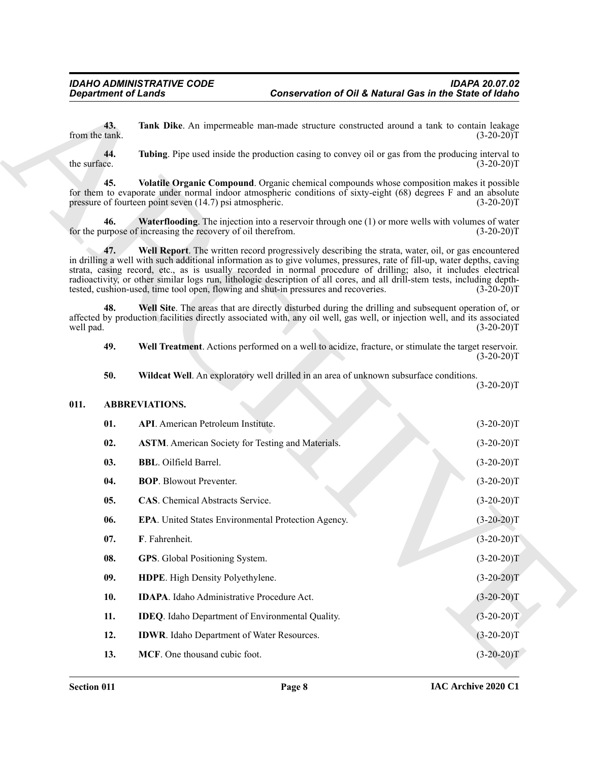**43. Tank Dike**. An impermeable man-made structure constructed around a tank to contain leakage from the tank. (3-20-20)T

**44. Tubing**. Pipe used inside the production casing to convey oil or gas from the producing interval to the surface. (3-20-20)T

**45. Volatile Organic Compound**. Organic chemical compounds whose composition makes it possible for them to evaporate under normal indoor atmospheric conditions of sixty-eight (68) degrees F and an absolute pressure of fourteen point seven (14.7) psi atmospheric. (3-20-20)T

**46. Waterflooding**. The injection into a reservoir through one (1) or more wells with volumes of water for the purpose of increasing the recovery of oil therefrom. (3-20-20)T

**47. Well Report**. The written record progressively describing the strata, water, oil, or gas encountered in drilling a well with such additional information as to give volumes, pressures, rate of fill-up, water depths, caving strata, casing record, etc., as is usually recorded in normal procedure of drilling; also, it includes electrical radioactivity, or other similar logs run, lithologic description of all cores, and all drill-stem tests, including depth-tested, cushion-used, time tool open, flowing and shut-in pressures and recoveries. (3-20-20)T

**48. Well Site**. The areas that are directly disturbed during the drilling and subsequent operation of, or affected by production facilities directly associated with, any oil well, gas well, or injection well, and its associated well pad. (3-20-20)T

**49. Well Treatment**. Actions performed on a well to acidize, fracture, or stimulate the target reservoir. (3-20-20)T

**50. Wildcat Well**. An exploratory well drilled in an area of unknown subsurface conditions. (3-20-20)T

## 011. ABBREVIATIONS.

**01. API**. American Petroleum Institute. (3-20-20)T

**02. ASTM**. American Society for Testing and Materials. (3-20-20)T

**03. BBL**. Oilfield Barrel. (3-20-20)T

**04. BOP**. Blowout Preventer. (3-20-20)T

**05. CAS**. Chemical Abstracts Service. (3-20-20)T

**06. EPA**. United States Environmental Protection Agency. (3-20-20)T

**07. F**. Fahrenheit. (3-20-20)T

**08. GPS**. Global Positioning System. (3-20-20)T

**09. HDPE**. High Density Polyethylene. (3-20-20)T

**10. IDAPA**. Idaho Administrative Procedure Act. (3-20-20)T

**11. IDEQ**. Idaho Department of Environmental Quality. (3-20-20)T

**12. IDWR**. Idaho Department of Water Resources. (3-20-20)T

**13. MCF**. One thousand cubic foot. (3-20-20)T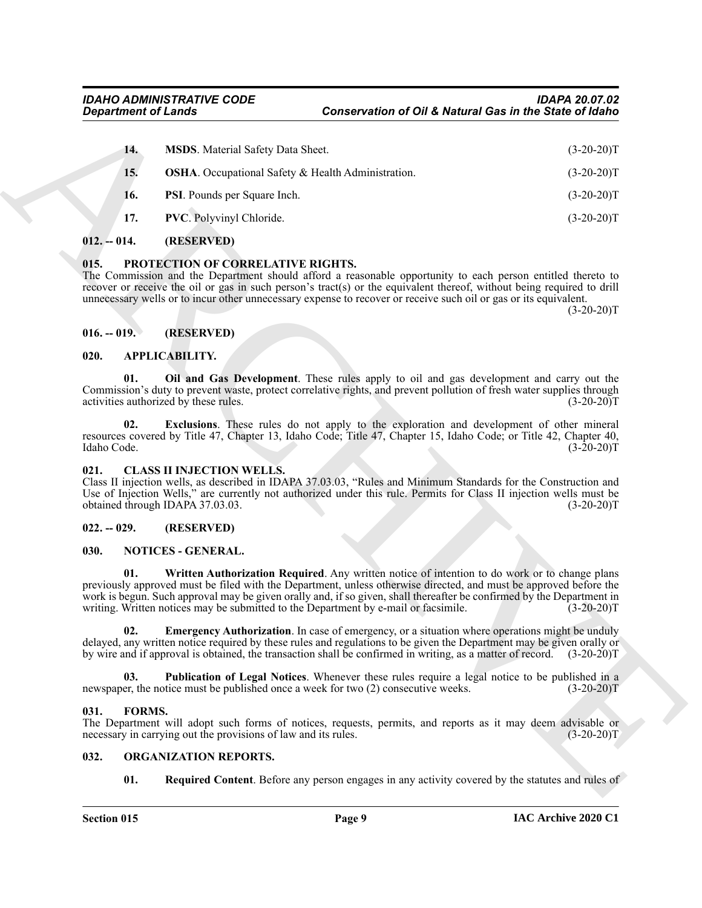**14.** **MSDS**. Material Safety Data Sheet. (3-20-20)T

**15.** **OSHA**. Occupational Safety & Health Administration. (3-20-20)T

**16.** **PSI**. Pounds per Square Inch. (3-20-20)T

**17.** **PVC**. Polyvinyl Chloride. (3-20-20)T

## 012. -- 014. (RESERVED)

## 015. PROTECTION OF CORRELATIVE RIGHTS.

The Commission and the Department should afford a reasonable opportunity to each person entitled thereto to recover or receive the oil or gas in such person's tract(s) or the equivalent thereof, without being required to drill unnecessary wells or to incur other unnecessary expense to recover or receive such oil or gas or its equivalent. (3-20-20)T

## 016. -- 019. (RESERVED)

## 020. APPLICABILITY.

**01. Oil and Gas Development**. These rules apply to oil and gas development and carry out the Commission's duty to prevent waste, protect correlative rights, and prevent pollution of fresh water supplies through activities authorized by these rules. (3-20-20)T

**02. Exclusions**. These rules do not apply to the exploration and development of other mineral resources covered by Title 47, Chapter 13, Idaho Code; Title 47, Chapter 15, Idaho Code; or Title 42, Chapter 40, Idaho Code. (3-20-20)T

## 021. CLASS II INJECTION WELLS.

Class II injection wells, as described in IDAPA 37.03.03, "Rules and Minimum Standards for the Construction and Use of Injection Wells," are currently not authorized under this rule. Permits for Class II injection wells must be obtained through IDAPA 37.03.03. (3-20-20)T

## 022. -- 029. (RESERVED)

## 030. NOTICES - GENERAL.

**01. Written Authorization Required**. Any written notice of intention to do work or to change plans previously approved must be filed with the Department, unless otherwise directed, and must be approved before the work is begun. Such approval may be given orally and, if so given, shall thereafter be confirmed by the Department in writing. Written notices may be submitted to the Department by e-mail or facsimile. (3-20-20)T

**02. Emergency Authorization**. In case of emergency, or a situation where operations might be unduly delayed, any written notice required by these rules and regulations to be given the Department may be given orally or by wire and if approval is obtained, the transaction shall be confirmed in writing, as a matter of record. (3-20-20)T

**03. Publication of Legal Notices**. Whenever these rules require a legal notice to be published in a newspaper, the notice must be published once a week for two (2) consecutive weeks. (3-20-20)T

## 031. FORMS.

The Department will adopt such forms of notices, requests, permits, and reports as it may deem advisable or necessary in carrying out the provisions of law and its rules. (3-20-20)T

## 032. ORGANIZATION REPORTS.

**01. Required Content**. Before any person engages in any activity covered by the statutes and rules of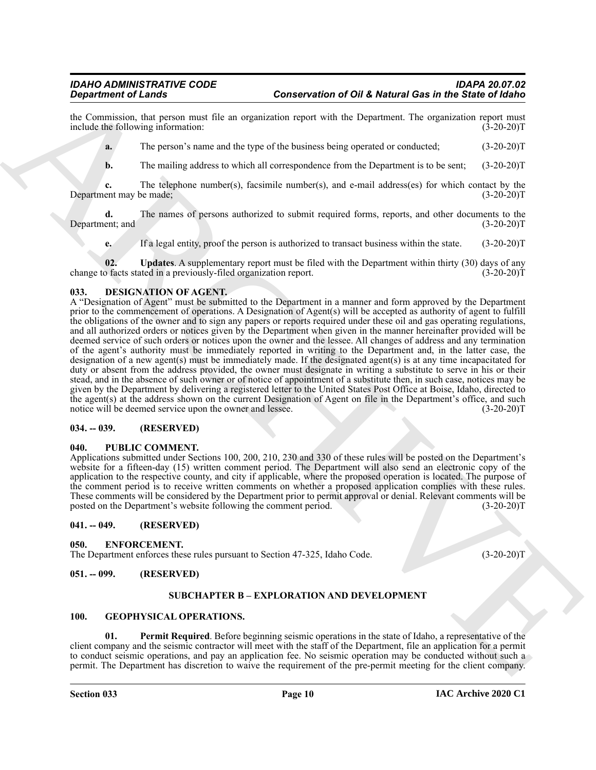the Commission, that person must file an organization report with the Department. The organization report must include the following information: (3-20-20)T

**a.** The person's name and the type of the business being operated or conducted; (3-20-20)T

**b.** The mailing address to which all correspondence from the Department is to be sent; (3-20-20)T

**c.** The telephone number(s), facsimile number(s), and e-mail address(es) for which contact by the Department may be made; (3-20-20)T

**d.** The names of persons authorized to submit required forms, reports, and other documents to the Department; and (3-20-20)T

**e.** If a legal entity, proof the person is authorized to transact business within the state. (3-20-20)T

**02. Updates**. A supplementary report must be filed with the Department within thirty (30) days of any change to facts stated in a previously-filed organization report. (3-20-20)T

### 033. DESIGNATION OF AGENT.

A "Designation of Agent" must be submitted to the Department in a manner and form approved by the Department prior to the commencement of operations. A Designation of Agent(s) will be accepted as authority of agent to fulfill the obligations of the owner and to sign any papers or reports required under these oil and gas operating regulations, and all authorized orders or notices given by the Department when given in the manner hereinafter provided will be deemed service of such orders or notices upon the owner and the lessee. All changes of address and any termination of the agent's authority must be immediately reported in writing to the Department and, in the latter case, the designation of a new agent(s) must be immediately made. If the designated agent(s) is at any time incapacitated for duty or absent from the address provided, the owner must designate in writing a substitute to serve in his or their stead, and in the absence of such owner or of notice of appointment of a substitute then, in such case, notices may be given by the Department by delivering a registered letter to the United States Post Office at Boise, Idaho, directed to the agent(s) at the address shown on the current Designation of Agent on file in the Department's office, and such notice will be deemed service upon the owner and lessee. (3-20-20)T

### 034. -- 039. (RESERVED)

### 040. PUBLIC COMMENT.

Applications submitted under Sections 100, 200, 210, 230 and 330 of these rules will be posted on the Department's website for a fifteen-day (15) written comment period. The Department will also send an electronic copy of the application to the respective county, and city if applicable, where the proposed operation is located. The purpose of the comment period is to receive written comments on whether a proposed application complies with these rules. These comments will be considered by the Department prior to permit approval or denial. Relevant comments will be posted on the Department's website following the comment period. (3-20-20)T

### 041. -- 049. (RESERVED)

### 050. ENFORCEMENT.

The Department enforces these rules pursuant to Section 47-325, Idaho Code. (3-20-20)T

### 051. -- 099. (RESERVED)

## SUBCHAPTER B – EXPLORATION AND DEVELOPMENT

### 100. GEOPHYSICAL OPERATIONS.

**01. Permit Required**. Before beginning seismic operations in the state of Idaho, a representative of the client company and the seismic contractor will meet with the staff of the Department, file an application for a permit to conduct seismic operations, and pay an application fee. No seismic operation may be conducted without such a permit. The Department has discretion to waive the requirement of the pre-permit meeting for the client company.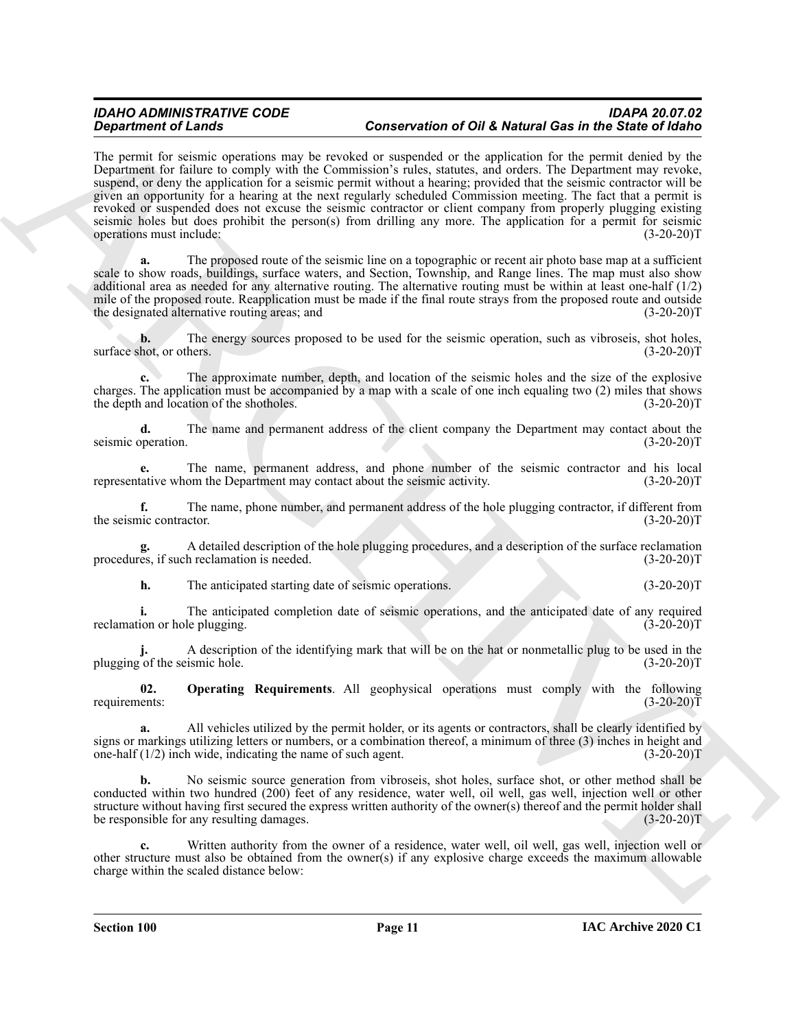The permit for seismic operations may be revoked or suspended or the application for the permit denied by the Department for failure to comply with the Commission's rules, statutes, and orders. The Department may revoke, suspend, or deny the application for a seismic permit without a hearing; provided that the seismic contractor will be given an opportunity for a hearing at the next regularly scheduled Commission meeting. The fact that a permit is revoked or suspended does not excuse the seismic contractor or client company from properly plugging existing seismic holes but does prohibit the person(s) from drilling any more. The application for a permit for seismic operations must include: (3-20-20)T

**a.** The proposed route of the seismic line on a topographic or recent air photo base map at a sufficient scale to show roads, buildings, surface waters, and Section, Township, and Range lines. The map must also show additional area as needed for any alternative routing. The alternative routing must be within at least one-half (1/2) mile of the proposed route. Reapplication must be made if the final route strays from the proposed route and outside the designated alternative routing areas; and (3-20-20)T

**b.** The energy sources proposed to be used for the seismic operation, such as vibroseis, shot holes, surface shot, or others. (3-20-20)T

**c.** The approximate number, depth, and location of the seismic holes and the size of the explosive charges. The application must be accompanied by a map with a scale of one inch equaling two (2) miles that shows the depth and location of the shotholes. (3-20-20)T

**d.** The name and permanent address of the client company the Department may contact about the seismic operation. (3-20-20)T

**e.** The name, permanent address, and phone number of the seismic contractor and his local representative whom the Department may contact about the seismic activity. (3-20-20)T

**f.** The name, phone number, and permanent address of the hole plugging contractor, if different from the seismic contractor. (3-20-20)T

**g.** A detailed description of the hole plugging procedures, and a description of the surface reclamation procedures, if such reclamation is needed. (3-20-20)T

**h.** The anticipated starting date of seismic operations. (3-20-20)T

**i.** The anticipated completion date of seismic operations, and the anticipated date of any required reclamation or hole plugging. (3-20-20)T

**j.** A description of the identifying mark that will be on the hat or nonmetallic plug to be used in the plugging of the seismic hole. (3-20-20)T

**02. Operating Requirements**. All geophysical operations must comply with the following requirements: (3-20-20)T

**a.** All vehicles utilized by the permit holder, or its agents or contractors, shall be clearly identified by signs or markings utilizing letters or numbers, or a combination thereof, a minimum of three (3) inches in height and one-half (1/2) inch wide, indicating the name of such agent. (3-20-20)T

**b.** No seismic source generation from vibroseis, shot holes, surface shot, or other method shall be conducted within two hundred (200) feet of any residence, water well, oil well, gas well, injection well or other structure without having first secured the express written authority of the owner(s) thereof and the permit holder shall be responsible for any resulting damages. (3-20-20)T

**c.** Written authority from the owner of a residence, water well, oil well, gas well, injection well or other structure must also be obtained from the owner(s) if any explosive charge exceeds the maximum allowable charge within the scaled distance below: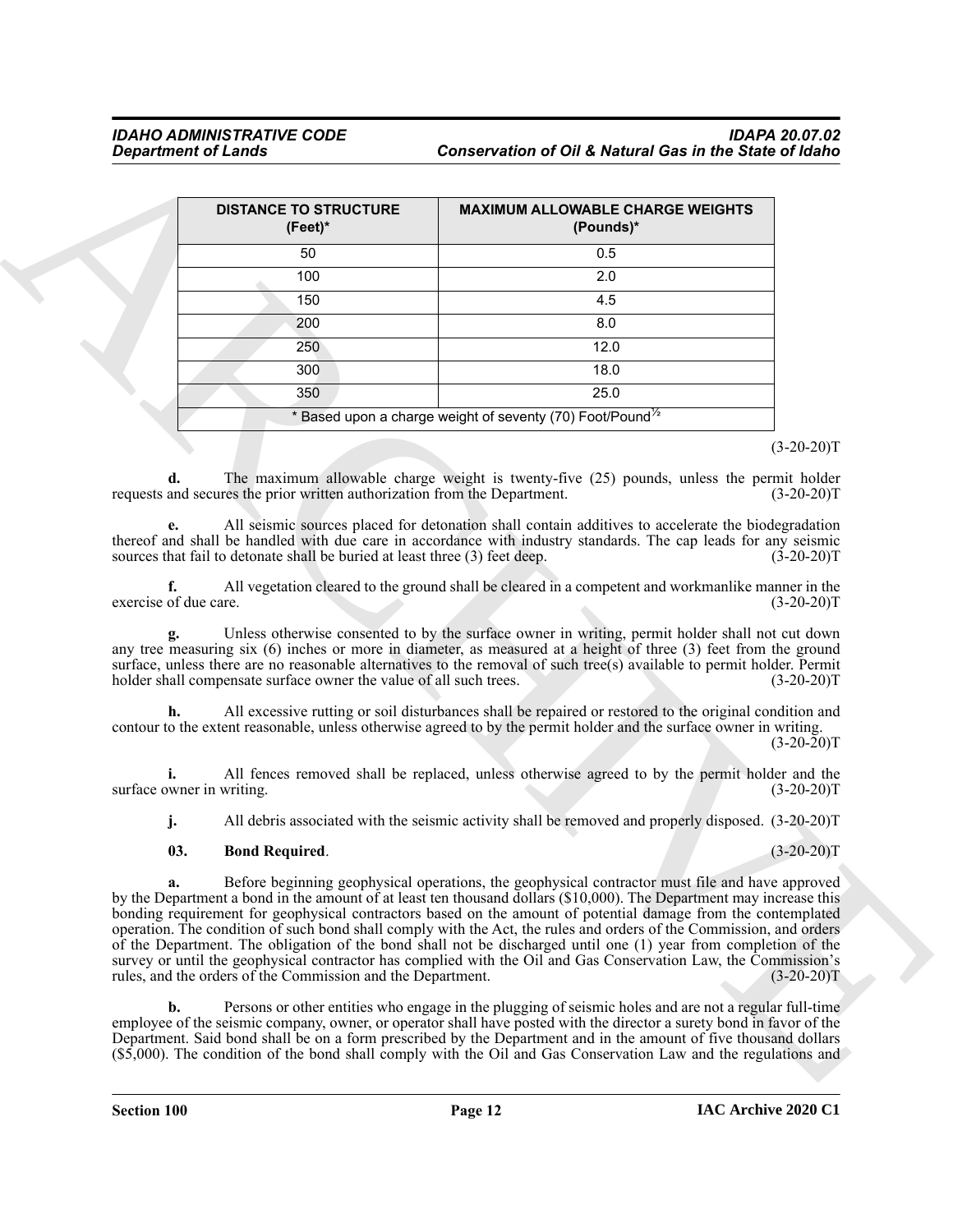| DISTANCE TO STRUCTURE (Feet)* | MAXIMUM ALLOWABLE CHARGE WEIGHTS (Pounds)* |
|---|---|
| 50 | 0.5 |
| 100 | 2.0 |
| 150 | 4.5 |
| 200 | 8.0 |
| 250 | 12.0 |
| 300 | 18.0 |
| 350 | 25.0 |
| * Based upon a charge weight of seventy (70) Foot/Pound$^{½}$ | |

(3-20-20)T

**d.** The maximum allowable charge weight is twenty-five (25) pounds, unless the permit holder requests and secures the prior written authorization from the Department. (3-20-20)T

**e.** All seismic sources placed for detonation shall contain additives to accelerate the biodegradation thereof and shall be handled with due care in accordance with industry standards. The cap leads for any seismic sources that fail to detonate shall be buried at least three (3) feet deep. (3-20-20)T

**f.** All vegetation cleared to the ground shall be cleared in a competent and workmanlike manner in the exercise of due care. (3-20-20)T

**g.** Unless otherwise consented to by the surface owner in writing, permit holder shall not cut down any tree measuring six (6) inches or more in diameter, as measured at a height of three (3) feet from the ground surface, unless there are no reasonable alternatives to the removal of such tree(s) available to permit holder. Permit holder shall compensate surface owner the value of all such trees. (3-20-20)T

**h.** All excessive rutting or soil disturbances shall be repaired or restored to the original condition and contour to the extent reasonable, unless otherwise agreed to by the permit holder and the surface owner in writing. (3-20-20)T

**i.** All fences removed shall be replaced, unless otherwise agreed to by the permit holder and the surface owner in writing. (3-20-20)T

**j.** All debris associated with the seismic activity shall be removed and properly disposed. (3-20-20)T

**03. Bond Required**. (3-20-20)T

**a.** Before beginning geophysical operations, the geophysical contractor must file and have approved by the Department a bond in the amount of at least ten thousand dollars ($10,000). The Department may increase this bonding requirement for geophysical contractors based on the amount of potential damage from the contemplated operation. The condition of such bond shall comply with the Act, the rules and orders of the Commission, and orders of the Department. The obligation of the bond shall not be discharged until one (1) year from completion of the survey or until the geophysical contractor has complied with the Oil and Gas Conservation Law, the Commission's rules, and the orders of the Commission and the Department. (3-20-20)T

**b.** Persons or other entities who engage in the plugging of seismic holes and are not a regular full-time employee of the seismic company, owner, or operator shall have posted with the director a surety bond in favor of the Department. Said bond shall be on a form prescribed by the Department and in the amount of five thousand dollars ($5,000). The condition of the bond shall comply with the Oil and Gas Conservation Law and the regulations and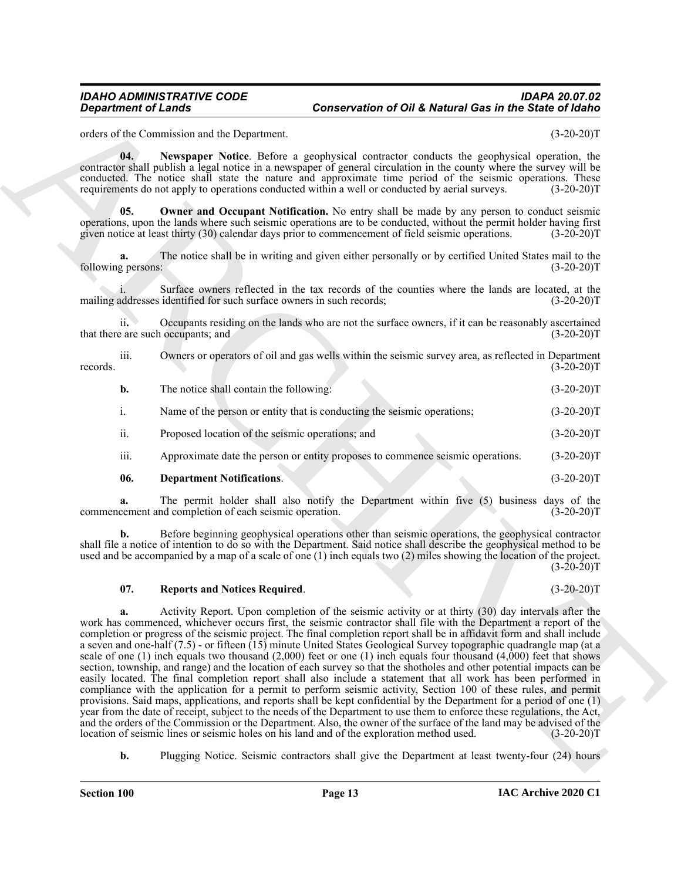orders of the Commission and the Department. (3-20-20)T

**04. Newspaper Notice**. Before a geophysical contractor conducts the geophysical operation, the contractor shall publish a legal notice in a newspaper of general circulation in the county where the survey will be conducted. The notice shall state the nature and approximate time period of the seismic operations. These requirements do not apply to operations conducted within a well or conducted by aerial surveys. (3-20-20)T

**05. Owner and Occupant Notification.** No entry shall be made by any person to conduct seismic operations, upon the lands where such seismic operations are to be conducted, without the permit holder having first given notice at least thirty (30) calendar days prior to commencement of field seismic operations. (3-20-20)T

**a.** The notice shall be in writing and given either personally or by certified United States mail to the following persons: (3-20-20)T

i. Surface owners reflected in the tax records of the counties where the lands are located, at the mailing addresses identified for such surface owners in such records; (3-20-20)T

ii. Occupants residing on the lands who are not the surface owners, if it can be reasonably ascertained that there are such occupants; and (3-20-20)T

iii. Owners or operators of oil and gas wells within the seismic survey area, as reflected in Department records. (3-20-20)T

**b.** The notice shall contain the following: (3-20-20)T

i. Name of the person or entity that is conducting the seismic operations; (3-20-20)T

ii. Proposed location of the seismic operations; and (3-20-20)T

iii. Approximate date the person or entity proposes to commence seismic operations. (3-20-20)T

**06. Department Notifications**. (3-20-20)T

**a.** The permit holder shall also notify the Department within five (5) business days of the commencement and completion of each seismic operation. (3-20-20)T

**b.** Before beginning geophysical operations other than seismic operations, the geophysical contractor shall file a notice of intention to do so with the Department. Said notice shall describe the geophysical method to be used and be accompanied by a map of a scale of one (1) inch equals two (2) miles showing the location of the project. (3-20-20)T

**07. Reports and Notices Required**. (3-20-20)T

**a.** Activity Report. Upon completion of the seismic activity or at thirty (30) day intervals after the work has commenced, whichever occurs first, the seismic contractor shall file with the Department a report of the completion or progress of the seismic project. The final completion report shall be in affidavit form and shall include a seven and one-half (7.5) - or fifteen (15) minute United States Geological Survey topographic quadrangle map (at a scale of one (1) inch equals two thousand (2,000) feet or one (1) inch equals four thousand (4,000) feet that shows section, township, and range) and the location of each survey so that the shotholes and other potential impacts can be easily located. The final completion report shall also include a statement that all work has been performed in compliance with the application for a permit to perform seismic activity, Section 100 of these rules, and permit provisions. Said maps, applications, and reports shall be kept confidential by the Department for a period of one (1) year from the date of receipt, subject to the needs of the Department to use them to enforce these regulations, the Act, and the orders of the Commission or the Department. Also, the owner of the surface of the land may be advised of the location of seismic lines or seismic holes on his land and of the exploration method used. (3-20-20)T

**b.** Plugging Notice. Seismic contractors shall give the Department at least twenty-four (24) hours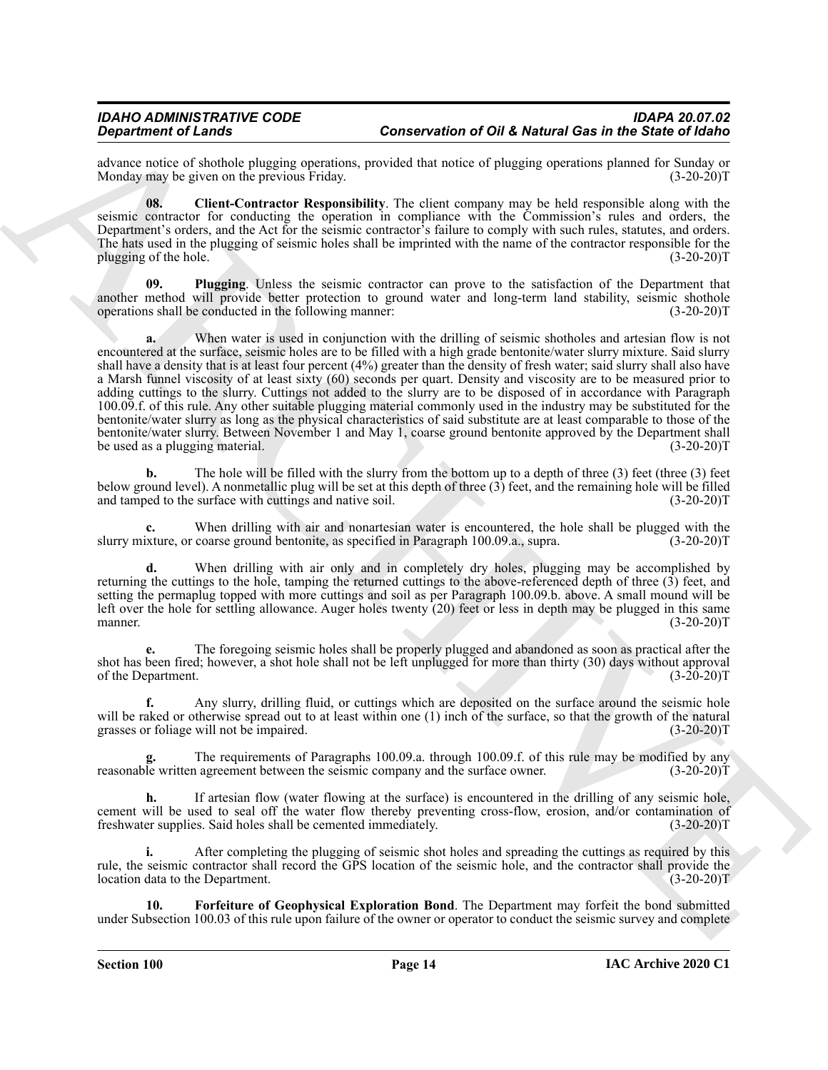advance notice of shothole plugging operations, provided that notice of plugging operations planned for Sunday or Monday may be given on the previous Friday. (3-20-20)T

**08. Client-Contractor Responsibility**. The client company may be held responsible along with the seismic contractor for conducting the operation in compliance with the Commission's rules and orders, the Department's orders, and the Act for the seismic contractor's failure to comply with such rules, statutes, and orders. The hats used in the plugging of seismic holes shall be imprinted with the name of the contractor responsible for the plugging of the hole. (3-20-20)T

**09. Plugging**. Unless the seismic contractor can prove to the satisfaction of the Department that another method will provide better protection to ground water and long-term land stability, seismic shothole operations shall be conducted in the following manner: (3-20-20)T

**a.** When water is used in conjunction with the drilling of seismic shotholes and artesian flow is not encountered at the surface, seismic holes are to be filled with a high grade bentonite/water slurry mixture. Said slurry shall have a density that is at least four percent (4%) greater than the density of fresh water; said slurry shall also have a Marsh funnel viscosity of at least sixty (60) seconds per quart. Density and viscosity are to be measured prior to adding cuttings to the slurry. Cuttings not added to the slurry are to be disposed of in accordance with Paragraph 100.09.f. of this rule. Any other suitable plugging material commonly used in the industry may be substituted for the bentonite/water slurry as long as the physical characteristics of said substitute are at least comparable to those of the bentonite/water slurry. Between November 1 and May 1, coarse ground bentonite approved by the Department shall be used as a plugging material. (3-20-20)T

**b.** The hole will be filled with the slurry from the bottom up to a depth of three (3) feet (three (3) feet below ground level). A nonmetallic plug will be set at this depth of three (3) feet, and the remaining hole will be filled and tamped to the surface with cuttings and native soil. (3-20-20)T

**c.** When drilling with air and nonartesian water is encountered, the hole shall be plugged with the slurry mixture, or coarse ground bentonite, as specified in Paragraph 100.09.a., supra. (3-20-20)T

**d.** When drilling with air only and in completely dry holes, plugging may be accomplished by returning the cuttings to the hole, tamping the returned cuttings to the above-referenced depth of three (3) feet, and setting the permaplug topped with more cuttings and soil as per Paragraph 100.09.b. above. A small mound will be left over the hole for settling allowance. Auger holes twenty (20) feet or less in depth may be plugged in this same manner. (3-20-20)T

**e.** The foregoing seismic holes shall be properly plugged and abandoned as soon as practical after the shot has been fired; however, a shot hole shall not be left unplugged for more than thirty (30) days without approval of the Department. (3-20-20)T

**f.** Any slurry, drilling fluid, or cuttings which are deposited on the surface around the seismic hole will be raked or otherwise spread out to at least within one (1) inch of the surface, so that the growth of the natural grasses or foliage will not be impaired. (3-20-20)T

**g.** The requirements of Paragraphs 100.09.a. through 100.09.f. of this rule may be modified by any reasonable written agreement between the seismic company and the surface owner. (3-20-20)T

**h.** If artesian flow (water flowing at the surface) is encountered in the drilling of any seismic hole, cement will be used to seal off the water flow thereby preventing cross-flow, erosion, and/or contamination of freshwater supplies. Said holes shall be cemented immediately. (3-20-20)T

**i.** After completing the plugging of seismic shot holes and spreading the cuttings as required by this rule, the seismic contractor shall record the GPS location of the seismic hole, and the contractor shall provide the location data to the Department. (3-20-20)T

**10. Forfeiture of Geophysical Exploration Bond**. The Department may forfeit the bond submitted under Subsection 100.03 of this rule upon failure of the owner or operator to conduct the seismic survey and complete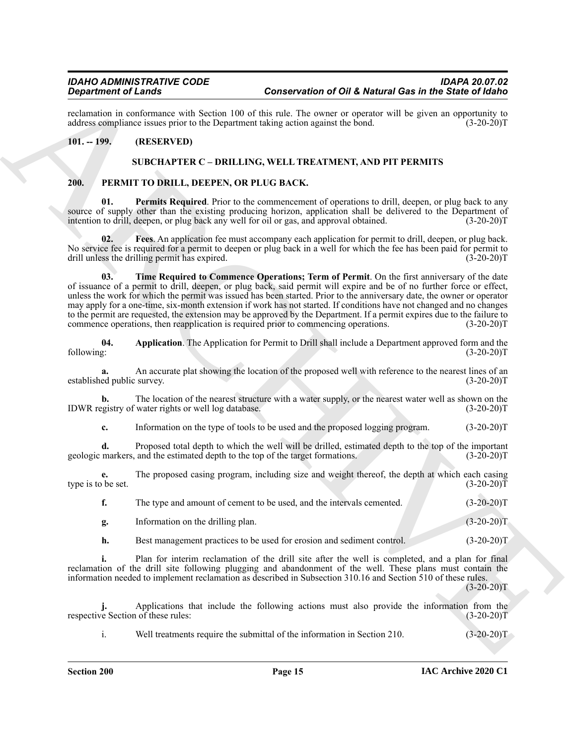reclamation in conformance with Section 100 of this rule. The owner or operator will be given an opportunity to address compliance issues prior to the Department taking action against the bond. (3-20-20)T

**101. -- 199. (RESERVED)**

## SUBCHAPTER C – DRILLING, WELL TREATMENT, AND PIT PERMITS

**200. PERMIT TO DRILL, DEEPEN, OR PLUG BACK.**

**01. Permits Required**. Prior to the commencement of operations to drill, deepen, or plug back to any source of supply other than the existing producing horizon, application shall be delivered to the Department of intention to drill, deepen, or plug back any well for oil or gas, and approval obtained. (3-20-20)T

**02. Fees**. An application fee must accompany each application for permit to drill, deepen, or plug back. No service fee is required for a permit to deepen or plug back in a well for which the fee has been paid for permit to drill unless the drilling permit has expired. (3-20-20)T

**03. Time Required to Commence Operations; Term of Permit**. On the first anniversary of the date of issuance of a permit to drill, deepen, or plug back, said permit will expire and be of no further force or effect, unless the work for which the permit was issued has been started. Prior to the anniversary date, the owner or operator may apply for a one-time, six-month extension if work has not started. If conditions have not changed and no changes to the permit are requested, the extension may be approved by the Department. If a permit expires due to the failure to commence operations, then reapplication is required prior to commencing operations. (3-20-20)T

**04. Application**. The Application for Permit to Drill shall include a Department approved form and the following: (3-20-20)T

**a.** An accurate plat showing the location of the proposed well with reference to the nearest lines of an established public survey. (3-20-20)T

**b.** The location of the nearest structure with a water supply, or the nearest water well as shown on the IDWR registry of water rights or well log database. (3-20-20)T

**c.** Information on the type of tools to be used and the proposed logging program. (3-20-20)T

**d.** Proposed total depth to which the well will be drilled, estimated depth to the top of the important geologic markers, and the estimated depth to the top of the target formations. (3-20-20)T

**e.** The proposed casing program, including size and weight thereof, the depth at which each casing type is to be set. (3-20-20)T

**f.** The type and amount of cement to be used, and the intervals cemented. (3-20-20)T

**g.** Information on the drilling plan. (3-20-20)T

**h.** Best management practices to be used for erosion and sediment control. (3-20-20)T

**i.** Plan for interim reclamation of the drill site after the well is completed, and a plan for final reclamation of the drill site following plugging and abandonment of the well. These plans must contain the information needed to implement reclamation as described in Subsection 310.16 and Section 510 of these rules. (3-20-20)T

**j.** Applications that include the following actions must also provide the information from the respective Section of these rules: (3-20-20)T

i. Well treatments require the submittal of the information in Section 210. (3-20-20)T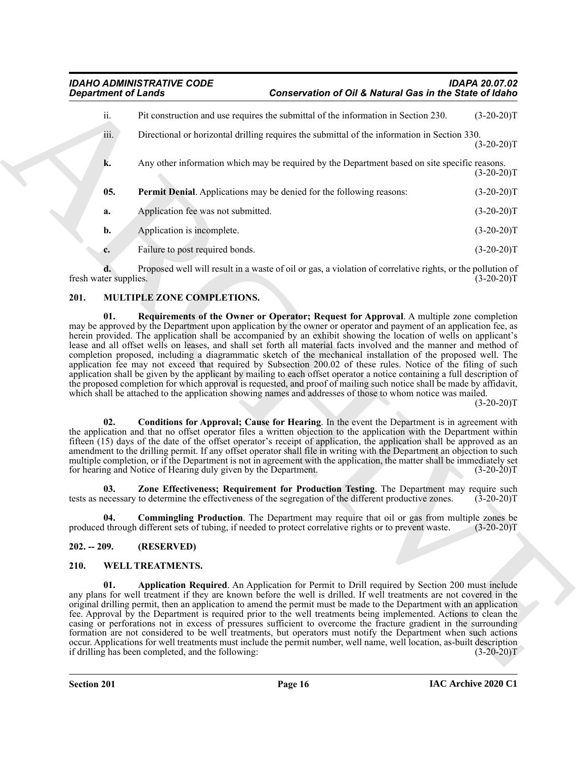ii. Pit construction and use requires the submittal of the information in Section 230. (3-20-20)T

iii. Directional or horizontal drilling requires the submittal of the information in Section 330. (3-20-20)T

**k.** Any other information which may be required by the Department based on site specific reasons. (3-20-20)T

**05. Permit Denial**. Applications may be denied for the following reasons: (3-20-20)T

**a.** Application fee was not submitted. (3-20-20)T

**b.** Application is incomplete. (3-20-20)T

**c.** Failure to post required bonds. (3-20-20)T

**d.** Proposed well will result in a waste of oil or gas, a violation of correlative rights, or the pollution of fresh water supplies. (3-20-20)T

## 201. MULTIPLE ZONE COMPLETIONS.

**01. Requirements of the Owner or Operator; Request for Approval**. A multiple zone completion may be approved by the Department upon application by the owner or operator and payment of an application fee, as herein provided. The application shall be accompanied by an exhibit showing the location of wells on applicant's lease and all offset wells on leases, and shall set forth all material facts involved and the manner and method of completion proposed, including a diagrammatic sketch of the mechanical installation of the proposed well. The application fee may not exceed that required by Subsection 200.02 of these rules. Notice of the filing of such application shall be given by the applicant by mailing to each offset operator a notice containing a full description of the proposed completion for which approval is requested, and proof of mailing such notice shall be made by affidavit, which shall be attached to the application showing names and addresses of those to whom notice was mailed. (3-20-20)T

**02. Conditions for Approval; Cause for Hearing**. In the event the Department is in agreement with the application and that no offset operator files a written objection to the application with the Department within fifteen (15) days of the date of the offset operator's receipt of application, the application shall be approved as an amendment to the drilling permit. If any offset operator shall file in writing with the Department an objection to such multiple completion, or if the Department is not in agreement with the application, the matter shall be immediately set for hearing and Notice of Hearing duly given by the Department. (3-20-20)T

**03. Zone Effectiveness; Requirement for Production Testing**. The Department may require such tests as necessary to determine the effectiveness of the segregation of the different productive zones. (3-20-20)T

**04. Commingling Production**. The Department may require that oil or gas from multiple zones be produced through different sets of tubing, if needed to protect correlative rights or to prevent waste. (3-20-20)T

## 202. -- 209. (RESERVED)

## 210. WELL TREATMENTS.

**01. Application Required**. An Application for Permit to Drill required by Section 200 must include any plans for well treatment if they are known before the well is drilled. If well treatments are not covered in the original drilling permit, then an application to amend the permit must be made to the Department with an application fee. Approval by the Department is required prior to the well treatments being implemented. Actions to clean the casing or perforations not in excess of pressures sufficient to overcome the fracture gradient in the surrounding formation are not considered to be well treatments, but operators must notify the Department when such actions occur. Applications for well treatments must include the permit number, well name, well location, as-built description if drilling has been completed, and the following: (3-20-20)T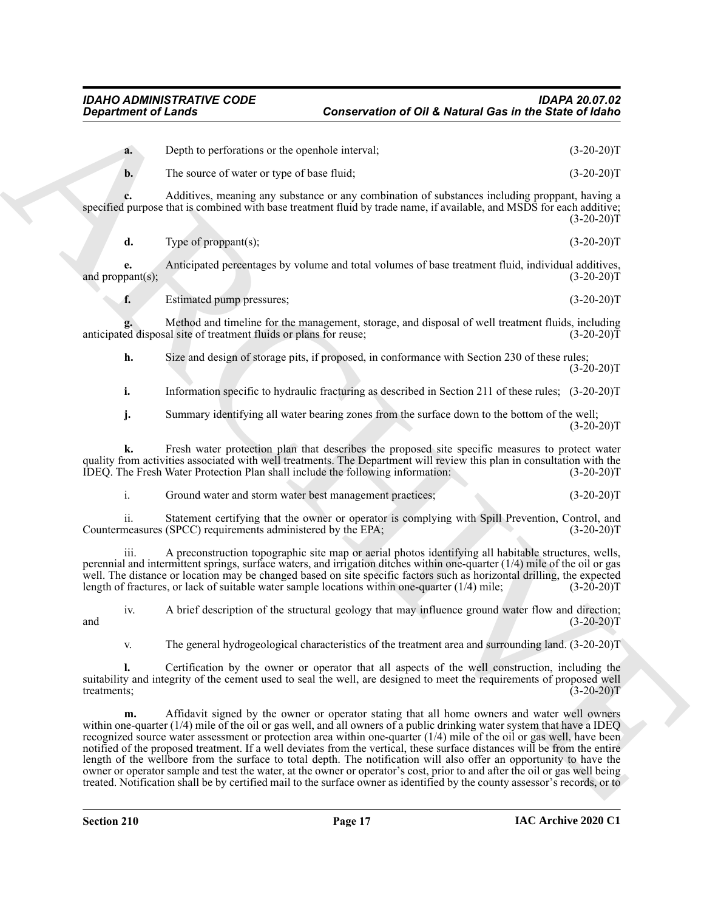**a.** Depth to perforations or the openhole interval; (3-20-20)T

**b.** The source of water or type of base fluid; (3-20-20)T

**c.** Additives, meaning any substance or any combination of substances including proppant, having a specified purpose that is combined with base treatment fluid by trade name, if available, and MSDS for each additive; (3-20-20)T

**d.** Type of proppant(s); (3-20-20)T

**e.** Anticipated percentages by volume and total volumes of base treatment fluid, individual additives, and proppant(s); (3-20-20)T

**f.** Estimated pump pressures; (3-20-20)T

**g.** Method and timeline for the management, storage, and disposal of well treatment fluids, including anticipated disposal site of treatment fluids or plans for reuse; (3-20-20)T

**h.** Size and design of storage pits, if proposed, in conformance with Section 230 of these rules; (3-20-20)T

**i.** Information specific to hydraulic fracturing as described in Section 211 of these rules; (3-20-20)T

**j.** Summary identifying all water bearing zones from the surface down to the bottom of the well; (3-20-20)T

**k.** Fresh water protection plan that describes the proposed site specific measures to protect water quality from activities associated with well treatments. The Department will review this plan in consultation with the IDEQ. The Fresh Water Protection Plan shall include the following information: (3-20-20)T

i. Ground water and storm water best management practices; (3-20-20)T

ii. Statement certifying that the owner or operator is complying with Spill Prevention, Control, and Countermeasures (SPCC) requirements administered by the EPA; (3-20-20)T

iii. A preconstruction topographic site map or aerial photos identifying all habitable structures, wells, perennial and intermittent springs, surface waters, and irrigation ditches within one-quarter (1/4) mile of the oil or gas well. The distance or location may be changed based on site specific factors such as horizontal drilling, the expected length of fractures, or lack of suitable water sample locations within one-quarter (1/4) mile; (3-20-20)T

iv. A brief description of the structural geology that may influence ground water flow and direction; and (3-20-20)T

v. The general hydrogeological characteristics of the treatment area and surrounding land. (3-20-20)T

**l.** Certification by the owner or operator that all aspects of the well construction, including the suitability and integrity of the cement used to seal the well, are designed to meet the requirements of proposed well treatments; (3-20-20)T

**m.** Affidavit signed by the owner or operator stating that all home owners and water well owners within one-quarter (1/4) mile of the oil or gas well, and all owners of a public drinking water system that have a IDEQ recognized source water assessment or protection area within one-quarter (1/4) mile of the oil or gas well, have been notified of the proposed treatment. If a well deviates from the vertical, these surface distances will be from the entire length of the wellbore from the surface to total depth. The notification will also offer an opportunity to have the owner or operator sample and test the water, at the owner or operator's cost, prior to and after the oil or gas well being treated. Notification shall be by certified mail to the surface owner as identified by the county assessor's records, or to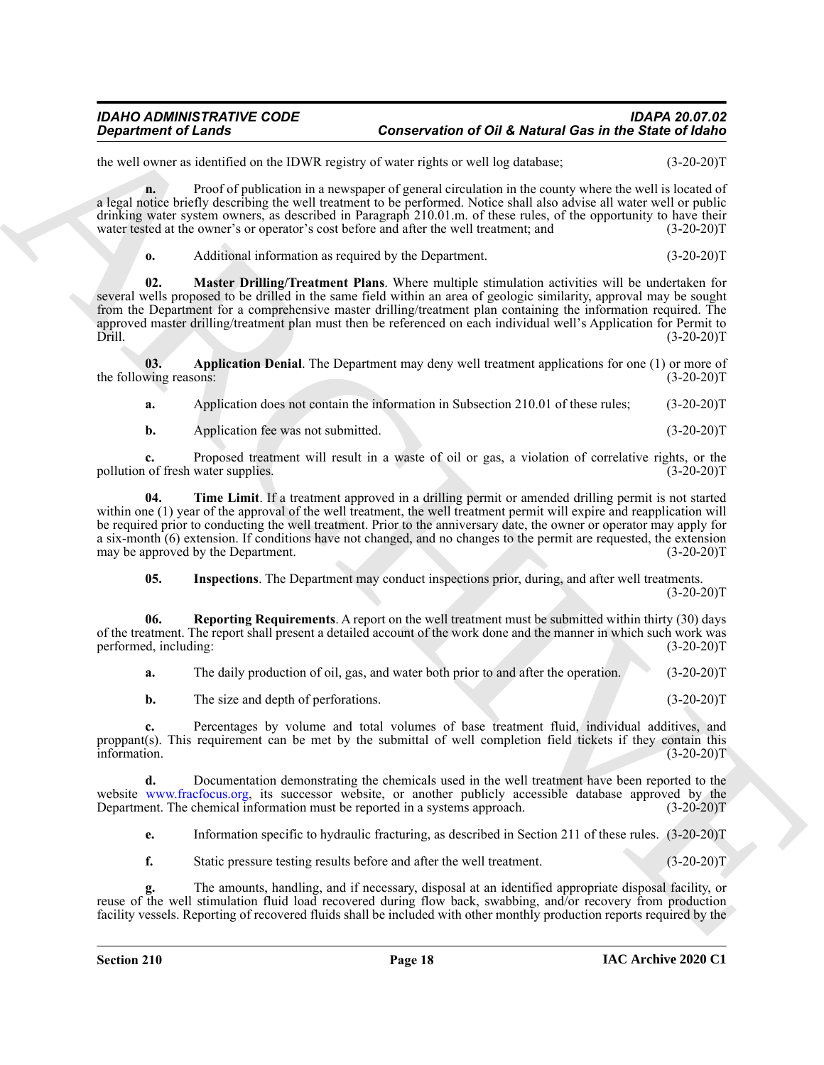the well owner as identified on the IDWR registry of water rights or well log database; (3-20-20)T

**n.** Proof of publication in a newspaper of general circulation in the county where the well is located of a legal notice briefly describing the well treatment to be performed. Notice shall also advise all water well or public drinking water system owners, as described in Paragraph 210.01.m. of these rules, of the opportunity to have their water tested at the owner's or operator's cost before and after the well treatment; and (3-20-20)T

**o.** Additional information as required by the Department. (3-20-20)T

**02. Master Drilling/Treatment Plans**. Where multiple stimulation activities will be undertaken for several wells proposed to be drilled in the same field within an area of geologic similarity, approval may be sought from the Department for a comprehensive master drilling/treatment plan containing the information required. The approved master drilling/treatment plan must then be referenced on each individual well's Application for Permit to Drill. (3-20-20)T

**03. Application Denial**. The Department may deny well treatment applications for one (1) or more of the following reasons: (3-20-20)T

**a.** Application does not contain the information in Subsection 210.01 of these rules; (3-20-20)T

**b.** Application fee was not submitted. (3-20-20)T

**c.** Proposed treatment will result in a waste of oil or gas, a violation of correlative rights, or the pollution of fresh water supplies. (3-20-20)T

**04. Time Limit**. If a treatment approved in a drilling permit or amended drilling permit is not started within one (1) year of the approval of the well treatment, the well treatment permit will expire and reapplication will be required prior to conducting the well treatment. Prior to the anniversary date, the owner or operator may apply for a six-month (6) extension. If conditions have not changed, and no changes to the permit are requested, the extension may be approved by the Department. (3-20-20)T

**05. Inspections**. The Department may conduct inspections prior, during, and after well treatments. (3-20-20)T

**06. Reporting Requirements**. A report on the well treatment must be submitted within thirty (30) days of the treatment. The report shall present a detailed account of the work done and the manner in which such work was performed, including: (3-20-20)T

**a.** The daily production of oil, gas, and water both prior to and after the operation. (3-20-20)T

**b.** The size and depth of perforations. (3-20-20)T

**c.** Percentages by volume and total volumes of base treatment fluid, individual additives, and proppant(s). This requirement can be met by the submittal of well completion field tickets if they contain this information. (3-20-20)T

**d.** Documentation demonstrating the chemicals used in the well treatment have been reported to the website www.fracfocus.org, its successor website, or another publicly accessible database approved by the Department. The chemical information must be reported in a systems approach. (3-20-20)T

**e.** Information specific to hydraulic fracturing, as described in Section 211 of these rules. (3-20-20)T

**f.** Static pressure testing results before and after the well treatment. (3-20-20)T

**g.** The amounts, handling, and if necessary, disposal at an identified appropriate disposal facility, or reuse of the well stimulation fluid load recovered during flow back, swabbing, and/or recovery from production facility vessels. Reporting of recovered fluids shall be included with other monthly production reports required by the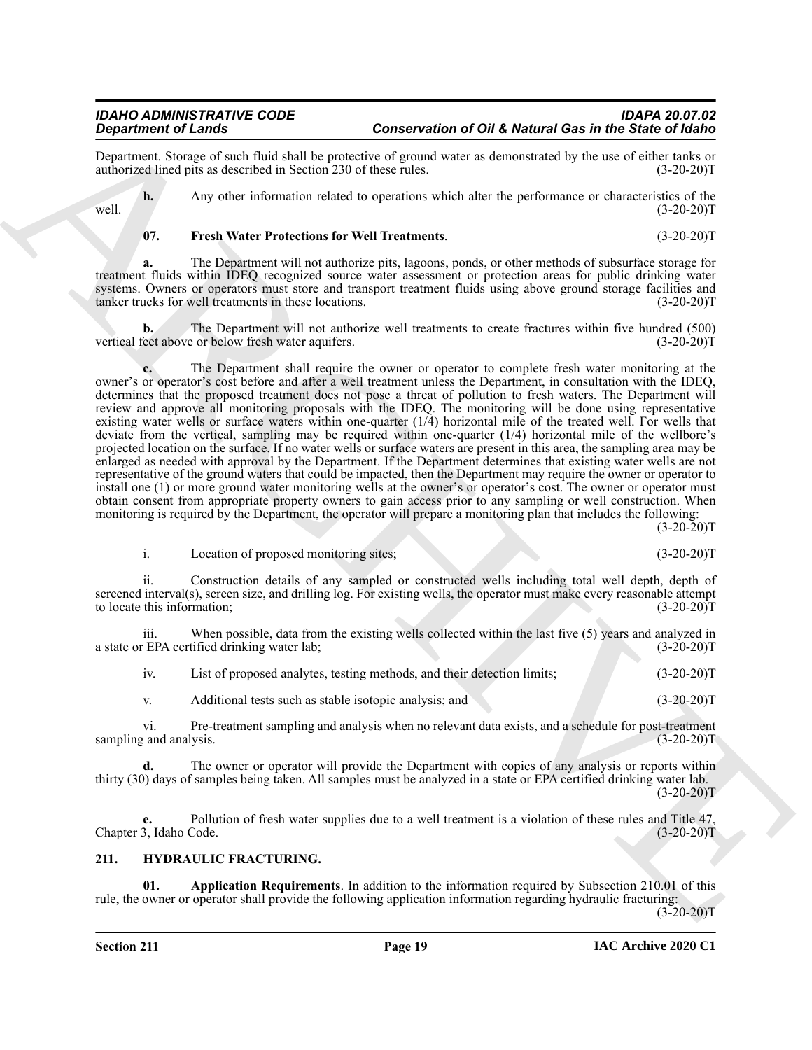Department. Storage of such fluid shall be protective of ground water as demonstrated by the use of either tanks or authorized lined pits as described in Section 230 of these rules. (3-20-20)T

**h.** Any other information related to operations which alter the performance or characteristics of the well. (3-20-20)T

**07. Fresh Water Protections for Well Treatments**. (3-20-20)T

**a.** The Department will not authorize pits, lagoons, ponds, or other methods of subsurface storage for treatment fluids within IDEQ recognized source water assessment or protection areas for public drinking water systems. Owners or operators must store and transport treatment fluids using above ground storage facilities and tanker trucks for well treatments in these locations. (3-20-20)T

**b.** The Department will not authorize well treatments to create fractures within five hundred (500) vertical feet above or below fresh water aquifers. (3-20-20)T

**c.** The Department shall require the owner or operator to complete fresh water monitoring at the owner's or operator's cost before and after a well treatment unless the Department, in consultation with the IDEQ, determines that the proposed treatment does not pose a threat of pollution to fresh waters. The Department will review and approve all monitoring proposals with the IDEQ. The monitoring will be done using representative existing water wells or surface waters within one-quarter (1/4) horizontal mile of the treated well. For wells that deviate from the vertical, sampling may be required within one-quarter (1/4) horizontal mile of the wellbore's projected location on the surface. If no water wells or surface waters are present in this area, the sampling area may be enlarged as needed with approval by the Department. If the Department determines that existing water wells are not representative of the ground waters that could be impacted, then the Department may require the owner or operator to install one (1) or more ground water monitoring wells at the owner's or operator's cost. The owner or operator must obtain consent from appropriate property owners to gain access prior to any sampling or well construction. When monitoring is required by the Department, the operator will prepare a monitoring plan that includes the following: (3-20-20)T

i. Location of proposed monitoring sites; (3-20-20)T

ii. Construction details of any sampled or constructed wells including total well depth, depth of screened interval(s), screen size, and drilling log. For existing wells, the operator must make every reasonable attempt to locate this information; (3-20-20)T

iii. When possible, data from the existing wells collected within the last five (5) years and analyzed in a state or EPA certified drinking water lab; (3-20-20)T

iv. List of proposed analytes, testing methods, and their detection limits; (3-20-20)T

v. Additional tests such as stable isotopic analysis; and (3-20-20)T

vi. Pre-treatment sampling and analysis when no relevant data exists, and a schedule for post-treatment sampling and analysis. (3-20-20)T

**d.** The owner or operator will provide the Department with copies of any analysis or reports within thirty (30) days of samples being taken. All samples must be analyzed in a state or EPA certified drinking water lab. (3-20-20)T

**e.** Pollution of fresh water supplies due to a well treatment is a violation of these rules and Title 47, Chapter 3, Idaho Code. (3-20-20)T

## 211. HYDRAULIC FRACTURING.

**01. Application Requirements**. In addition to the information required by Subsection 210.01 of this rule, the owner or operator shall provide the following application information regarding hydraulic fracturing: (3-20-20)T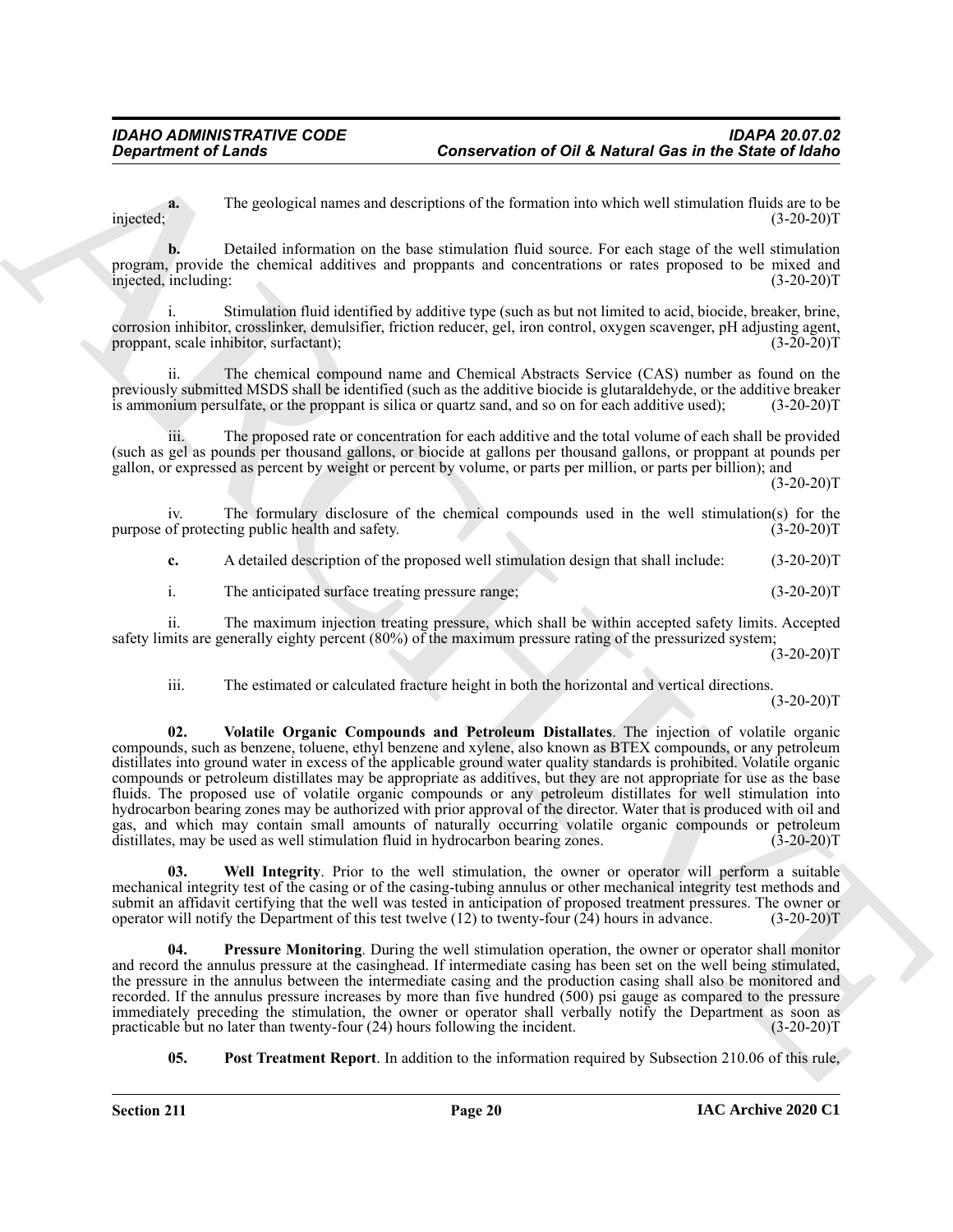**a.** The geological names and descriptions of the formation into which well stimulation fluids are to be injected; (3-20-20)T

**b.** Detailed information on the base stimulation fluid source. For each stage of the well stimulation program, provide the chemical additives and proppants and concentrations or rates proposed to be mixed and injected, including: (3-20-20)T

i. Stimulation fluid identified by additive type (such as but not limited to acid, biocide, breaker, brine, corrosion inhibitor, crosslinker, demulsifier, friction reducer, gel, iron control, oxygen scavenger, pH adjusting agent, proppant, scale inhibitor, surfactant); (3-20-20)T

ii. The chemical compound name and Chemical Abstracts Service (CAS) number as found on the previously submitted MSDS shall be identified (such as the additive biocide is glutaraldehyde, or the additive breaker is ammonium persulfate, or the proppant is silica or quartz sand, and so on for each additive used); (3-20-20)T

iii. The proposed rate or concentration for each additive and the total volume of each shall be provided (such as gel as pounds per thousand gallons, or biocide at gallons per thousand gallons, or proppant at pounds per gallon, or expressed as percent by weight or percent by volume, or parts per million, or parts per billion); and (3-20-20)T

iv. The formulary disclosure of the chemical compounds used in the well stimulation(s) for the purpose of protecting public health and safety. (3-20-20)T

**c.** A detailed description of the proposed well stimulation design that shall include: (3-20-20)T

i. The anticipated surface treating pressure range; (3-20-20)T

ii. The maximum injection treating pressure, which shall be within accepted safety limits. Accepted safety limits are generally eighty percent (80%) of the maximum pressure rating of the pressurized system; (3-20-20)T

iii. The estimated or calculated fracture height in both the horizontal and vertical directions. (3-20-20)T

**02. Volatile Organic Compounds and Petroleum Distallates**. The injection of volatile organic compounds, such as benzene, toluene, ethyl benzene and xylene, also known as BTEX compounds, or any petroleum distillates into ground water in excess of the applicable ground water quality standards is prohibited. Volatile organic compounds or petroleum distillates may be appropriate as additives, but they are not appropriate for use as the base fluids. The proposed use of volatile organic compounds or any petroleum distillates for well stimulation into hydrocarbon bearing zones may be authorized with prior approval of the director. Water that is produced with oil and gas, and which may contain small amounts of naturally occurring volatile organic compounds or petroleum distillates, may be used as well stimulation fluid in hydrocarbon bearing zones. (3-20-20)T

**03. Well Integrity**. Prior to the well stimulation, the owner or operator will perform a suitable mechanical integrity test of the casing or of the casing-tubing annulus or other mechanical integrity test methods and submit an affidavit certifying that the well was tested in anticipation of proposed treatment pressures. The owner or operator will notify the Department of this test twelve (12) to twenty-four (24) hours in advance. (3-20-20)T

**04. Pressure Monitoring**. During the well stimulation operation, the owner or operator shall monitor and record the annulus pressure at the casinghead. If intermediate casing has been set on the well being stimulated, the pressure in the annulus between the intermediate casing and the production casing shall also be monitored and recorded. If the annulus pressure increases by more than five hundred (500) psi gauge as compared to the pressure immediately preceding the stimulation, the owner or operator shall verbally notify the Department as soon as practicable but no later than twenty-four (24) hours following the incident. (3-20-20)T

**05. Post Treatment Report**. In addition to the information required by Subsection 210.06 of this rule,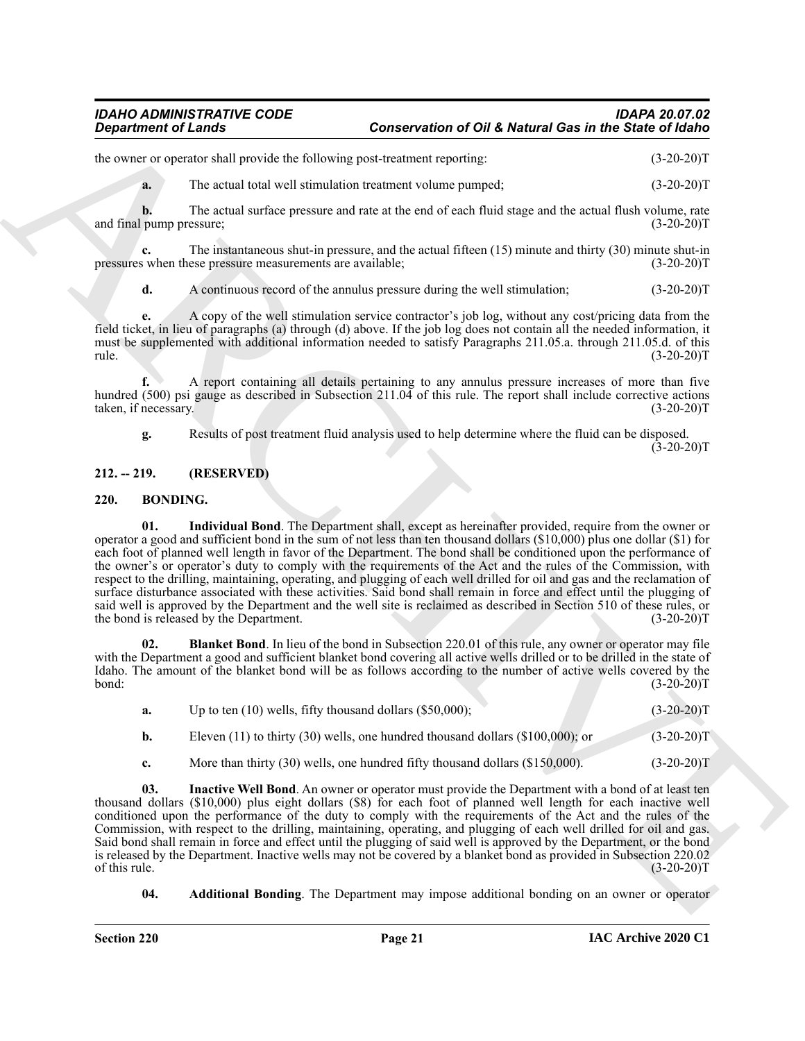the owner or operator shall provide the following post-treatment reporting: (3-20-20)T

**a.** The actual total well stimulation treatment volume pumped; (3-20-20)T

**b.** The actual surface pressure and rate at the end of each fluid stage and the actual flush volume, rate and final pump pressure; (3-20-20)T

**c.** The instantaneous shut-in pressure, and the actual fifteen (15) minute and thirty (30) minute shut-in pressures when these pressure measurements are available; (3-20-20)T

**d.** A continuous record of the annulus pressure during the well stimulation; (3-20-20)T

**e.** A copy of the well stimulation service contractor's job log, without any cost/pricing data from the field ticket, in lieu of paragraphs (a) through (d) above. If the job log does not contain all the needed information, it must be supplemented with additional information needed to satisfy Paragraphs 211.05.a. through 211.05.d. of this rule. (3-20-20)T

**f.** A report containing all details pertaining to any annulus pressure increases of more than five hundred (500) psi gauge as described in Subsection 211.04 of this rule. The report shall include corrective actions taken, if necessary. (3-20-20)T

**g.** Results of post treatment fluid analysis used to help determine where the fluid can be disposed. (3-20-20)T

## 212. -- 219. (RESERVED)

## 220. BONDING.

**01. Individual Bond**. The Department shall, except as hereinafter provided, require from the owner or operator a good and sufficient bond in the sum of not less than ten thousand dollars ($10,000) plus one dollar ($1) for each foot of planned well length in favor of the Department. The bond shall be conditioned upon the performance of the owner's or operator's duty to comply with the requirements of the Act and the rules of the Commission, with respect to the drilling, maintaining, operating, and plugging of each well drilled for oil and gas and the reclamation of surface disturbance associated with these activities. Said bond shall remain in force and effect until the plugging of said well is approved by the Department and the well site is reclaimed as described in Section 510 of these rules, or the bond is released by the Department. (3-20-20)T

**02. Blanket Bond**. In lieu of the bond in Subsection 220.01 of this rule, any owner or operator may file with the Department a good and sufficient blanket bond covering all active wells drilled or to be drilled in the state of Idaho. The amount of the blanket bond will be as follows according to the number of active wells covered by the bond: (3-20-20)T

**a.** Up to ten (10) wells, fifty thousand dollars ($50,000); (3-20-20)T

**b.** Eleven (11) to thirty (30) wells, one hundred thousand dollars ($100,000); or (3-20-20)T

**c.** More than thirty (30) wells, one hundred fifty thousand dollars ($150,000). (3-20-20)T

**03. Inactive Well Bond**. An owner or operator must provide the Department with a bond of at least ten thousand dollars ($10,000) plus eight dollars ($8) for each foot of planned well length for each inactive well conditioned upon the performance of the duty to comply with the requirements of the Act and the rules of the Commission, with respect to the drilling, maintaining, operating, and plugging of each well drilled for oil and gas. Said bond shall remain in force and effect until the plugging of said well is approved by the Department, or the bond is released by the Department. Inactive wells may not be covered by a blanket bond as provided in Subsection 220.02 of this rule. (3-20-20)T

**04. Additional Bonding**. The Department may impose additional bonding on an owner or operator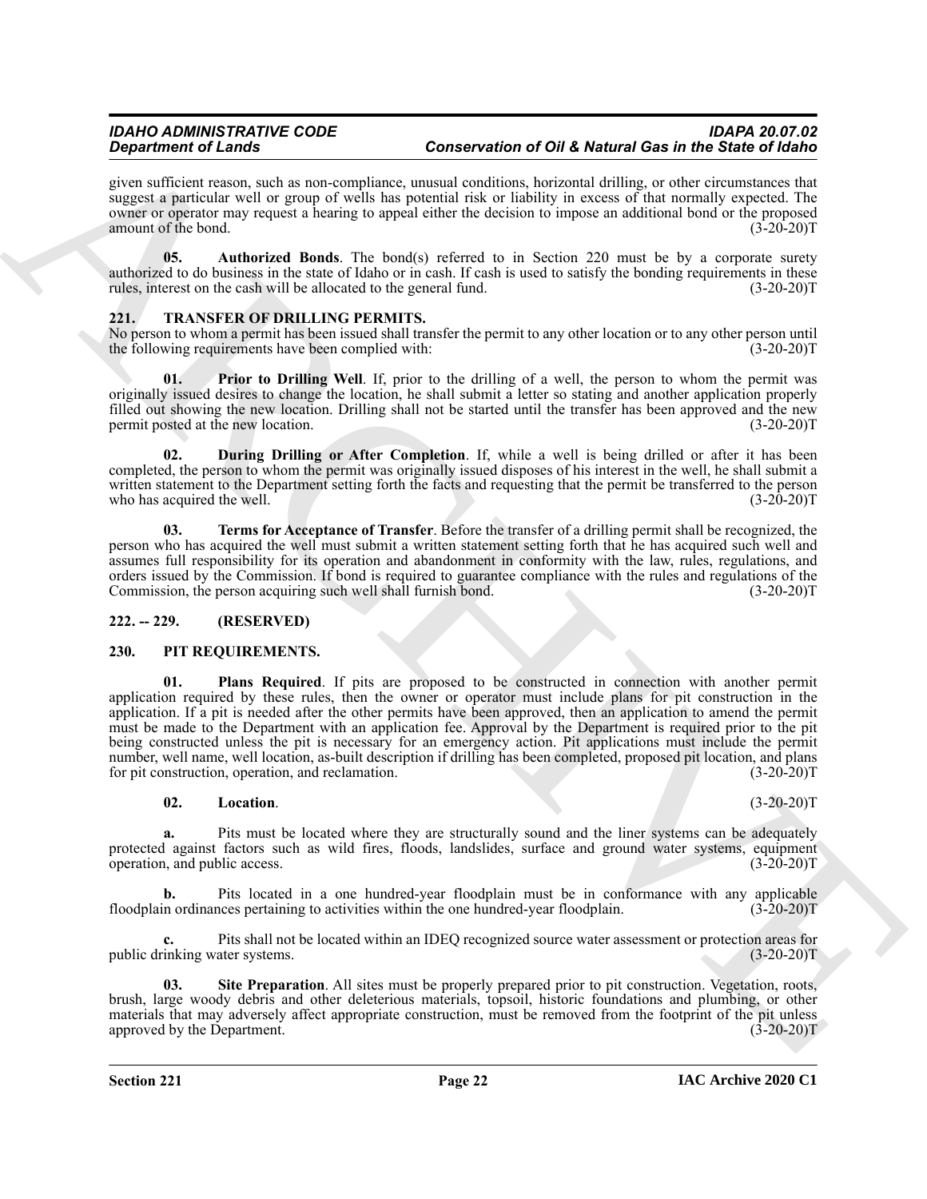given sufficient reason, such as non-compliance, unusual conditions, horizontal drilling, or other circumstances that suggest a particular well or group of wells has potential risk or liability in excess of that normally expected. The owner or operator may request a hearing to appeal either the decision to impose an additional bond or the proposed amount of the bond. (3-20-20)T

**05. Authorized Bonds**. The bond(s) referred to in Section 220 must be by a corporate surety authorized to do business in the state of Idaho or in cash. If cash is used to satisfy the bonding requirements in these rules, interest on the cash will be allocated to the general fund. (3-20-20)T

## 221. TRANSFER OF DRILLING PERMITS.

No person to whom a permit has been issued shall transfer the permit to any other location or to any other person until the following requirements have been complied with: (3-20-20)T

**01. Prior to Drilling Well**. If, prior to the drilling of a well, the person to whom the permit was originally issued desires to change the location, he shall submit a letter so stating and another application properly filled out showing the new location. Drilling shall not be started until the transfer has been approved and the new permit posted at the new location. (3-20-20)T

**02. During Drilling or After Completion**. If, while a well is being drilled or after it has been completed, the person to whom the permit was originally issued disposes of his interest in the well, he shall submit a written statement to the Department setting forth the facts and requesting that the permit be transferred to the person who has acquired the well. (3-20-20)T

**03. Terms for Acceptance of Transfer**. Before the transfer of a drilling permit shall be recognized, the person who has acquired the well must submit a written statement setting forth that he has acquired such well and assumes full responsibility for its operation and abandonment in conformity with the law, rules, regulations, and orders issued by the Commission. If bond is required to guarantee compliance with the rules and regulations of the Commission, the person acquiring such well shall furnish bond. (3-20-20)T

## 222. -- 229. (RESERVED)

## 230. PIT REQUIREMENTS.

**01. Plans Required**. If pits are proposed to be constructed in connection with another permit application required by these rules, then the owner or operator must include plans for pit construction in the application. If a pit is needed after the other permits have been approved, then an application to amend the permit must be made to the Department with an application fee. Approval by the Department is required prior to the pit being constructed unless the pit is necessary for an emergency action. Pit applications must include the permit number, well name, well location, as-built description if drilling has been completed, proposed pit location, and plans for pit construction, operation, and reclamation. (3-20-20)T

**02. Location**. (3-20-20)T

**a.** Pits must be located where they are structurally sound and the liner systems can be adequately protected against factors such as wild fires, floods, landslides, surface and ground water systems, equipment operation, and public access. (3-20-20)T

**b.** Pits located in a one hundred-year floodplain must be in conformance with any applicable floodplain ordinances pertaining to activities within the one hundred-year floodplain. (3-20-20)T

**c.** Pits shall not be located within an IDEQ recognized source water assessment or protection areas for public drinking water systems. (3-20-20)T

**03. Site Preparation**. All sites must be properly prepared prior to pit construction. Vegetation, roots, brush, large woody debris and other deleterious materials, topsoil, historic foundations and plumbing, or other materials that may adversely affect appropriate construction, must be removed from the footprint of the pit unless approved by the Department. (3-20-20)T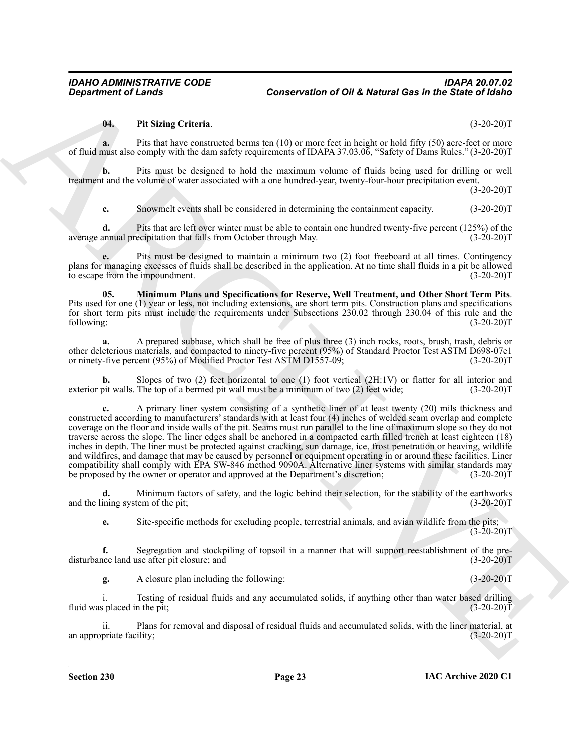**04. Pit Sizing Criteria**. (3-20-20)T

**a.** Pits that have constructed berms ten (10) or more feet in height or hold fifty (50) acre-feet or more of fluid must also comply with the dam safety requirements of IDAPA 37.03.06, "Safety of Dams Rules." (3-20-20)T

**b.** Pits must be designed to hold the maximum volume of fluids being used for drilling or well treatment and the volume of water associated with a one hundred-year, twenty-four-hour precipitation event. (3-20-20)T

**c.** Snowmelt events shall be considered in determining the containment capacity. (3-20-20)T

**d.** Pits that are left over winter must be able to contain one hundred twenty-five percent (125%) of the average annual precipitation that falls from October through May. (3-20-20)T

**e.** Pits must be designed to maintain a minimum two (2) foot freeboard at all times. Contingency plans for managing excesses of fluids shall be described in the application. At no time shall fluids in a pit be allowed to escape from the impoundment. (3-20-20)T

**05. Minimum Plans and Specifications for Reserve, Well Treatment, and Other Short Term Pits**. Pits used for one (1) year or less, not including extensions, are short term pits. Construction plans and specifications for short term pits must include the requirements under Subsections 230.02 through 230.04 of this rule and the following: (3-20-20)T

**a.** A prepared subbase, which shall be free of plus three (3) inch rocks, roots, brush, trash, debris or other deleterious materials, and compacted to ninety-five percent (95%) of Standard Proctor Test ASTM D698-07e1 or ninety-five percent (95%) of Modified Proctor Test ASTM D1557-09; (3-20-20)T

**b.** Slopes of two (2) feet horizontal to one (1) foot vertical (2H:1V) or flatter for all interior and exterior pit walls. The top of a bermed pit wall must be a minimum of two (2) feet wide; (3-20-20)T

**c.** A primary liner system consisting of a synthetic liner of at least twenty (20) mils thickness and constructed according to manufacturers' standards with at least four (4) inches of welded seam overlap and complete coverage on the floor and inside walls of the pit. Seams must run parallel to the line of maximum slope so they do not traverse across the slope. The liner edges shall be anchored in a compacted earth filled trench at least eighteen (18) inches in depth. The liner must be protected against cracking, sun damage, ice, frost penetration or heaving, wildlife and wildfires, and damage that may be caused by personnel or equipment operating in or around these facilities. Liner compatibility shall comply with EPA SW-846 method 9090A. Alternative liner systems with similar standards may be proposed by the owner or operator and approved at the Department's discretion; (3-20-20)T

**d.** Minimum factors of safety, and the logic behind their selection, for the stability of the earthworks and the lining system of the pit; (3-20-20)T

**e.** Site-specific methods for excluding people, terrestrial animals, and avian wildlife from the pits; (3-20-20)T

**f.** Segregation and stockpiling of topsoil in a manner that will support reestablishment of the pre-disturbance land use after pit closure; and (3-20-20)T

**g.** A closure plan including the following: (3-20-20)T

i. Testing of residual fluids and any accumulated solids, if anything other than water based drilling fluid was placed in the pit; (3-20-20)T

ii. Plans for removal and disposal of residual fluids and accumulated solids, with the liner material, at an appropriate facility; (3-20-20)T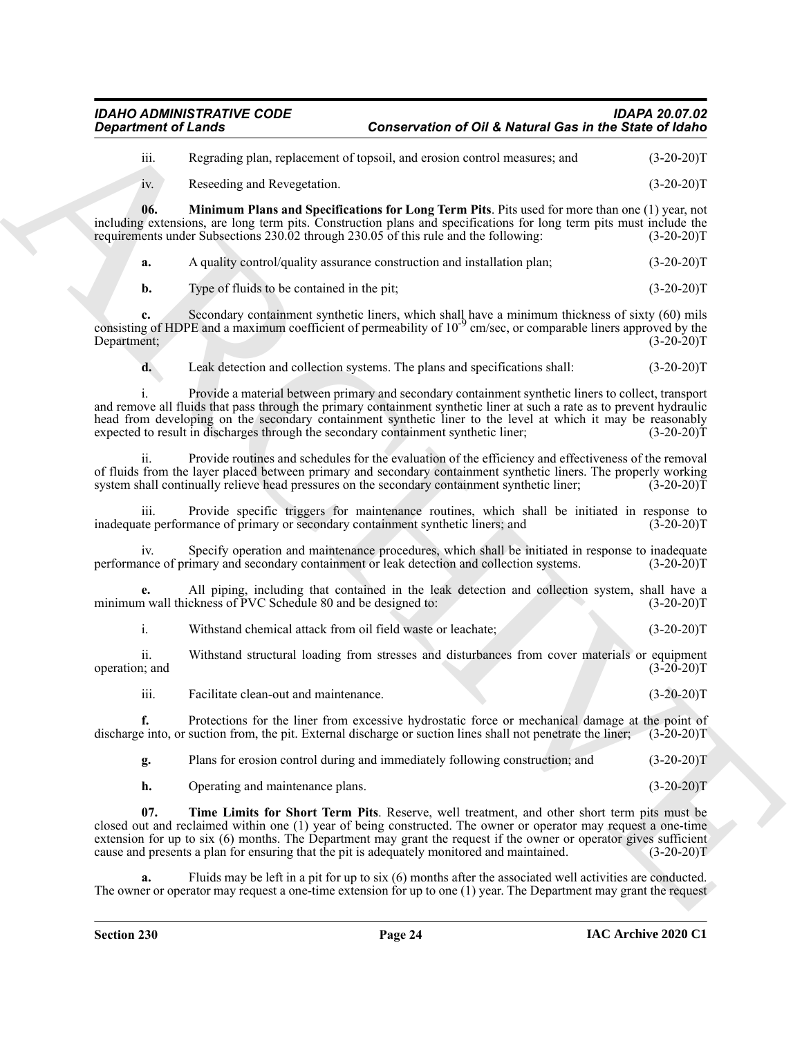iii. Regrading plan, replacement of topsoil, and erosion control measures; and (3-20-20)T

iv. Reseeding and Revegetation. (3-20-20)T

**06. Minimum Plans and Specifications for Long Term Pits**. Pits used for more than one (1) year, not including extensions, are long term pits. Construction plans and specifications for long term pits must include the requirements under Subsections 230.02 through 230.05 of this rule and the following: (3-20-20)T

**a.** A quality control/quality assurance construction and installation plan; (3-20-20)T

**b.** Type of fluids to be contained in the pit; (3-20-20)T

**c.** Secondary containment synthetic liners, which shall have a minimum thickness of sixty (60) mils consisting of HDPE and a maximum coefficient of permeability of $10^{-9}$ cm/sec, or comparable liners approved by the Department; (3-20-20)T

**d.** Leak detection and collection systems. The plans and specifications shall: (3-20-20)T

i. Provide a material between primary and secondary containment synthetic liners to collect, transport and remove all fluids that pass through the primary containment synthetic liner at such a rate as to prevent hydraulic head from developing on the secondary containment synthetic liner to the level at which it may be reasonably expected to result in discharges through the secondary containment synthetic liner; (3-20-20)T

ii. Provide routines and schedules for the evaluation of the efficiency and effectiveness of the removal of fluids from the layer placed between primary and secondary containment synthetic liners. The properly working system shall continually relieve head pressures on the secondary containment synthetic liner; (3-20-20)T

iii. Provide specific triggers for maintenance routines, which shall be initiated in response to inadequate performance of primary or secondary containment synthetic liners; and (3-20-20)T

iv. Specify operation and maintenance procedures, which shall be initiated in response to inadequate performance of primary and secondary containment or leak detection and collection systems. (3-20-20)T

**e.** All piping, including that contained in the leak detection and collection system, shall have a minimum wall thickness of PVC Schedule 80 and be designed to: (3-20-20)T

i. Withstand chemical attack from oil field waste or leachate; (3-20-20)T

ii. Withstand structural loading from stresses and disturbances from cover materials or equipment operation; and (3-20-20)T

iii. Facilitate clean-out and maintenance. (3-20-20)T

**f.** Protections for the liner from excessive hydrostatic force or mechanical damage at the point of discharge into, or suction from, the pit. External discharge or suction lines shall not penetrate the liner; (3-20-20)T

**g.** Plans for erosion control during and immediately following construction; and (3-20-20)T

**h.** Operating and maintenance plans. (3-20-20)T

**07. Time Limits for Short Term Pits**. Reserve, well treatment, and other short term pits must be closed out and reclaimed within one (1) year of being constructed. The owner or operator may request a one-time extension for up to six (6) months. The Department may grant the request if the owner or operator gives sufficient cause and presents a plan for ensuring that the pit is adequately monitored and maintained. (3-20-20)T

**a.** Fluids may be left in a pit for up to six (6) months after the associated well activities are conducted. The owner or operator may request a one-time extension for up to one (1) year. The Department may grant the request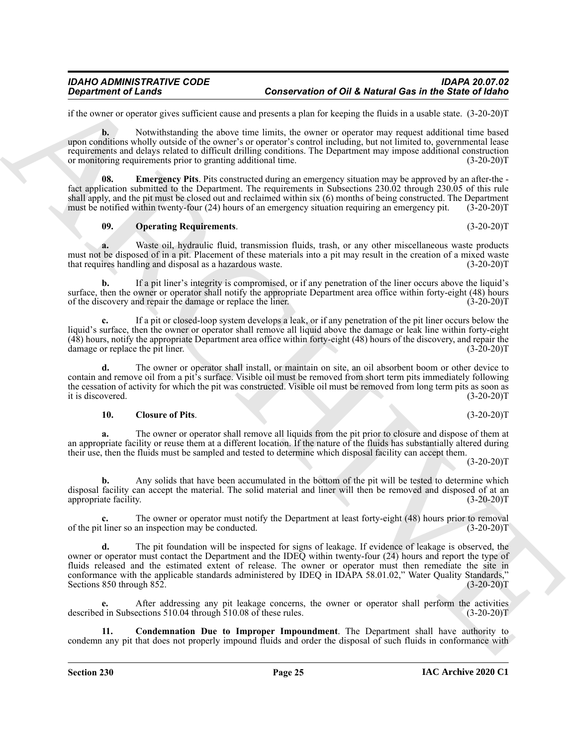if the owner or operator gives sufficient cause and presents a plan for keeping the fluids in a usable state. (3-20-20)T

**b.** Notwithstanding the above time limits, the owner or operator may request additional time based upon conditions wholly outside of the owner's or operator's control including, but not limited to, governmental lease requirements and delays related to difficult drilling conditions. The Department may impose additional construction or monitoring requirements prior to granting additional time. (3-20-20)T

**08. Emergency Pits**. Pits constructed during an emergency situation may be approved by an after-the - fact application submitted to the Department. The requirements in Subsections 230.02 through 230.05 of this rule shall apply, and the pit must be closed out and reclaimed within six (6) months of being constructed. The Department must be notified within twenty-four (24) hours of an emergency situation requiring an emergency pit. (3-20-20)T

**09. Operating Requirements**. (3-20-20)T

**a.** Waste oil, hydraulic fluid, transmission fluids, trash, or any other miscellaneous waste products must not be disposed of in a pit. Placement of these materials into a pit may result in the creation of a mixed waste that requires handling and disposal as a hazardous waste. (3-20-20)T

**b.** If a pit liner's integrity is compromised, or if any penetration of the liner occurs above the liquid's surface, then the owner or operator shall notify the appropriate Department area office within forty-eight (48) hours of the discovery and repair the damage or replace the liner. (3-20-20)T

**c.** If a pit or closed-loop system develops a leak, or if any penetration of the pit liner occurs below the liquid's surface, then the owner or operator shall remove all liquid above the damage or leak line within forty-eight (48) hours, notify the appropriate Department area office within forty-eight (48) hours of the discovery, and repair the damage or replace the pit liner. (3-20-20)T

**d.** The owner or operator shall install, or maintain on site, an oil absorbent boom or other device to contain and remove oil from a pit's surface. Visible oil must be removed from short term pits immediately following the cessation of activity for which the pit was constructed. Visible oil must be removed from long term pits as soon as it is discovered. (3-20-20)T

**10. Closure of Pits**. (3-20-20)T

**a.** The owner or operator shall remove all liquids from the pit prior to closure and dispose of them at an appropriate facility or reuse them at a different location. If the nature of the fluids has substantially altered during their use, then the fluids must be sampled and tested to determine which disposal facility can accept them. (3-20-20)T

**b.** Any solids that have been accumulated in the bottom of the pit will be tested to determine which disposal facility can accept the material. The solid material and liner will then be removed and disposed of at an appropriate facility. (3-20-20)T

**c.** The owner or operator must notify the Department at least forty-eight (48) hours prior to removal of the pit liner so an inspection may be conducted. (3-20-20)T

**d.** The pit foundation will be inspected for signs of leakage. If evidence of leakage is observed, the owner or operator must contact the Department and the IDEQ within twenty-four (24) hours and report the type of fluids released and the estimated extent of release. The owner or operator must then remediate the site in conformance with the applicable standards administered by IDEQ in IDAPA 58.01.02," Water Quality Standards," Sections 850 through 852. (3-20-20)T

**e.** After addressing any pit leakage concerns, the owner or operator shall perform the activities described in Subsections 510.04 through 510.08 of these rules. (3-20-20)T

**11. Condemnation Due to Improper Impoundment**. The Department shall have authority to condemn any pit that does not properly impound fluids and order the disposal of such fluids in conformance with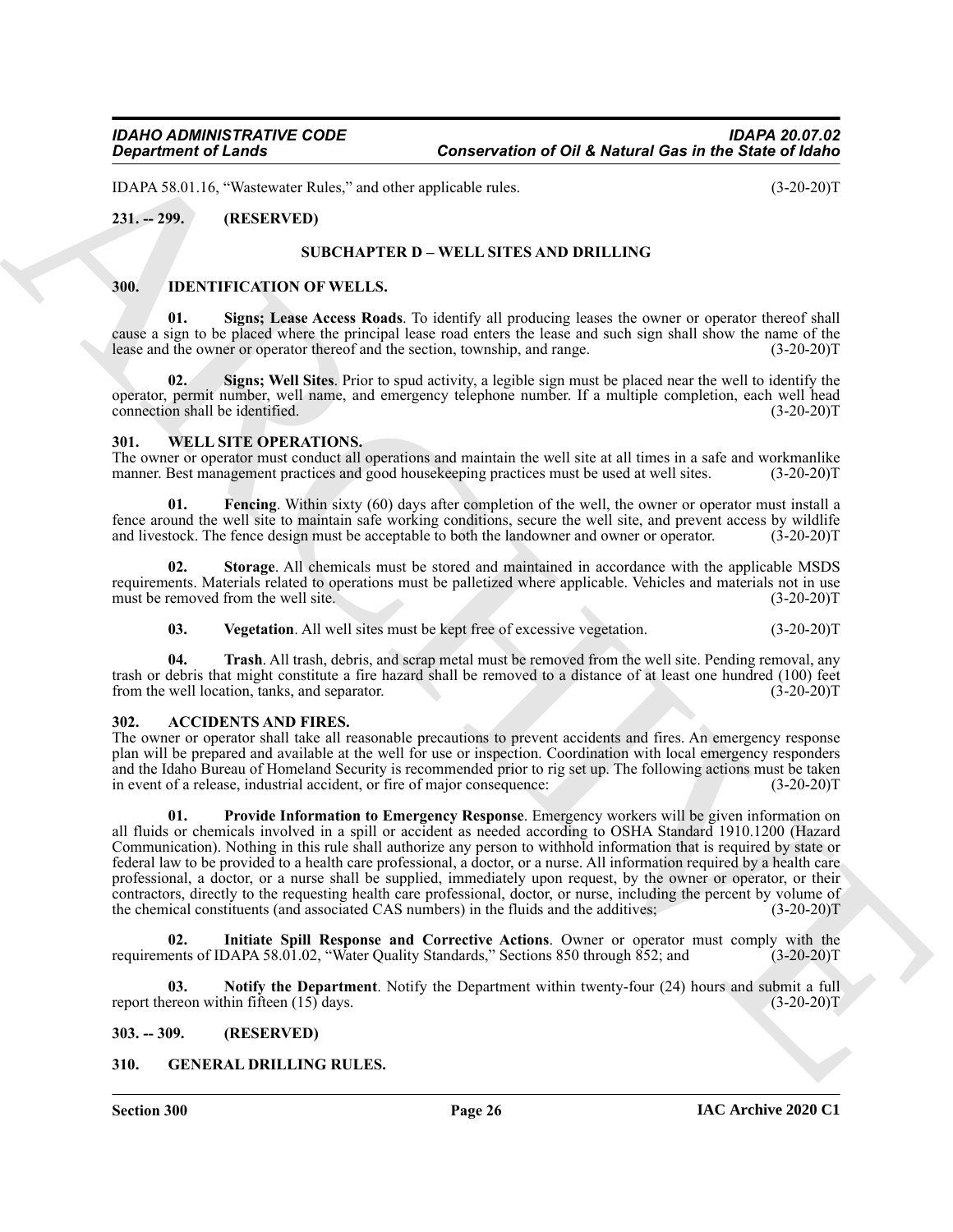IDAPA 58.01.16, "Wastewater Rules," and other applicable rules. (3-20-20)T

**231. -- 299. (RESERVED)**

## SUBCHAPTER D – WELL SITES AND DRILLING

### 300. IDENTIFICATION OF WELLS.

**01. Signs; Lease Access Roads**. To identify all producing leases the owner or operator thereof shall cause a sign to be placed where the principal lease road enters the lease and such sign shall show the name of the lease and the owner or operator thereof and the section, township, and range. (3-20-20)T

**02. Signs; Well Sites**. Prior to spud activity, a legible sign must be placed near the well to identify the operator, permit number, well name, and emergency telephone number. If a multiple completion, each well head connection shall be identified. (3-20-20)T

### 301. WELL SITE OPERATIONS.

The owner or operator must conduct all operations and maintain the well site at all times in a safe and workmanlike manner. Best management practices and good housekeeping practices must be used at well sites. (3-20-20)T

**01. Fencing**. Within sixty (60) days after completion of the well, the owner or operator must install a fence around the well site to maintain safe working conditions, secure the well site, and prevent access by wildlife and livestock. The fence design must be acceptable to both the landowner and owner or operator. (3-20-20)T

**02. Storage**. All chemicals must be stored and maintained in accordance with the applicable MSDS requirements. Materials related to operations must be palletized where applicable. Vehicles and materials not in use must be removed from the well site. (3-20-20)T

**03. Vegetation**. All well sites must be kept free of excessive vegetation. (3-20-20)T

**04. Trash**. All trash, debris, and scrap metal must be removed from the well site. Pending removal, any trash or debris that might constitute a fire hazard shall be removed to a distance of at least one hundred (100) feet from the well location, tanks, and separator. (3-20-20)T

### 302. ACCIDENTS AND FIRES.

The owner or operator shall take all reasonable precautions to prevent accidents and fires. An emergency response plan will be prepared and available at the well for use or inspection. Coordination with local emergency responders and the Idaho Bureau of Homeland Security is recommended prior to rig set up. The following actions must be taken in event of a release, industrial accident, or fire of major consequence: (3-20-20)T

**01. Provide Information to Emergency Response**. Emergency workers will be given information on all fluids or chemicals involved in a spill or accident as needed according to OSHA Standard 1910.1200 (Hazard Communication). Nothing in this rule shall authorize any person to withhold information that is required by state or federal law to be provided to a health care professional, a doctor, or a nurse. All information required by a health care professional, a doctor, or a nurse shall be supplied, immediately upon request, by the owner or operator, or their contractors, directly to the requesting health care professional, doctor, or nurse, including the percent by volume of the chemical constituents (and associated CAS numbers) in the fluids and the additives; (3-20-20)T

**02. Initiate Spill Response and Corrective Actions**. Owner or operator must comply with the requirements of IDAPA 58.01.02, "Water Quality Standards," Sections 850 through 852; and (3-20-20)T

**03. Notify the Department**. Notify the Department within twenty-four (24) hours and submit a full report thereon within fifteen (15) days. (3-20-20)T

**303. -- 309. (RESERVED)**

### 310. GENERAL DRILLING RULES.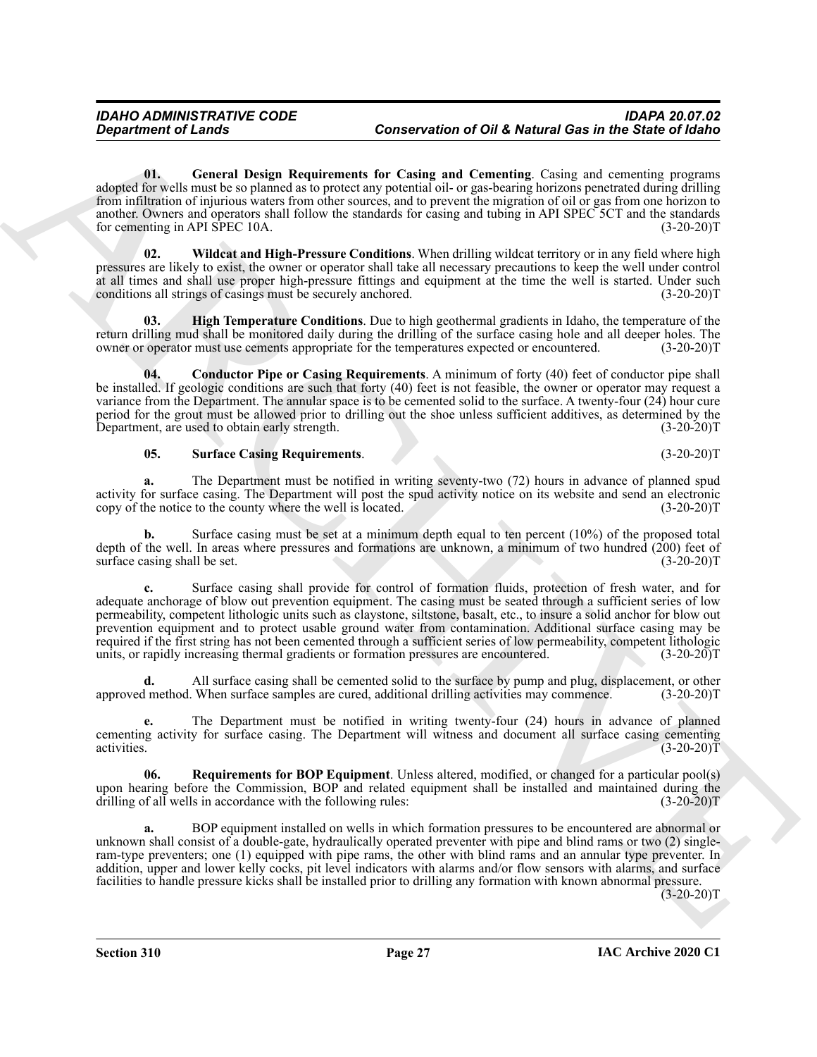**01. General Design Requirements for Casing and Cementing**. Casing and cementing programs adopted for wells must be so planned as to protect any potential oil- or gas-bearing horizons penetrated during drilling from infiltration of injurious waters from other sources, and to prevent the migration of oil or gas from one horizon to another. Owners and operators shall follow the standards for casing and tubing in API SPEC 5CT and the standards for cementing in API SPEC 10A. (3-20-20)T

**02. Wildcat and High-Pressure Conditions**. When drilling wildcat territory or in any field where high pressures are likely to exist, the owner or operator shall take all necessary precautions to keep the well under control at all times and shall use proper high-pressure fittings and equipment at the time the well is started. Under such conditions all strings of casings must be securely anchored. (3-20-20)T

**03. High Temperature Conditions**. Due to high geothermal gradients in Idaho, the temperature of the return drilling mud shall be monitored daily during the drilling of the surface casing hole and all deeper holes. The owner or operator must use cements appropriate for the temperatures expected or encountered. (3-20-20)T

**04. Conductor Pipe or Casing Requirements**. A minimum of forty (40) feet of conductor pipe shall be installed. If geologic conditions are such that forty (40) feet is not feasible, the owner or operator may request a variance from the Department. The annular space is to be cemented solid to the surface. A twenty-four (24) hour cure period for the grout must be allowed prior to drilling out the shoe unless sufficient additives, as determined by the Department, are used to obtain early strength. (3-20-20)T

**05. Surface Casing Requirements**. (3-20-20)T

**a.** The Department must be notified in writing seventy-two (72) hours in advance of planned spud activity for surface casing. The Department will post the spud activity notice on its website and send an electronic copy of the notice to the county where the well is located. (3-20-20)T

**b.** Surface casing must be set at a minimum depth equal to ten percent (10%) of the proposed total depth of the well. In areas where pressures and formations are unknown, a minimum of two hundred (200) feet of surface casing shall be set. (3-20-20)T

**c.** Surface casing shall provide for control of formation fluids, protection of fresh water, and for adequate anchorage of blow out prevention equipment. The casing must be seated through a sufficient series of low permeability, competent lithologic units such as claystone, siltstone, basalt, etc., to insure a solid anchor for blow out prevention equipment and to protect usable ground water from contamination. Additional surface casing may be required if the first string has not been cemented through a sufficient series of low permeability, competent lithologic units, or rapidly increasing thermal gradients or formation pressures are encountered. (3-20-20)T

**d.** All surface casing shall be cemented solid to the surface by pump and plug, displacement, or other approved method. When surface samples are cured, additional drilling activities may commence. (3-20-20)T

**e.** The Department must be notified in writing twenty-four (24) hours in advance of planned cementing activity for surface casing. The Department will witness and document all surface casing cementing activities. (3-20-20)T

**06. Requirements for BOP Equipment**. Unless altered, modified, or changed for a particular pool(s) upon hearing before the Commission, BOP and related equipment shall be installed and maintained during the drilling of all wells in accordance with the following rules: (3-20-20)T

**a.** BOP equipment installed on wells in which formation pressures to be encountered are abnormal or unknown shall consist of a double-gate, hydraulically operated preventer with pipe and blind rams or two (2) single-ram-type preventers; one (1) equipped with pipe rams, the other with blind rams and an annular type preventer. In addition, upper and lower kelly cocks, pit level indicators with alarms and/or flow sensors with alarms, and surface facilities to handle pressure kicks shall be installed prior to drilling any formation with known abnormal pressure. (3-20-20)T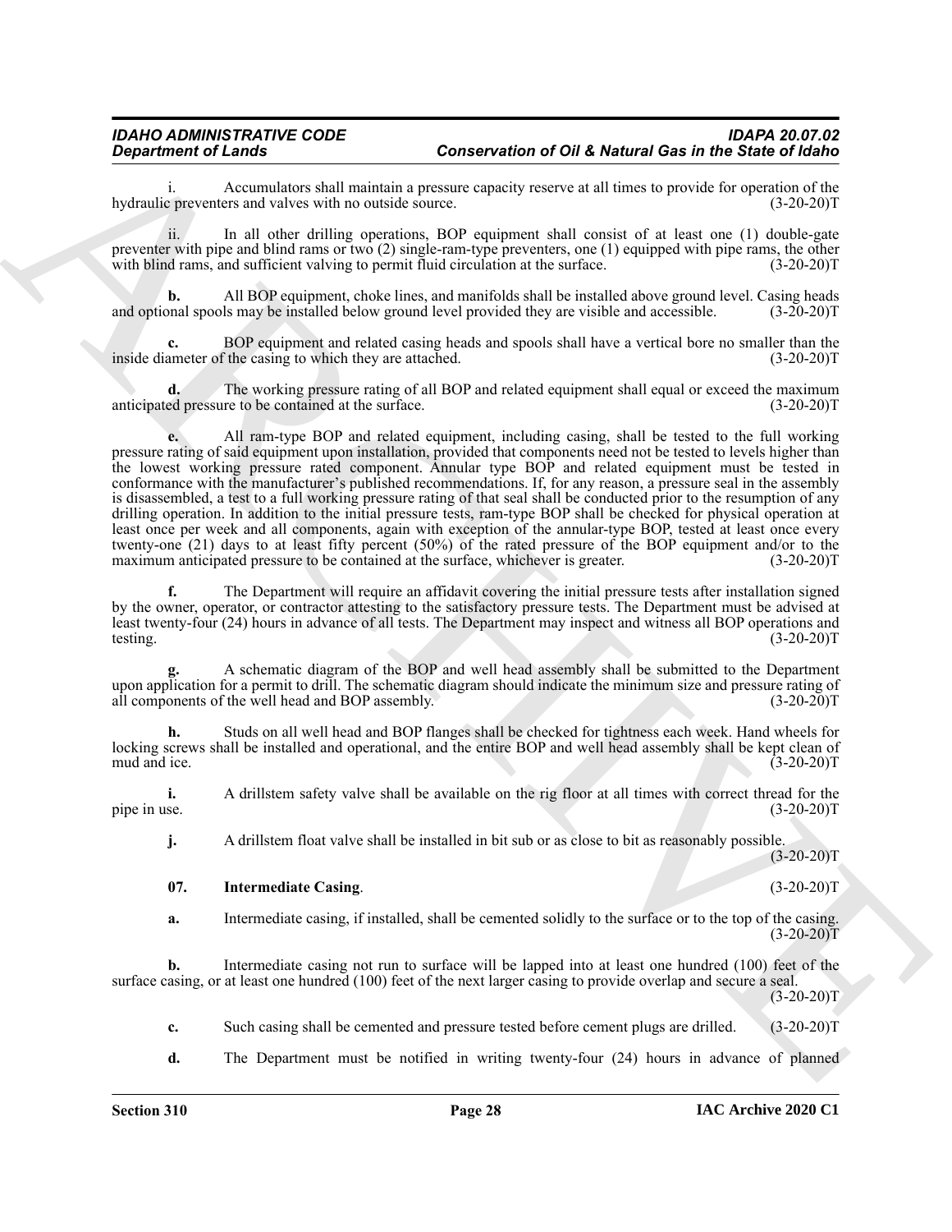i. Accumulators shall maintain a pressure capacity reserve at all times to provide for operation of the hydraulic preventers and valves with no outside source. (3-20-20)T

ii. In all other drilling operations, BOP equipment shall consist of at least one (1) double-gate preventer with pipe and blind rams or two (2) single-ram-type preventers, one (1) equipped with pipe rams, the other with blind rams, and sufficient valving to permit fluid circulation at the surface. (3-20-20)T

**b.** All BOP equipment, choke lines, and manifolds shall be installed above ground level. Casing heads and optional spools may be installed below ground level provided they are visible and accessible. (3-20-20)T

**c.** BOP equipment and related casing heads and spools shall have a vertical bore no smaller than the inside diameter of the casing to which they are attached. (3-20-20)T

**d.** The working pressure rating of all BOP and related equipment shall equal or exceed the maximum anticipated pressure to be contained at the surface. (3-20-20)T

**e.** All ram-type BOP and related equipment, including casing, shall be tested to the full working pressure rating of said equipment upon installation, provided that components need not be tested to levels higher than the lowest working pressure rated component. Annular type BOP and related equipment must be tested in conformance with the manufacturer's published recommendations. If, for any reason, a pressure seal in the assembly is disassembled, a test to a full working pressure rating of that seal shall be conducted prior to the resumption of any drilling operation. In addition to the initial pressure tests, ram-type BOP shall be checked for physical operation at least once per week and all components, again with exception of the annular-type BOP, tested at least once every twenty-one (21) days to at least fifty percent (50%) of the rated pressure of the BOP equipment and/or to the maximum anticipated pressure to be contained at the surface, whichever is greater. (3-20-20)T

**f.** The Department will require an affidavit covering the initial pressure tests after installation signed by the owner, operator, or contractor attesting to the satisfactory pressure tests. The Department must be advised at least twenty-four (24) hours in advance of all tests. The Department may inspect and witness all BOP operations and testing. (3-20-20)T

**g.** A schematic diagram of the BOP and well head assembly shall be submitted to the Department upon application for a permit to drill. The schematic diagram should indicate the minimum size and pressure rating of all components of the well head and BOP assembly. (3-20-20)T

**h.** Studs on all well head and BOP flanges shall be checked for tightness each week. Hand wheels for locking screws shall be installed and operational, and the entire BOP and well head assembly shall be kept clean of mud and ice. (3-20-20)T

**i.** A drillstem safety valve shall be available on the rig floor at all times with correct thread for the pipe in use. (3-20-20)T

**j.** A drillstem float valve shall be installed in bit sub or as close to bit as reasonably possible. (3-20-20)T

**07. Intermediate Casing**. (3-20-20)T

**a.** Intermediate casing, if installed, shall be cemented solidly to the surface or to the top of the casing. (3-20-20)T

**b.** Intermediate casing not run to surface will be lapped into at least one hundred (100) feet of the surface casing, or at least one hundred (100) feet of the next larger casing to provide overlap and secure a seal. (3-20-20)T

**c.** Such casing shall be cemented and pressure tested before cement plugs are drilled. (3-20-20)T

**d.** The Department must be notified in writing twenty-four (24) hours in advance of planned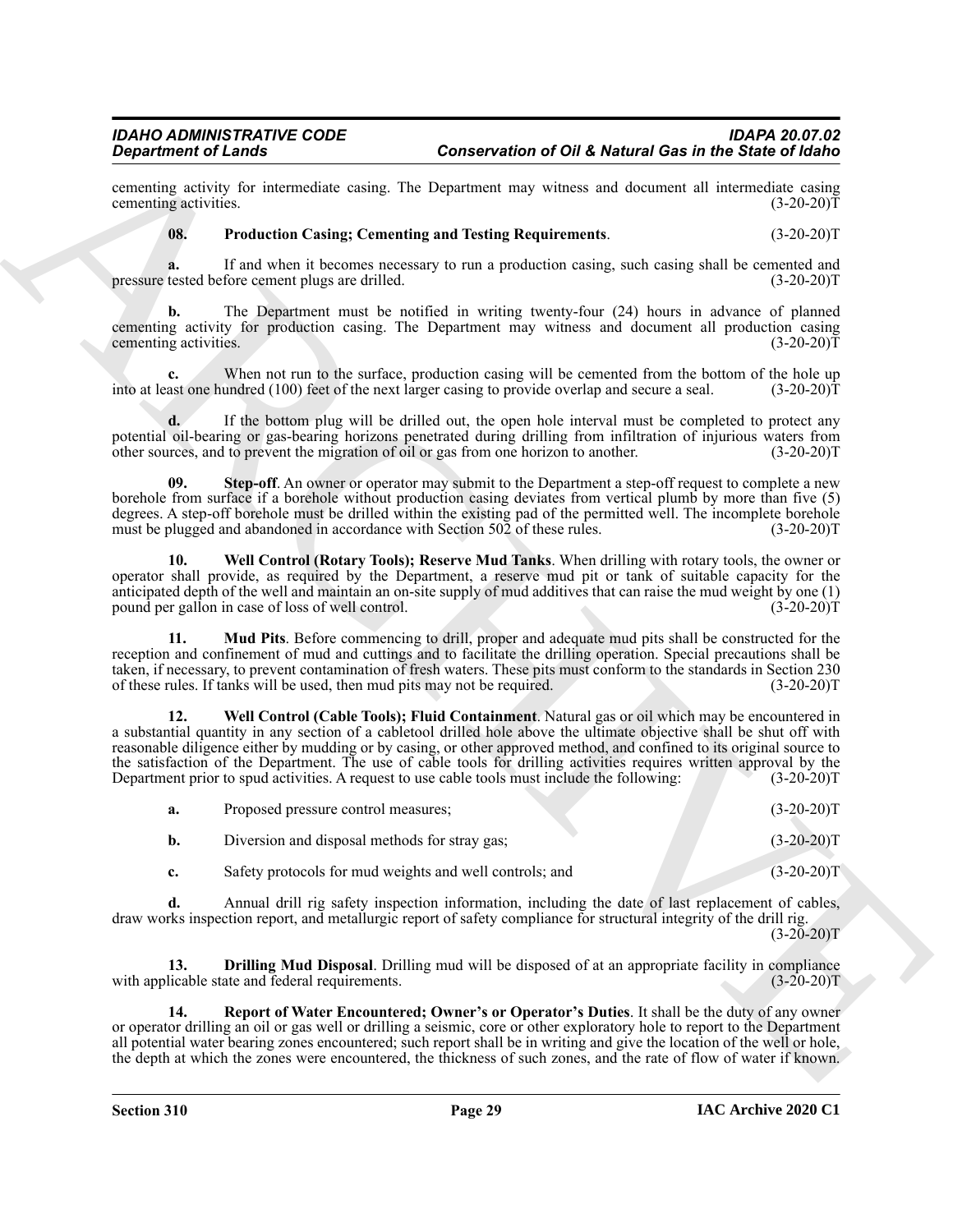cementing activity for intermediate casing. The Department may witness and document all intermediate casing cementing activities. (3-20-20)T

**08. Production Casing; Cementing and Testing Requirements**. (3-20-20)T

**a.** If and when it becomes necessary to run a production casing, such casing shall be cemented and pressure tested before cement plugs are drilled. (3-20-20)T

**b.** The Department must be notified in writing twenty-four (24) hours in advance of planned cementing activity for production casing. The Department may witness and document all production casing cementing activities. (3-20-20)T

**c.** When not run to the surface, production casing will be cemented from the bottom of the hole up into at least one hundred (100) feet of the next larger casing to provide overlap and secure a seal. (3-20-20)T

**d.** If the bottom plug will be drilled out, the open hole interval must be completed to protect any potential oil-bearing or gas-bearing horizons penetrated during drilling from infiltration of injurious waters from other sources, and to prevent the migration of oil or gas from one horizon to another. (3-20-20)T

**09. Step-off**. An owner or operator may submit to the Department a step-off request to complete a new borehole from surface if a borehole without production casing deviates from vertical plumb by more than five (5) degrees. A step-off borehole must be drilled within the existing pad of the permitted well. The incomplete borehole must be plugged and abandoned in accordance with Section 502 of these rules. (3-20-20)T

**10. Well Control (Rotary Tools); Reserve Mud Tanks**. When drilling with rotary tools, the owner or operator shall provide, as required by the Department, a reserve mud pit or tank of suitable capacity for the anticipated depth of the well and maintain an on-site supply of mud additives that can raise the mud weight by one (1) pound per gallon in case of loss of well control. (3-20-20)T

**11. Mud Pits**. Before commencing to drill, proper and adequate mud pits shall be constructed for the reception and confinement of mud and cuttings and to facilitate the drilling operation. Special precautions shall be taken, if necessary, to prevent contamination of fresh waters. These pits must conform to the standards in Section 230 of these rules. If tanks will be used, then mud pits may not be required. (3-20-20)T

**12. Well Control (Cable Tools); Fluid Containment**. Natural gas or oil which may be encountered in a substantial quantity in any section of a cabletool drilled hole above the ultimate objective shall be shut off with reasonable diligence either by mudding or by casing, or other approved method, and confined to its original source to the satisfaction of the Department. The use of cable tools for drilling activities requires written approval by the Department prior to spud activities. A request to use cable tools must include the following: (3-20-20)T

**a.** Proposed pressure control measures; (3-20-20)T

**b.** Diversion and disposal methods for stray gas; (3-20-20)T

**c.** Safety protocols for mud weights and well controls; and (3-20-20)T

**d.** Annual drill rig safety inspection information, including the date of last replacement of cables, draw works inspection report, and metallurgic report of safety compliance for structural integrity of the drill rig. (3-20-20)T

**13. Drilling Mud Disposal**. Drilling mud will be disposed of at an appropriate facility in compliance with applicable state and federal requirements. (3-20-20)T

**14. Report of Water Encountered; Owner's or Operator's Duties**. It shall be the duty of any owner or operator drilling an oil or gas well or drilling a seismic, core or other exploratory hole to report to the Department all potential water bearing zones encountered; such report shall be in writing and give the location of the well or hole, the depth at which the zones were encountered, the thickness of such zones, and the rate of flow of water if known.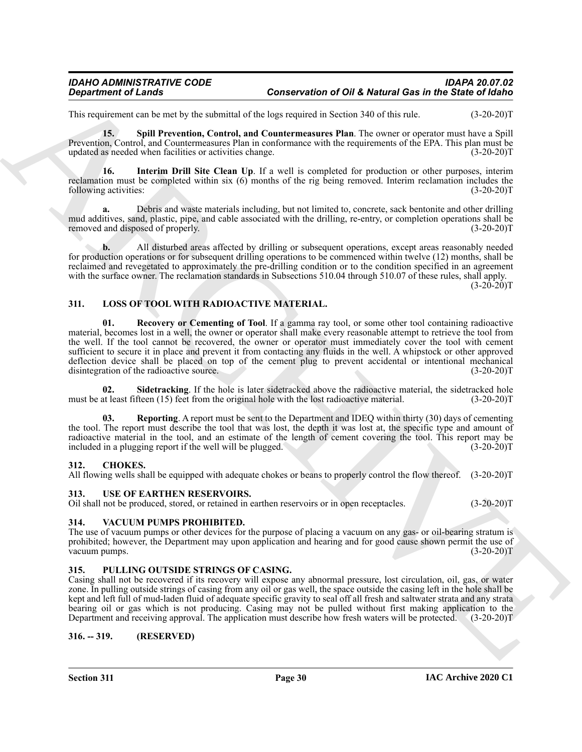This requirement can be met by the submittal of the logs required in Section 340 of this rule. (3-20-20)T

**15. Spill Prevention, Control, and Countermeasures Plan**. The owner or operator must have a Spill Prevention, Control, and Countermeasures Plan in conformance with the requirements of the EPA. This plan must be updated as needed when facilities or activities change. (3-20-20)T

**16. Interim Drill Site Clean Up**. If a well is completed for production or other purposes, interim reclamation must be completed within six (6) months of the rig being removed. Interim reclamation includes the following activities: (3-20-20)T

**a.** Debris and waste materials including, but not limited to, concrete, sack bentonite and other drilling mud additives, sand, plastic, pipe, and cable associated with the drilling, re-entry, or completion operations shall be removed and disposed of properly. (3-20-20)T

**b.** All disturbed areas affected by drilling or subsequent operations, except areas reasonably needed for production operations or for subsequent drilling operations to be commenced within twelve (12) months, shall be reclaimed and revegetated to approximately the pre-drilling condition or to the condition specified in an agreement with the surface owner. The reclamation standards in Subsections 510.04 through 510.07 of these rules, shall apply. (3-20-20)T

## 311. LOSS OF TOOL WITH RADIOACTIVE MATERIAL.

**01. Recovery or Cementing of Tool**. If a gamma ray tool, or some other tool containing radioactive material, becomes lost in a well, the owner or operator shall make every reasonable attempt to retrieve the tool from the well. If the tool cannot be recovered, the owner or operator must immediately cover the tool with cement sufficient to secure it in place and prevent it from contacting any fluids in the well. A whipstock or other approved deflection device shall be placed on top of the cement plug to prevent accidental or intentional mechanical disintegration of the radioactive source. (3-20-20)T

**02. Sidetracking**. If the hole is later sidetracked above the radioactive material, the sidetracked hole must be at least fifteen (15) feet from the original hole with the lost radioactive material. (3-20-20)T

**03. Reporting**. A report must be sent to the Department and IDEQ within thirty (30) days of cementing the tool. The report must describe the tool that was lost, the depth it was lost at, the specific type and amount of radioactive material in the tool, and an estimate of the length of cement covering the tool. This report may be included in a plugging report if the well will be plugged. (3-20-20)T

## 312. CHOKES.

All flowing wells shall be equipped with adequate chokes or beans to properly control the flow thereof. (3-20-20)T

## 313. USE OF EARTHEN RESERVOIRS.

Oil shall not be produced, stored, or retained in earthen reservoirs or in open receptacles. (3-20-20)T

## 314. VACUUM PUMPS PROHIBITED.

The use of vacuum pumps or other devices for the purpose of placing a vacuum on any gas- or oil-bearing stratum is prohibited; however, the Department may upon application and hearing and for good cause shown permit the use of vacuum pumps. (3-20-20)T

## 315. PULLING OUTSIDE STRINGS OF CASING.

Casing shall not be recovered if its recovery will expose any abnormal pressure, lost circulation, oil, gas, or water zone. In pulling outside strings of casing from any oil or gas well, the space outside the casing left in the hole shall be kept and left full of mud-laden fluid of adequate specific gravity to seal off all fresh and saltwater strata and any strata bearing oil or gas which is not producing. Casing may not be pulled without first making application to the Department and receiving approval. The application must describe how fresh waters will be protected. (3-20-20)T

## 316. -- 319. (RESERVED)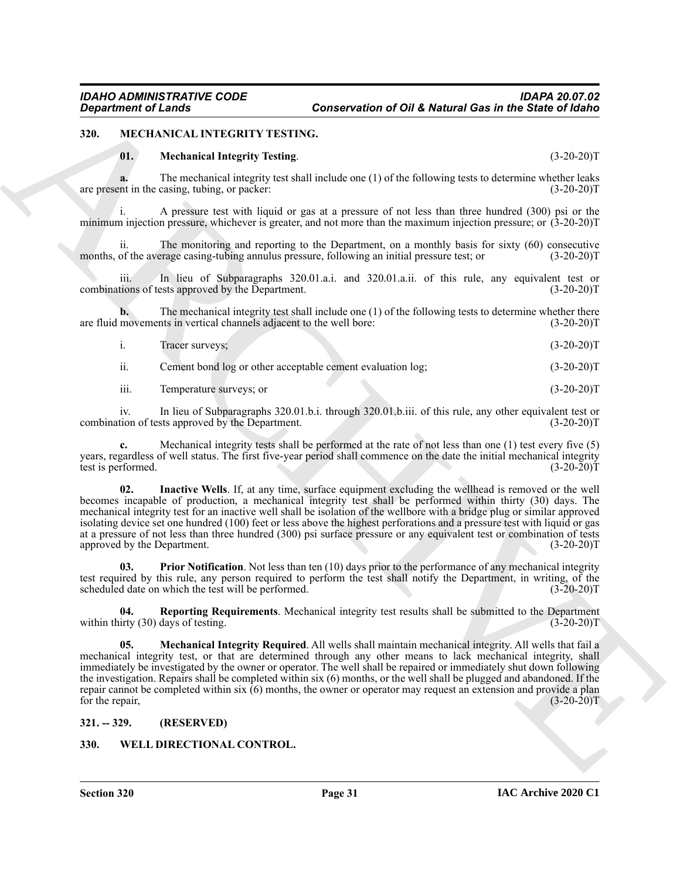## 320. MECHANICAL INTEGRITY TESTING.

**01. Mechanical Integrity Testing**. (3-20-20)T

**a.** The mechanical integrity test shall include one (1) of the following tests to determine whether leaks are present in the casing, tubing, or packer: (3-20-20)T

i. A pressure test with liquid or gas at a pressure of not less than three hundred (300) psi or the minimum injection pressure, whichever is greater, and not more than the maximum injection pressure; or (3-20-20)T

ii. The monitoring and reporting to the Department, on a monthly basis for sixty (60) consecutive months, of the average casing-tubing annulus pressure, following an initial pressure test; or (3-20-20)T

iii. In lieu of Subparagraphs 320.01.a.i. and 320.01.a.ii. of this rule, any equivalent test or combinations of tests approved by the Department. (3-20-20)T

**b.** The mechanical integrity test shall include one (1) of the following tests to determine whether there are fluid movements in vertical channels adjacent to the well bore: (3-20-20)T

i. Tracer surveys; (3-20-20)T

ii. Cement bond log or other acceptable cement evaluation log; (3-20-20)T

iii. Temperature surveys; or (3-20-20)T

iv. In lieu of Subparagraphs 320.01.b.i. through 320.01.b.iii. of this rule, any other equivalent test or combination of tests approved by the Department. (3-20-20)T

**c.** Mechanical integrity tests shall be performed at the rate of not less than one (1) test every five (5) years, regardless of well status. The first five-year period shall commence on the date the initial mechanical integrity test is performed. (3-20-20)T

**02. Inactive Wells**. If, at any time, surface equipment excluding the wellhead is removed or the well becomes incapable of production, a mechanical integrity test shall be performed within thirty (30) days. The mechanical integrity test for an inactive well shall be isolation of the wellbore with a bridge plug or similar approved isolating device set one hundred (100) feet or less above the highest perforations and a pressure test with liquid or gas at a pressure of not less than three hundred (300) psi surface pressure or any equivalent test or combination of tests approved by the Department. (3-20-20)T

**03. Prior Notification**. Not less than ten (10) days prior to the performance of any mechanical integrity test required by this rule, any person required to perform the test shall notify the Department, in writing, of the scheduled date on which the test will be performed. (3-20-20)T

**04. Reporting Requirements**. Mechanical integrity test results shall be submitted to the Department within thirty (30) days of testing. (3-20-20)T

**05. Mechanical Integrity Required**. All wells shall maintain mechanical integrity. All wells that fail a mechanical integrity test, or that are determined through any other means to lack mechanical integrity, shall immediately be investigated by the owner or operator. The well shall be repaired or immediately shut down following the investigation. Repairs shall be completed within six (6) months, or the well shall be plugged and abandoned. If the repair cannot be completed within six (6) months, the owner or operator may request an extension and provide a plan for the repair, (3-20-20)T

## 321. -- 329. (RESERVED)

## 330. WELL DIRECTIONAL CONTROL.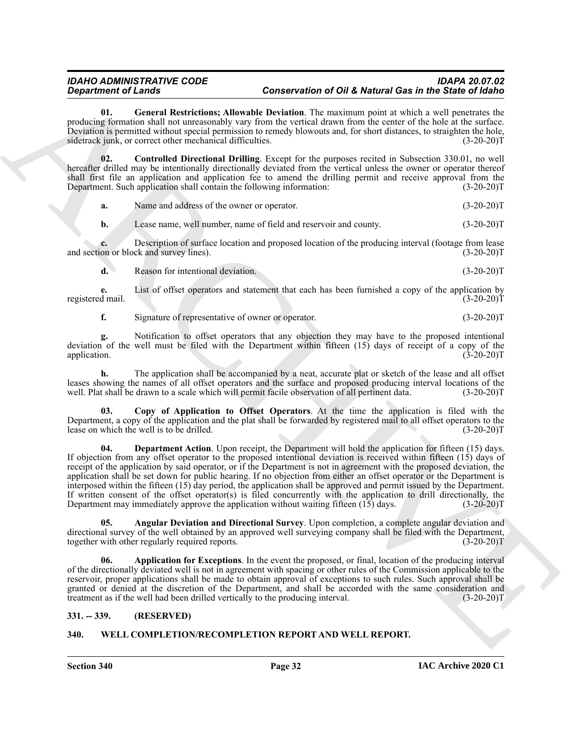**01. General Restrictions; Allowable Deviation**. The maximum point at which a well penetrates the producing formation shall not unreasonably vary from the vertical drawn from the center of the hole at the surface. Deviation is permitted without special permission to remedy blowouts and, for short distances, to straighten the hole, sidetrack junk, or correct other mechanical difficulties. (3-20-20)T

**02. Controlled Directional Drilling**. Except for the purposes recited in Subsection 330.01, no well hereafter drilled may be intentionally directionally deviated from the vertical unless the owner or operator thereof shall first file an application and application fee to amend the drilling permit and receive approval from the Department. Such application shall contain the following information: (3-20-20)T

**a.** Name and address of the owner or operator. (3-20-20)T

**b.** Lease name, well number, name of field and reservoir and county. (3-20-20)T

**c.** Description of surface location and proposed location of the producing interval (footage from lease and section or block and survey lines). (3-20-20)T

**d.** Reason for intentional deviation. (3-20-20)T

**e.** List of offset operators and statement that each has been furnished a copy of the application by registered mail. (3-20-20)T

**f.** Signature of representative of owner or operator. (3-20-20)T

**g.** Notification to offset operators that any objection they may have to the proposed intentional deviation of the well must be filed with the Department within fifteen (15) days of receipt of a copy of the application. (3-20-20)T

**h.** The application shall be accompanied by a neat, accurate plat or sketch of the lease and all offset leases showing the names of all offset operators and the surface and proposed producing interval locations of the well. Plat shall be drawn to a scale which will permit facile observation of all pertinent data. (3-20-20)T

**03. Copy of Application to Offset Operators**. At the time the application is filed with the Department, a copy of the application and the plat shall be forwarded by registered mail to all offset operators to the lease on which the well is to be drilled. (3-20-20)T

**04. Department Action**. Upon receipt, the Department will hold the application for fifteen (15) days. If objection from any offset operator to the proposed intentional deviation is received within fifteen (15) days of receipt of the application by said operator, or if the Department is not in agreement with the proposed deviation, the application shall be set down for public hearing. If no objection from either an offset operator or the Department is interposed within the fifteen (15) day period, the application shall be approved and permit issued by the Department. If written consent of the offset operator(s) is filed concurrently with the application to drill directionally, the Department may immediately approve the application without waiting fifteen (15) days. (3-20-20)T

**05. Angular Deviation and Directional Survey**. Upon completion, a complete angular deviation and directional survey of the well obtained by an approved well surveying company shall be filed with the Department, together with other regularly required reports. (3-20-20)T

**06. Application for Exceptions**. In the event the proposed, or final, location of the producing interval of the directionally deviated well is not in agreement with spacing or other rules of the Commission applicable to the reservoir, proper applications shall be made to obtain approval of exceptions to such rules. Such approval shall be granted or denied at the discretion of the Department, and shall be accorded with the same consideration and treatment as if the well had been drilled vertically to the producing interval. (3-20-20)T

## 331. -- 339. (RESERVED)

## 340. WELL COMPLETION/RECOMPLETION REPORT AND WELL REPORT.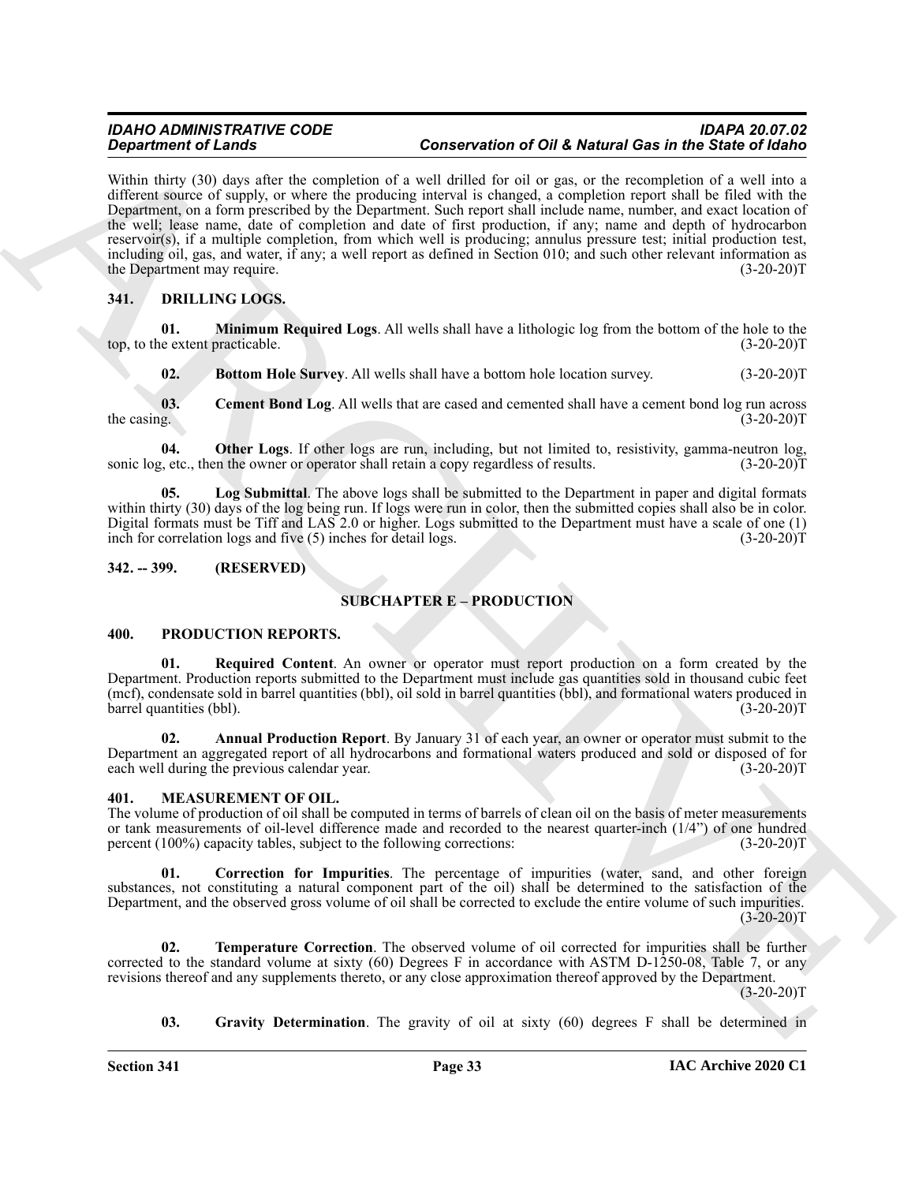Within thirty (30) days after the completion of a well drilled for oil or gas, or the recompletion of a well into a different source of supply, or where the producing interval is changed, a completion report shall be filed with the Department, on a form prescribed by the Department. Such report shall include name, number, and exact location of the well; lease name, date of completion and date of first production, if any; name and depth of hydrocarbon reservoir(s), if a multiple completion, from which well is producing; annulus pressure test; initial production test, including oil, gas, and water, if any; a well report as defined in Section 010; and such other relevant information as the Department may require. (3-20-20)T

## 341. DRILLING LOGS.

**01. Minimum Required Logs**. All wells shall have a lithologic log from the bottom of the hole to the top, to the extent practicable. (3-20-20)T

**02. Bottom Hole Survey**. All wells shall have a bottom hole location survey. (3-20-20)T

**03. Cement Bond Log**. All wells that are cased and cemented shall have a cement bond log run across the casing. (3-20-20)T

**04. Other Logs**. If other logs are run, including, but not limited to, resistivity, gamma-neutron log, sonic log, etc., then the owner or operator shall retain a copy regardless of results. (3-20-20)T

**05. Log Submittal**. The above logs shall be submitted to the Department in paper and digital formats within thirty (30) days of the log being run. If logs were run in color, then the submitted copies shall also be in color. Digital formats must be Tiff and LAS 2.0 or higher. Logs submitted to the Department must have a scale of one (1) inch for correlation logs and five (5) inches for detail logs. (3-20-20)T

## 342. -- 399. (RESERVED)

# SUBCHAPTER E – PRODUCTION

## 400. PRODUCTION REPORTS.

**01. Required Content**. An owner or operator must report production on a form created by the Department. Production reports submitted to the Department must include gas quantities sold in thousand cubic feet (mcf), condensate sold in barrel quantities (bbl), oil sold in barrel quantities (bbl), and formational waters produced in barrel quantities (bbl). (3-20-20)T

**02. Annual Production Report**. By January 31 of each year, an owner or operator must submit to the Department an aggregated report of all hydrocarbons and formational waters produced and sold or disposed of for each well during the previous calendar year. (3-20-20)T

## 401. MEASUREMENT OF OIL.

The volume of production of oil shall be computed in terms of barrels of clean oil on the basis of meter measurements or tank measurements of oil-level difference made and recorded to the nearest quarter-inch (1/4") of one hundred percent (100%) capacity tables, subject to the following corrections: (3-20-20)T

**01. Correction for Impurities**. The percentage of impurities (water, sand, and other foreign substances, not constituting a natural component part of the oil) shall be determined to the satisfaction of the Department, and the observed gross volume of oil shall be corrected to exclude the entire volume of such impurities. (3-20-20)T

**02. Temperature Correction**. The observed volume of oil corrected for impurities shall be further corrected to the standard volume at sixty (60) Degrees F in accordance with ASTM D-1250-08, Table 7, or any revisions thereof and any supplements thereto, or any close approximation thereof approved by the Department. (3-20-20)T

**03. Gravity Determination**. The gravity of oil at sixty (60) degrees F shall be determined in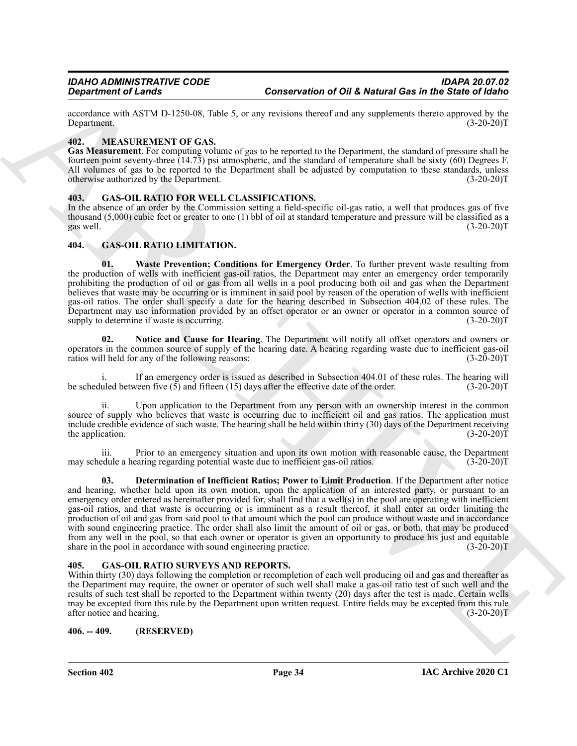accordance with ASTM D-1250-08, Table 5, or any revisions thereof and any supplements thereto approved by the Department. (3-20-20)T

## 402. MEASUREMENT OF GAS.

**Gas Measurement**. For computing volume of gas to be reported to the Department, the standard of pressure shall be fourteen point seventy-three (14.73) psi atmospheric, and the standard of temperature shall be sixty (60) Degrees F. All volumes of gas to be reported to the Department shall be adjusted by computation to these standards, unless otherwise authorized by the Department. (3-20-20)T

## 403. GAS-OIL RATIO FOR WELL CLASSIFICATIONS.

In the absence of an order by the Commission setting a field-specific oil-gas ratio, a well that produces gas of five thousand (5,000) cubic feet or greater to one (1) bbl of oil at standard temperature and pressure will be classified as a gas well. (3-20-20)T

## 404. GAS-OIL RATIO LIMITATION.

**01. Waste Prevention; Conditions for Emergency Order**. To further prevent waste resulting from the production of wells with inefficient gas-oil ratios, the Department may enter an emergency order temporarily prohibiting the production of oil or gas from all wells in a pool producing both oil and gas when the Department believes that waste may be occurring or is imminent in said pool by reason of the operation of wells with inefficient gas-oil ratios. The order shall specify a date for the hearing described in Subsection 404.02 of these rules. The Department may use information provided by an offset operator or an owner or operator in a common source of supply to determine if waste is occurring. (3-20-20)T

**02. Notice and Cause for Hearing**. The Department will notify all offset operators and owners or operators in the common source of supply of the hearing date. A hearing regarding waste due to inefficient gas-oil ratios will held for any of the following reasons: (3-20-20)T

i. If an emergency order is issued as described in Subsection 404.01 of these rules. The hearing will be scheduled between five (5) and fifteen (15) days after the effective date of the order. (3-20-20)T

ii. Upon application to the Department from any person with an ownership interest in the common source of supply who believes that waste is occurring due to inefficient oil and gas ratios. The application must include credible evidence of such waste. The hearing shall be held within thirty (30) days of the Department receiving the application. (3-20-20)T

iii. Prior to an emergency situation and upon its own motion with reasonable cause, the Department may schedule a hearing regarding potential waste due to inefficient gas-oil ratios. (3-20-20)T

**03. Determination of Inefficient Ratios; Power to Limit Production**. If the Department after notice and hearing, whether held upon its own motion, upon the application of an interested party, or pursuant to an emergency order entered as hereinafter provided for, shall find that a well(s) in the pool are operating with inefficient gas-oil ratios, and that waste is occurring or is imminent as a result thereof, it shall enter an order limiting the production of oil and gas from said pool to that amount which the pool can produce without waste and in accordance with sound engineering practice. The order shall also limit the amount of oil or gas, or both, that may be produced from any well in the pool, so that each owner or operator is given an opportunity to produce his just and equitable share in the pool in accordance with sound engineering practice. (3-20-20)T

## 405. GAS-OIL RATIO SURVEYS AND REPORTS.

Within thirty (30) days following the completion or recompletion of each well producing oil and gas and thereafter as the Department may require, the owner or operator of such well shall make a gas-oil ratio test of such well and the results of such test shall be reported to the Department within twenty (20) days after the test is made. Certain wells may be excepted from this rule by the Department upon written request. Entire fields may be excepted from this rule after notice and hearing. (3-20-20)T

## 406. -- 409. (RESERVED)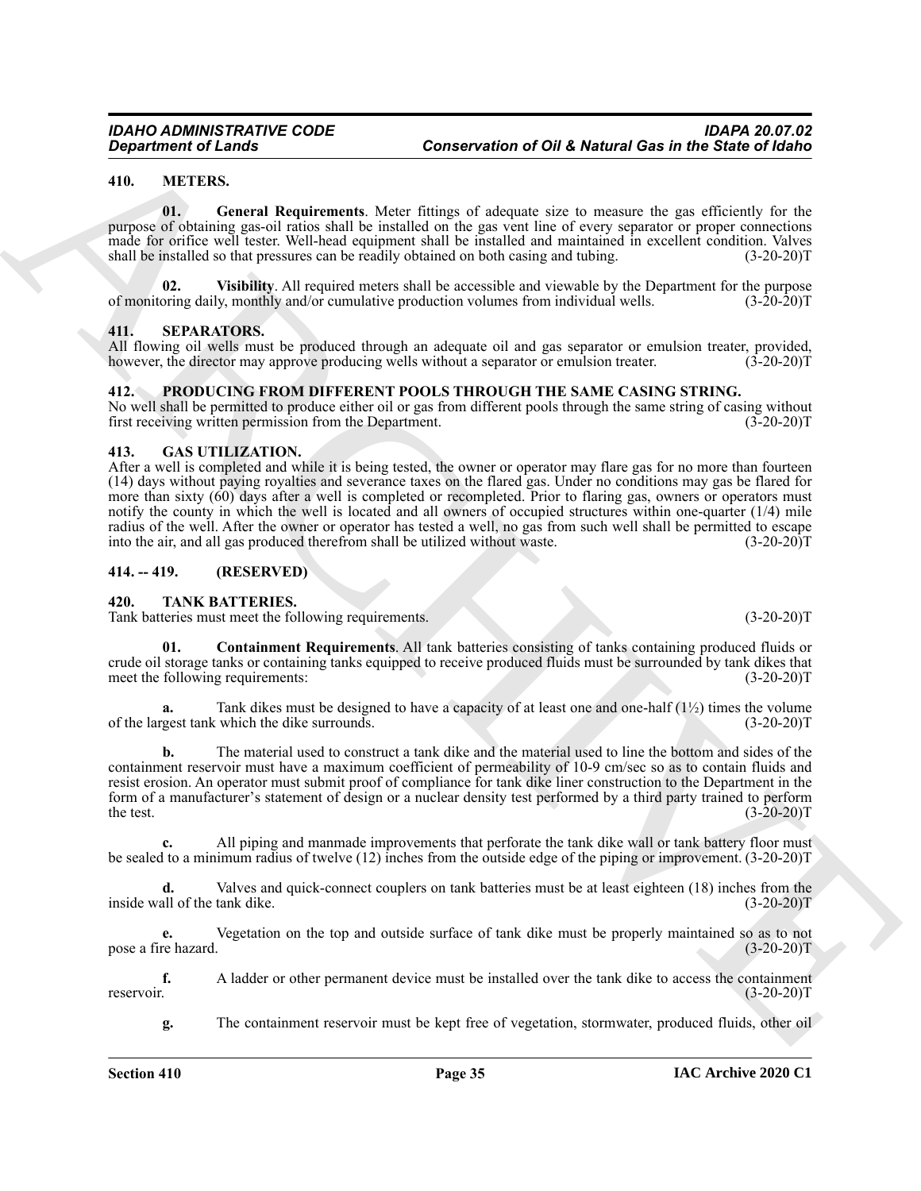## 410. METERS.

**01. General Requirements**. Meter fittings of adequate size to measure the gas efficiently for the purpose of obtaining gas-oil ratios shall be installed on the gas vent line of every separator or proper connections made for orifice well tester. Well-head equipment shall be installed and maintained in excellent condition. Valves shall be installed so that pressures can be readily obtained on both casing and tubing. (3-20-20)T

**02. Visibility**. All required meters shall be accessible and viewable by the Department for the purpose of monitoring daily, monthly and/or cumulative production volumes from individual wells. (3-20-20)T

## 411. SEPARATORS.

All flowing oil wells must be produced through an adequate oil and gas separator or emulsion treater, provided, however, the director may approve producing wells without a separator or emulsion treater. (3-20-20)T

## 412. PRODUCING FROM DIFFERENT POOLS THROUGH THE SAME CASING STRING.

No well shall be permitted to produce either oil or gas from different pools through the same string of casing without first receiving written permission from the Department. (3-20-20)T

## 413. GAS UTILIZATION.

After a well is completed and while it is being tested, the owner or operator may flare gas for no more than fourteen (14) days without paying royalties and severance taxes on the flared gas. Under no conditions may gas be flared for more than sixty (60) days after a well is completed or recompleted. Prior to flaring gas, owners or operators must notify the county in which the well is located and all owners of occupied structures within one-quarter (1/4) mile radius of the well. After the owner or operator has tested a well, no gas from such well shall be permitted to escape into the air, and all gas produced therefrom shall be utilized without waste. (3-20-20)T

## 414. -- 419. (RESERVED)

## 420. TANK BATTERIES.

Tank batteries must meet the following requirements. (3-20-20)T

**01. Containment Requirements**. All tank batteries consisting of tanks containing produced fluids or crude oil storage tanks or containing tanks equipped to receive produced fluids must be surrounded by tank dikes that meet the following requirements: (3-20-20)T

**a.** Tank dikes must be designed to have a capacity of at least one and one-half (1½) times the volume of the largest tank which the dike surrounds. (3-20-20)T

**b.** The material used to construct a tank dike and the material used to line the bottom and sides of the containment reservoir must have a maximum coefficient of permeability of 10-9 cm/sec so as to contain fluids and resist erosion. An operator must submit proof of compliance for tank dike liner construction to the Department in the form of a manufacturer's statement of design or a nuclear density test performed by a third party trained to perform the test. (3-20-20)T

**c.** All piping and manmade improvements that perforate the tank dike wall or tank battery floor must be sealed to a minimum radius of twelve (12) inches from the outside edge of the piping or improvement. (3-20-20)T

**d.** Valves and quick-connect couplers on tank batteries must be at least eighteen (18) inches from the inside wall of the tank dike. (3-20-20)T

**e.** Vegetation on the top and outside surface of tank dike must be properly maintained so as to not pose a fire hazard. (3-20-20)T

**f.** A ladder or other permanent device must be installed over the tank dike to access the containment reservoir. (3-20-20)T

**g.** The containment reservoir must be kept free of vegetation, stormwater, produced fluids, other oil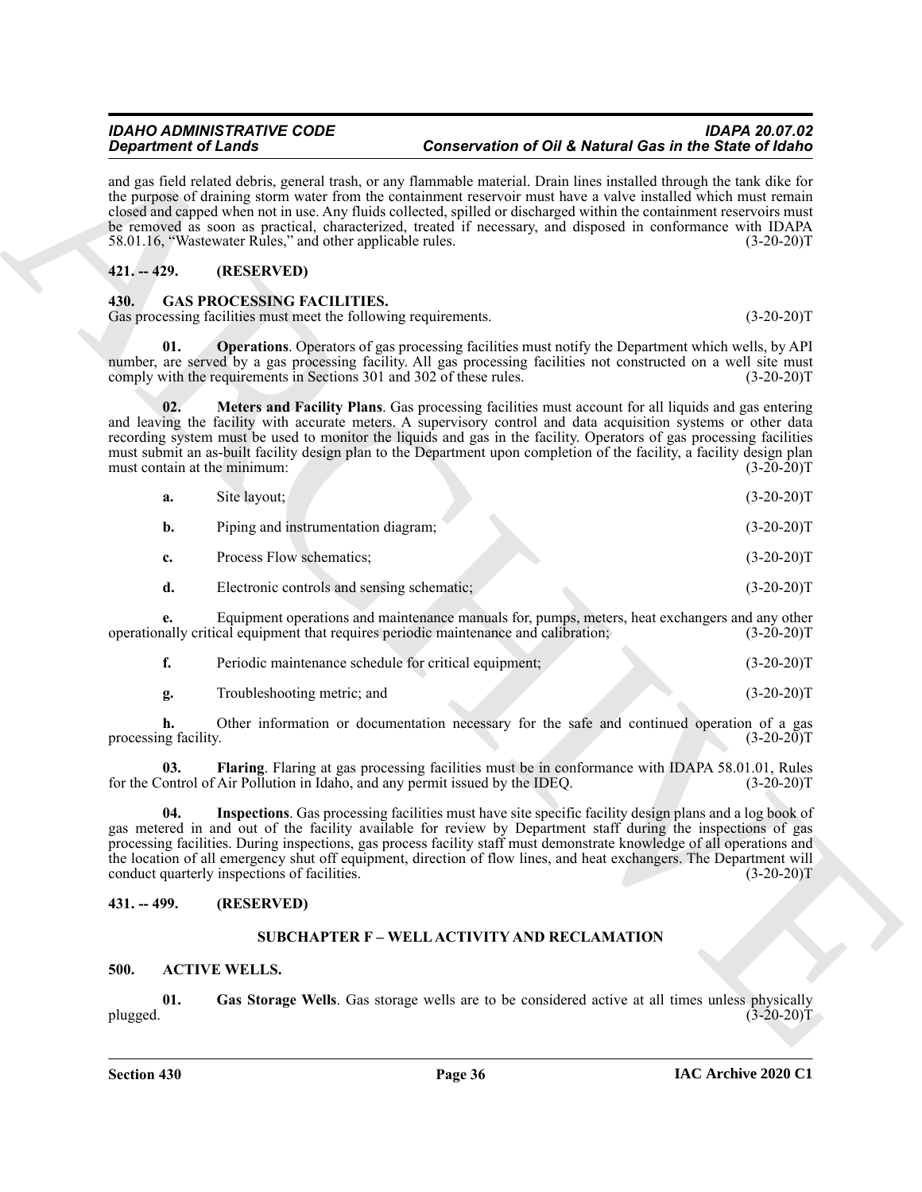and gas field related debris, general trash, or any flammable material. Drain lines installed through the tank dike for the purpose of draining storm water from the containment reservoir must have a valve installed which must remain closed and capped when not in use. Any fluids collected, spilled or discharged within the containment reservoirs must be removed as soon as practical, characterized, treated if necessary, and disposed in conformance with IDAPA 58.01.16, "Wastewater Rules," and other applicable rules. (3-20-20)T

## 421. -- 429. (RESERVED)

## 430. GAS PROCESSING FACILITIES.

Gas processing facilities must meet the following requirements. (3-20-20)T

**01. Operations**. Operators of gas processing facilities must notify the Department which wells, by API number, are served by a gas processing facility. All gas processing facilities not constructed on a well site must comply with the requirements in Sections 301 and 302 of these rules. (3-20-20)T

**02. Meters and Facility Plans**. Gas processing facilities must account for all liquids and gas entering and leaving the facility with accurate meters. A supervisory control and data acquisition systems or other data recording system must be used to monitor the liquids and gas in the facility. Operators of gas processing facilities must submit an as-built facility design plan to the Department upon completion of the facility, a facility design plan must contain at the minimum: (3-20-20)T

**a.** Site layout; (3-20-20)T

**b.** Piping and instrumentation diagram; (3-20-20)T

**c.** Process Flow schematics; (3-20-20)T

**d.** Electronic controls and sensing schematic; (3-20-20)T

**e.** Equipment operations and maintenance manuals for, pumps, meters, heat exchangers and any other operationally critical equipment that requires periodic maintenance and calibration; (3-20-20)T

**f.** Periodic maintenance schedule for critical equipment; (3-20-20)T

**g.** Troubleshooting metric; and (3-20-20)T

**h.** Other information or documentation necessary for the safe and continued operation of a gas processing facility. (3-20-20)T

**03. Flaring**. Flaring at gas processing facilities must be in conformance with IDAPA 58.01.01, Rules for the Control of Air Pollution in Idaho, and any permit issued by the IDEQ. (3-20-20)T

**04. Inspections**. Gas processing facilities must have site specific facility design plans and a log book of gas metered in and out of the facility available for review by Department staff during the inspections of gas processing facilities. During inspections, gas process facility staff must demonstrate knowledge of all operations and the location of all emergency shut off equipment, direction of flow lines, and heat exchangers. The Department will conduct quarterly inspections of facilities. (3-20-20)T

## 431. -- 499. (RESERVED)

## SUBCHAPTER F – WELL ACTIVITY AND RECLAMATION

## 500. ACTIVE WELLS.

**01. Gas Storage Wells**. Gas storage wells are to be considered active at all times unless physically plugged. (3-20-20)T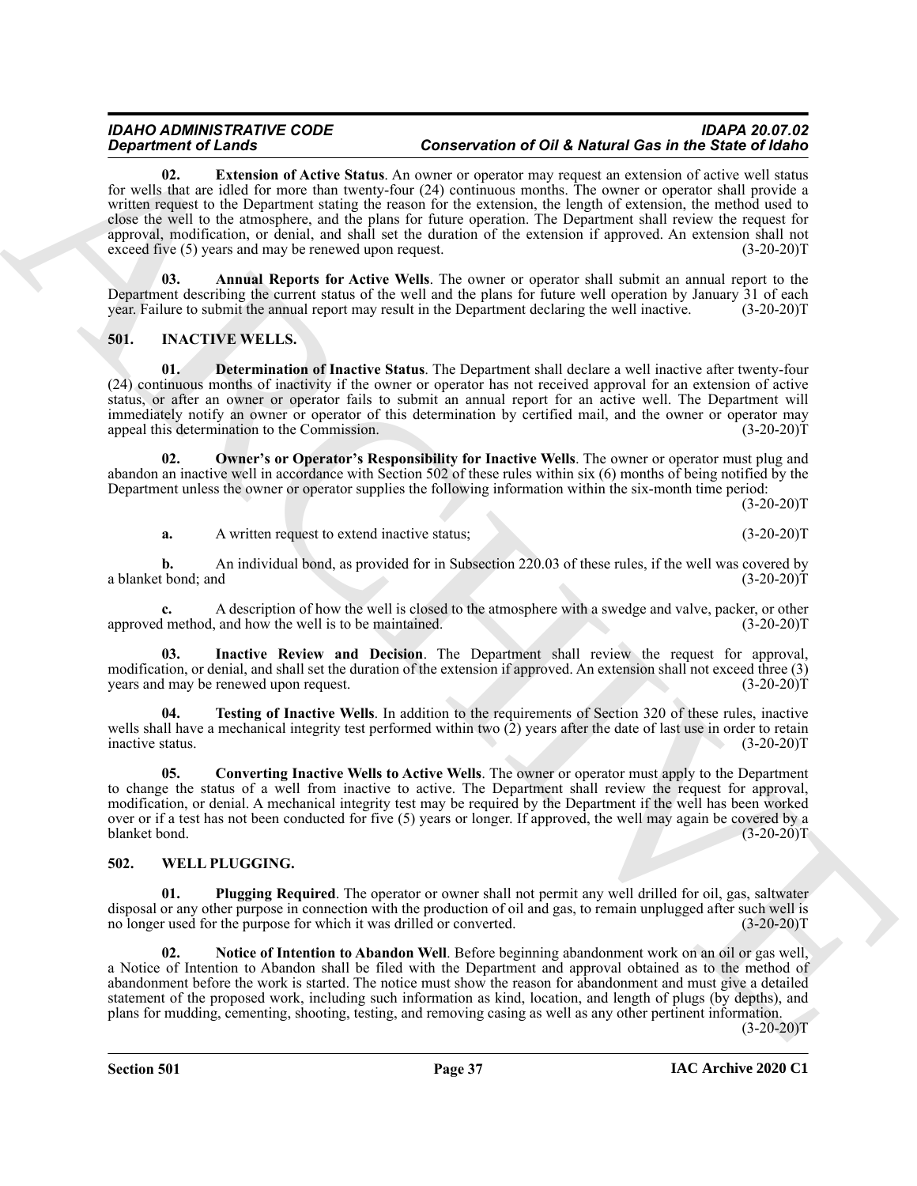**02. Extension of Active Status**. An owner or operator may request an extension of active well status for wells that are idled for more than twenty-four (24) continuous months. The owner or operator shall provide a written request to the Department stating the reason for the extension, the length of extension, the method used to close the well to the atmosphere, and the plans for future operation. The Department shall review the request for approval, modification, or denial, and shall set the duration of the extension if approved. An extension shall not exceed five (5) years and may be renewed upon request. (3-20-20)T

**03. Annual Reports for Active Wells**. The owner or operator shall submit an annual report to the Department describing the current status of the well and the plans for future well operation by January 31 of each year. Failure to submit the annual report may result in the Department declaring the well inactive. (3-20-20)T

## 501. INACTIVE WELLS.

**01. Determination of Inactive Status**. The Department shall declare a well inactive after twenty-four (24) continuous months of inactivity if the owner or operator has not received approval for an extension of active status, or after an owner or operator fails to submit an annual report for an active well. The Department will immediately notify an owner or operator of this determination by certified mail, and the owner or operator may appeal this determination to the Commission. (3-20-20)T

**02. Owner's or Operator's Responsibility for Inactive Wells**. The owner or operator must plug and abandon an inactive well in accordance with Section 502 of these rules within six (6) months of being notified by the Department unless the owner or operator supplies the following information within the six-month time period: (3-20-20)T

**a.** A written request to extend inactive status; (3-20-20)T

**b.** An individual bond, as provided for in Subsection 220.03 of these rules, if the well was covered by a blanket bond; and (3-20-20)T

**c.** A description of how the well is closed to the atmosphere with a swedge and valve, packer, or other approved method, and how the well is to be maintained. (3-20-20)T

**03. Inactive Review and Decision**. The Department shall review the request for approval, modification, or denial, and shall set the duration of the extension if approved. An extension shall not exceed three (3) years and may be renewed upon request. (3-20-20)T

**04. Testing of Inactive Wells**. In addition to the requirements of Section 320 of these rules, inactive wells shall have a mechanical integrity test performed within two (2) years after the date of last use in order to retain inactive status. (3-20-20)T

**05. Converting Inactive Wells to Active Wells**. The owner or operator must apply to the Department to change the status of a well from inactive to active. The Department shall review the request for approval, modification, or denial. A mechanical integrity test may be required by the Department if the well has been worked over or if a test has not been conducted for five (5) years or longer. If approved, the well may again be covered by a blanket bond. (3-20-20)T

## 502. WELL PLUGGING.

**01. Plugging Required**. The operator or owner shall not permit any well drilled for oil, gas, saltwater disposal or any other purpose in connection with the production of oil and gas, to remain unplugged after such well is no longer used for the purpose for which it was drilled or converted. (3-20-20)T

**02. Notice of Intention to Abandon Well**. Before beginning abandonment work on an oil or gas well, a Notice of Intention to Abandon shall be filed with the Department and approval obtained as to the method of abandonment before the work is started. The notice must show the reason for abandonment and must give a detailed statement of the proposed work, including such information as kind, location, and length of plugs (by depths), and plans for mudding, cementing, shooting, testing, and removing casing as well as any other pertinent information. (3-20-20)T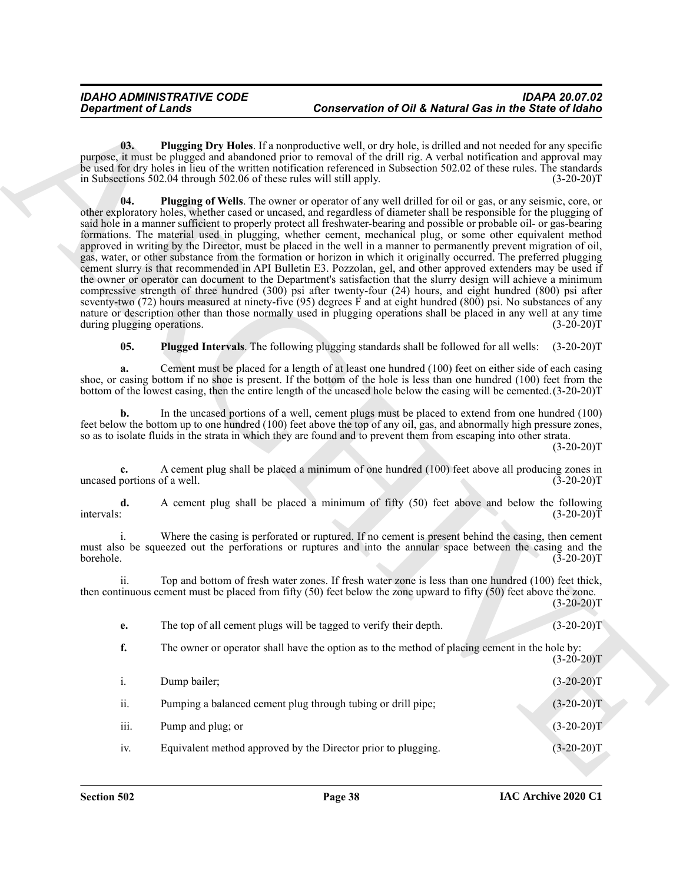**03. Plugging Dry Holes**. If a nonproductive well, or dry hole, is drilled and not needed for any specific purpose, it must be plugged and abandoned prior to removal of the drill rig. A verbal notification and approval may be used for dry holes in lieu of the written notification referenced in Subsection 502.02 of these rules. The standards in Subsections 502.04 through 502.06 of these rules will still apply. (3-20-20)T

**04. Plugging of Wells**. The owner or operator of any well drilled for oil or gas, or any seismic, core, or other exploratory holes, whether cased or uncased, and regardless of diameter shall be responsible for the plugging of said hole in a manner sufficient to properly protect all freshwater-bearing and possible or probable oil- or gas-bearing formations. The material used in plugging, whether cement, mechanical plug, or some other equivalent method approved in writing by the Director, must be placed in the well in a manner to permanently prevent migration of oil, gas, water, or other substance from the formation or horizon in which it originally occurred. The preferred plugging cement slurry is that recommended in API Bulletin E3. Pozzolan, gel, and other approved extenders may be used if the owner or operator can document to the Department's satisfaction that the slurry design will achieve a minimum compressive strength of three hundred (300) psi after twenty-four (24) hours, and eight hundred (800) psi after seventy-two (72) hours measured at ninety-five (95) degrees F and at eight hundred (800) psi. No substances of any nature or description other than those normally used in plugging operations shall be placed in any well at any time during plugging operations. (3-20-20)T

**05. Plugged Intervals**. The following plugging standards shall be followed for all wells: (3-20-20)T

**a.** Cement must be placed for a length of at least one hundred (100) feet on either side of each casing shoe, or casing bottom if no shoe is present. If the bottom of the hole is less than one hundred (100) feet from the bottom of the lowest casing, then the entire length of the uncased hole below the casing will be cemented. (3-20-20)T

**b.** In the uncased portions of a well, cement plugs must be placed to extend from one hundred (100) feet below the bottom up to one hundred (100) feet above the top of any oil, gas, and abnormally high pressure zones, so as to isolate fluids in the strata in which they are found and to prevent them from escaping into other strata. (3-20-20)T

**c.** A cement plug shall be placed a minimum of one hundred (100) feet above all producing zones in uncased portions of a well. (3-20-20)T

**d.** A cement plug shall be placed a minimum of fifty (50) feet above and below the following intervals: (3-20-20)T

i. Where the casing is perforated or ruptured. If no cement is present behind the casing, then cement must also be squeezed out the perforations or ruptures and into the annular space between the casing and the borehole. (3-20-20)T

ii. Top and bottom of fresh water zones. If fresh water zone is less than one hundred (100) feet thick, then continuous cement must be placed from fifty (50) feet below the zone upward to fifty (50) feet above the zone. (3-20-20)T

**e.** The top of all cement plugs will be tagged to verify their depth. (3-20-20)T

**f.** The owner or operator shall have the option as to the method of placing cement in the hole by: (3-20-20)T

i. Dump bailer; (3-20-20)T

ii. Pumping a balanced cement plug through tubing or drill pipe; (3-20-20)T

iii. Pump and plug; or (3-20-20)T

iv. Equivalent method approved by the Director prior to plugging. (3-20-20)T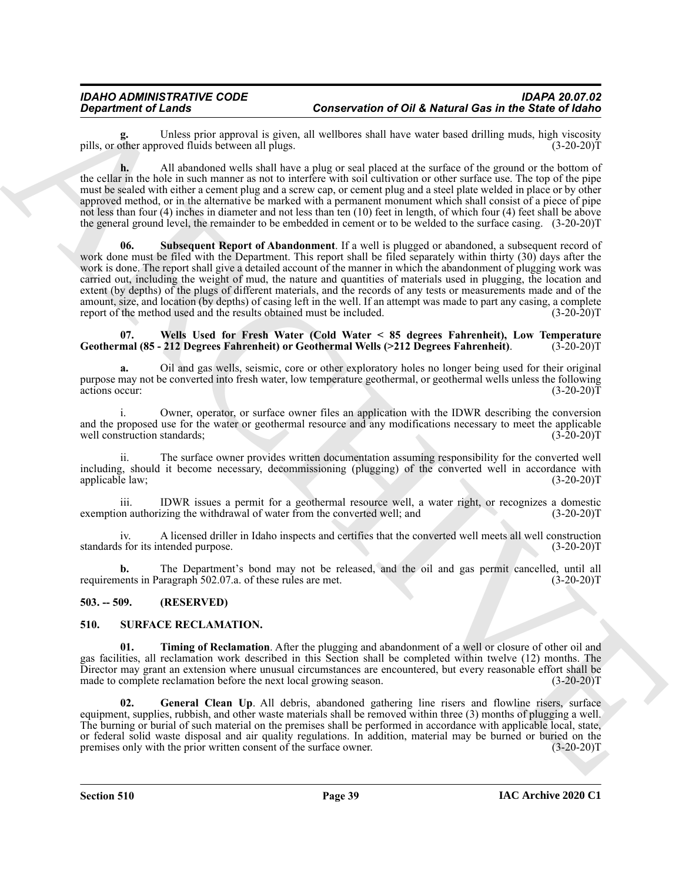**g.** Unless prior approval is given, all wellbores shall have water based drilling muds, high viscosity pills, or other approved fluids between all plugs. (3-20-20)T

**h.** All abandoned wells shall have a plug or seal placed at the surface of the ground or the bottom of the cellar in the hole in such manner as not to interfere with soil cultivation or other surface use. The top of the pipe must be sealed with either a cement plug and a screw cap, or cement plug and a steel plate welded in place or by other approved method, or in the alternative be marked with a permanent monument which shall consist of a piece of pipe not less than four (4) inches in diameter and not less than ten (10) feet in length, of which four (4) feet shall be above the general ground level, the remainder to be embedded in cement or to be welded to the surface casing. (3-20-20)T

**06. Subsequent Report of Abandonment**. If a well is plugged or abandoned, a subsequent record of work done must be filed with the Department. This report shall be filed separately within thirty (30) days after the work is done. The report shall give a detailed account of the manner in which the abandonment of plugging work was carried out, including the weight of mud, the nature and quantities of materials used in plugging, the location and extent (by depths) of the plugs of different materials, and the records of any tests or measurements made and of the amount, size, and location (by depths) of casing left in the well. If an attempt was made to part any casing, a complete report of the method used and the results obtained must be included. (3-20-20)T

**07. Wells Used for Fresh Water (Cold Water < 85 degrees Fahrenheit), Low Temperature Geothermal (85 - 212 Degrees Fahrenheit) or Geothermal Wells (>212 Degrees Fahrenheit)**. (3-20-20)T

**a.** Oil and gas wells, seismic, core or other exploratory holes no longer being used for their original purpose may not be converted into fresh water, low temperature geothermal, or geothermal wells unless the following actions occur: (3-20-20)T

i. Owner, operator, or surface owner files an application with the IDWR describing the conversion and the proposed use for the water or geothermal resource and any modifications necessary to meet the applicable well construction standards; (3-20-20)T

ii. The surface owner provides written documentation assuming responsibility for the converted well including, should it become necessary, decommissioning (plugging) of the converted well in accordance with applicable law; (3-20-20)T

iii. IDWR issues a permit for a geothermal resource well, a water right, or recognizes a domestic exemption authorizing the withdrawal of water from the converted well; and (3-20-20)T

iv. A licensed driller in Idaho inspects and certifies that the converted well meets all well construction standards for its intended purpose. (3-20-20)T

**b.** The Department's bond may not be released, and the oil and gas permit cancelled, until all requirements in Paragraph 502.07.a. of these rules are met. (3-20-20)T

## 503. -- 509. (RESERVED)

## 510. SURFACE RECLAMATION.

**01. Timing of Reclamation**. After the plugging and abandonment of a well or closure of other oil and gas facilities, all reclamation work described in this Section shall be completed within twelve (12) months. The Director may grant an extension where unusual circumstances are encountered, but every reasonable effort shall be made to complete reclamation before the next local growing season. (3-20-20)T

**02. General Clean Up**. All debris, abandoned gathering line risers and flowline risers, surface equipment, supplies, rubbish, and other waste materials shall be removed within three (3) months of plugging a well. The burning or burial of such material on the premises shall be performed in accordance with applicable local, state, or federal solid waste disposal and air quality regulations. In addition, material may be burned or buried on the premises only with the prior written consent of the surface owner. (3-20-20)T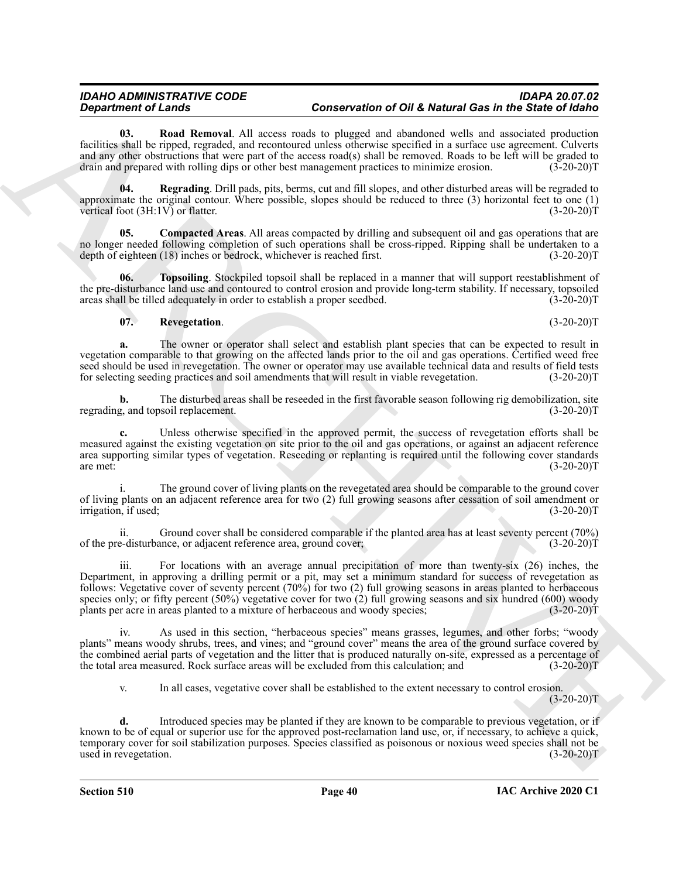**03. Road Removal**. All access roads to plugged and abandoned wells and associated production facilities shall be ripped, regraded, and recontoured unless otherwise specified in a surface use agreement. Culverts and any other obstructions that were part of the access road(s) shall be removed. Roads to be left will be graded to drain and prepared with rolling dips or other best management practices to minimize erosion. (3-20-20)T

**04. Regrading**. Drill pads, pits, berms, cut and fill slopes, and other disturbed areas will be regraded to approximate the original contour. Where possible, slopes should be reduced to three (3) horizontal feet to one (1) vertical foot (3H:1V) or flatter. (3-20-20)T

**05. Compacted Areas**. All areas compacted by drilling and subsequent oil and gas operations that are no longer needed following completion of such operations shall be cross-ripped. Ripping shall be undertaken to a depth of eighteen (18) inches or bedrock, whichever is reached first. (3-20-20)T

**06. Topsoiling**. Stockpiled topsoil shall be replaced in a manner that will support reestablishment of the pre-disturbance land use and contoured to control erosion and provide long-term stability. If necessary, topsoiled areas shall be tilled adequately in order to establish a proper seedbed. (3-20-20)T

**07. Revegetation**. (3-20-20)T

**a.** The owner or operator shall select and establish plant species that can be expected to result in vegetation comparable to that growing on the affected lands prior to the oil and gas operations. Certified weed free seed should be used in revegetation. The owner or operator may use available technical data and results of field tests for selecting seeding practices and soil amendments that will result in viable revegetation. (3-20-20)T

**b.** The disturbed areas shall be reseeded in the first favorable season following rig demobilization, site regrading, and topsoil replacement. (3-20-20)T

**c.** Unless otherwise specified in the approved permit, the success of revegetation efforts shall be measured against the existing vegetation on site prior to the oil and gas operations, or against an adjacent reference area supporting similar types of vegetation. Reseeding or replanting is required until the following cover standards are met: (3-20-20)T

i. The ground cover of living plants on the revegetated area should be comparable to the ground cover of living plants on an adjacent reference area for two (2) full growing seasons after cessation of soil amendment or irrigation, if used; (3-20-20)T

ii. Ground cover shall be considered comparable if the planted area has at least seventy percent (70%) of the pre-disturbance, or adjacent reference area, ground cover; (3-20-20)T

iii. For locations with an average annual precipitation of more than twenty-six (26) inches, the Department, in approving a drilling permit or a pit, may set a minimum standard for success of revegetation as follows: Vegetative cover of seventy percent (70%) for two (2) full growing seasons in areas planted to herbaceous species only; or fifty percent (50%) vegetative cover for two (2) full growing seasons and six hundred (600) woody plants per acre in areas planted to a mixture of herbaceous and woody species; (3-20-20)T

iv. As used in this section, "herbaceous species" means grasses, legumes, and other forbs; "woody plants" means woody shrubs, trees, and vines; and "ground cover" means the area of the ground surface covered by the combined aerial parts of vegetation and the litter that is produced naturally on-site, expressed as a percentage of the total area measured. Rock surface areas will be excluded from this calculation; and (3-20-20)T

v. In all cases, vegetative cover shall be established to the extent necessary to control erosion. (3-20-20)T

**d.** Introduced species may be planted if they are known to be comparable to previous vegetation, or if known to be of equal or superior use for the approved post-reclamation land use, or, if necessary, to achieve a quick, temporary cover for soil stabilization purposes. Species classified as poisonous or noxious weed species shall not be used in revegetation. (3-20-20)T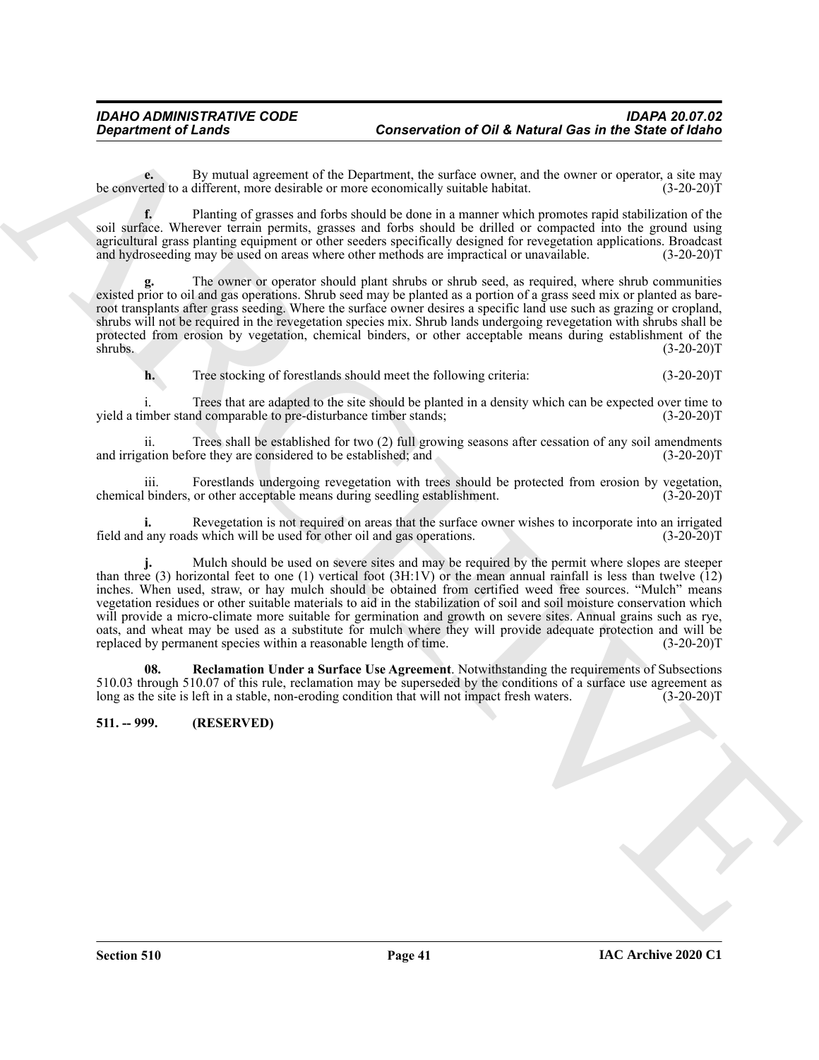**e.** By mutual agreement of the Department, the surface owner, and the owner or operator, a site may be converted to a different, more desirable or more economically suitable habitat. (3-20-20)T

**f.** Planting of grasses and forbs should be done in a manner which promotes rapid stabilization of the soil surface. Wherever terrain permits, grasses and forbs should be drilled or compacted into the ground using agricultural grass planting equipment or other seeders specifically designed for revegetation applications. Broadcast and hydroseeding may be used on areas where other methods are impractical or unavailable. (3-20-20)T

**g.** The owner or operator should plant shrubs or shrub seed, as required, where shrub communities existed prior to oil and gas operations. Shrub seed may be planted as a portion of a grass seed mix or planted as bare-root transplants after grass seeding. Where the surface owner desires a specific land use such as grazing or cropland, shrubs will not be required in the revegetation species mix. Shrub lands undergoing revegetation with shrubs shall be protected from erosion by vegetation, chemical binders, or other acceptable means during establishment of the shrubs. (3-20-20)T

**h.** Tree stocking of forestlands should meet the following criteria: (3-20-20)T

i. Trees that are adapted to the site should be planted in a density which can be expected over time to yield a timber stand comparable to pre-disturbance timber stands; (3-20-20)T

ii. Trees shall be established for two (2) full growing seasons after cessation of any soil amendments and irrigation before they are considered to be established; and (3-20-20)T

iii. Forestlands undergoing revegetation with trees should be protected from erosion by vegetation, chemical binders, or other acceptable means during seedling establishment. (3-20-20)T

**i.** Revegetation is not required on areas that the surface owner wishes to incorporate into an irrigated field and any roads which will be used for other oil and gas operations. (3-20-20)T

**j.** Mulch should be used on severe sites and may be required by the permit where slopes are steeper than three (3) horizontal feet to one (1) vertical foot (3H:1V) or the mean annual rainfall is less than twelve (12) inches. When used, straw, or hay mulch should be obtained from certified weed free sources. "Mulch" means vegetation residues or other suitable materials to aid in the stabilization of soil and soil moisture conservation which will provide a micro-climate more suitable for germination and growth on severe sites. Annual grains such as rye, oats, and wheat may be used as a substitute for mulch where they will provide adequate protection and will be replaced by permanent species within a reasonable length of time. (3-20-20)T

**08. Reclamation Under a Surface Use Agreement**. Notwithstanding the requirements of Subsections 510.03 through 510.07 of this rule, reclamation may be superseded by the conditions of a surface use agreement as long as the site is left in a stable, non-eroding condition that will not impact fresh waters. (3-20-20)T

## 511. -- 999. (RESERVED)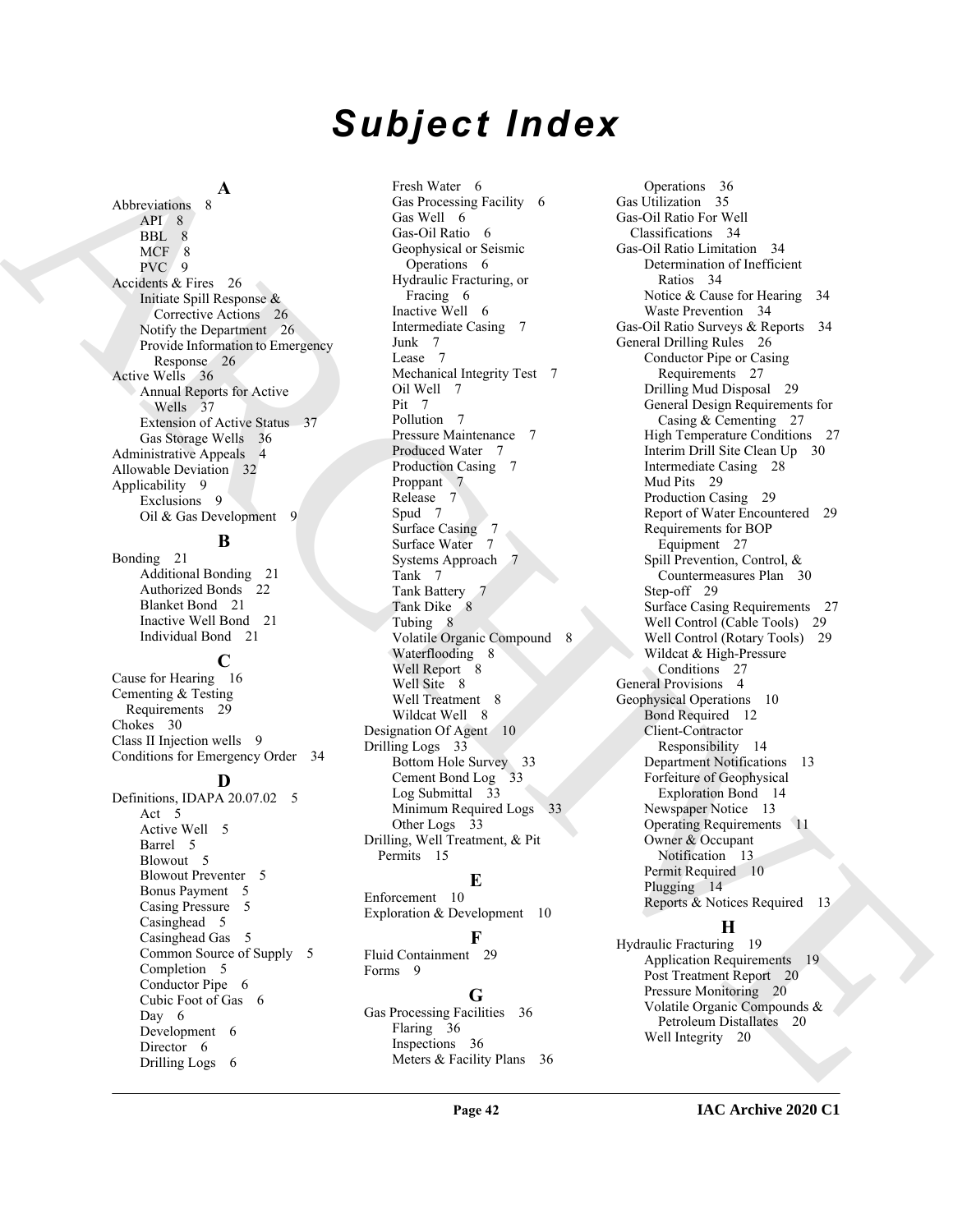# Subject Index

**A**

Abbreviations 8
- API 8
- BBL 8
- MCF 8
- PVC 9

Accidents & Fires 26
- Initiate Spill Response & Corrective Actions 26
- Notify the Department 26
- Provide Information to Emergency Response 26

Active Wells 36
- Annual Reports for Active Wells 37
- Extension of Active Status 37
- Gas Storage Wells 36

Administrative Appeals 4
Allowable Deviation 32
Applicability 9
- Exclusions 9
- Oil & Gas Development 9

**B**

Bonding 21
- Additional Bonding 21
- Authorized Bonds 22
- Blanket Bond 21
- Inactive Well Bond 21
- Individual Bond 21

**C**

Cause for Hearing 16
Cementing & Testing Requirements 29
Chokes 30
Class II Injection wells 9
Conditions for Emergency Order 34

**D**

Definitions, IDAPA 20.07.02 5
- Act 5
- Active Well 5
- Barrel 5
- Blowout 5
- Blowout Preventer 5
- Bonus Payment 5
- Casing Pressure 5
- Casinghead 5
- Casinghead Gas 5
- Common Source of Supply 5
- Completion 5
- Conductor Pipe 6
- Cubic Foot of Gas 6
- Day 6
- Development 6
- Director 6
- Drilling Logs 6
- Fresh Water 6
- Gas Processing Facility 6
- Gas Well 6
- Gas-Oil Ratio 6
- Geophysical or Seismic Operations 6
- Hydraulic Fracturing, or Fracing 6
- Inactive Well 6
- Intermediate Casing 7
- Junk 7
- Lease 7
- Mechanical Integrity Test 7
- Oil Well 7
- Pit 7
- Pollution 7
- Pressure Maintenance 7
- Produced Water 7
- Production Casing 7
- Proppant 7
- Release 7
- Spud 7
- Surface Casing 7
- Surface Water 7
- Systems Approach 7
- Tank 7
- Tank Battery 7
- Tank Dike 8
- Tubing 8
- Volatile Organic Compound 8
- Waterflooding 8
- Well Report 8
- Well Site 8
- Well Treatment 8
- Wildcat Well 8

Designation Of Agent 10
Drilling Logs 33
- Bottom Hole Survey 33
- Cement Bond Log 33
- Log Submittal 33
- Minimum Required Logs 33
- Other Logs 33

Drilling, Well Treatment, & Pit Permits 15

**E**

Enforcement 10
Exploration & Development 10

**F**

Fluid Containment 29
Forms 9

**G**

Gas Processing Facilities 36
- Flaring 36
- Inspections 36
- Meters & Facility Plans 36
- Operations 36

Gas Utilization 35
Gas-Oil Ratio For Well Classifications 34
Gas-Oil Ratio Limitation 34
- Determination of Inefficient Ratios 34
- Notice & Cause for Hearing 34
- Waste Prevention 34

Gas-Oil Ratio Surveys & Reports 34
General Drilling Rules 26
- Conductor Pipe or Casing Requirements 27
- Drilling Mud Disposal 29
- General Design Requirements for Casing & Cementing 27
- High Temperature Conditions 27
- Interim Drill Site Clean Up 30
- Intermediate Casing 28
- Mud Pits 29
- Production Casing 29
- Report of Water Encountered 29
- Requirements for BOP Equipment 27
- Spill Prevention, Control, & Countermeasures Plan 30
- Step-off 29
- Surface Casing Requirements 27
- Well Control (Cable Tools) 29
- Well Control (Rotary Tools) 29
- Wildcat & High-Pressure Conditions 27

General Provisions 4
Geophysical Operations 10
- Bond Required 12
- Client-Contractor Responsibility 14
- Department Notifications 13
- Forfeiture of Geophysical Exploration Bond 14
- Newspaper Notice 13
- Operating Requirements 11
- Owner & Occupant Notification 13
- Permit Required 10
- Plugging 14
- Reports & Notices Required 13

**H**

Hydraulic Fracturing 19
- Application Requirements 19
- Post Treatment Report 20
- Pressure Monitoring 20
- Volatile Organic Compounds & Petroleum Distallates 20
- Well Integrity 20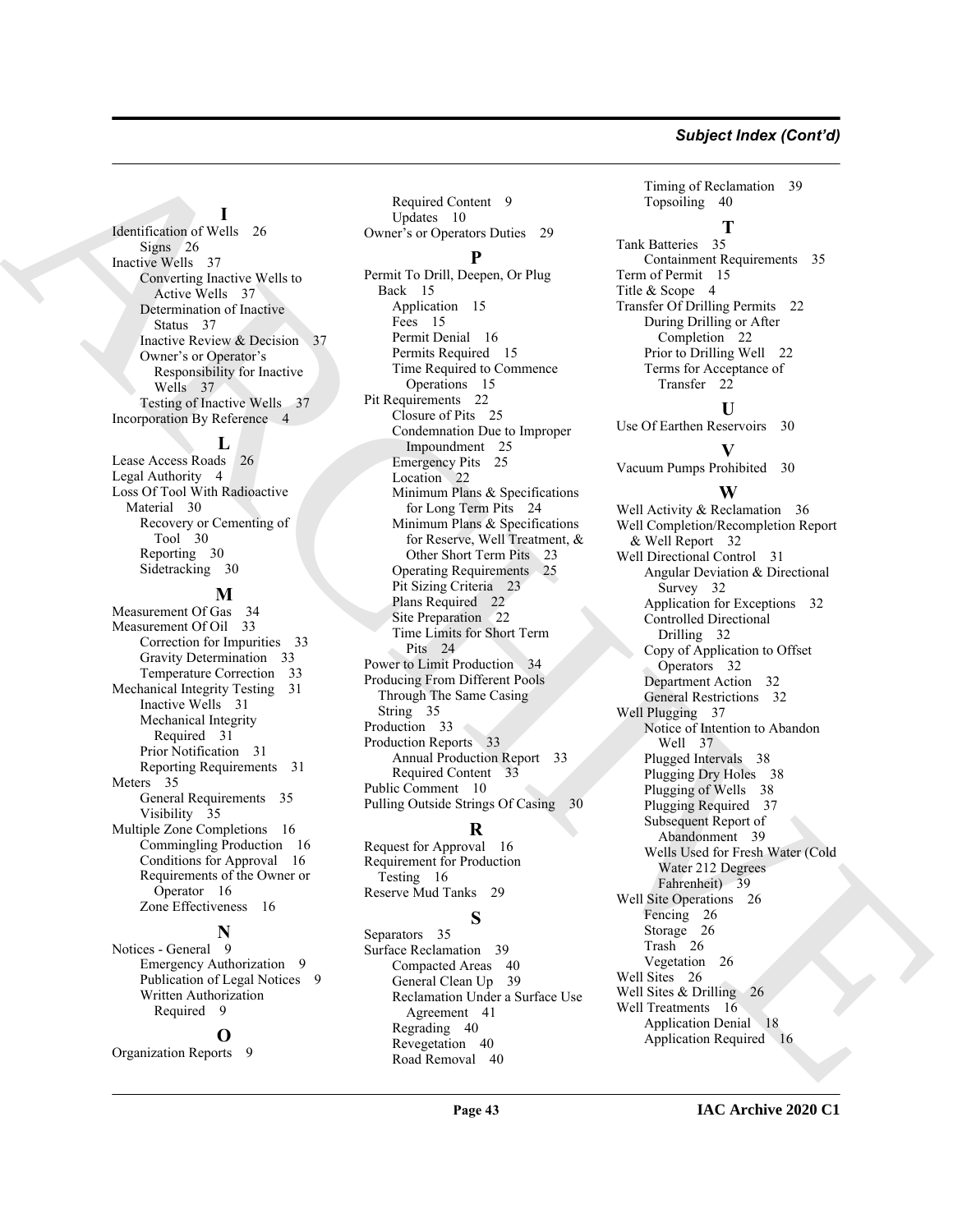## Subject Index (Cont'd)

**I**

Identification of Wells 26
- Signs 26

Inactive Wells 37
- Converting Inactive Wells to Active Wells 37
- Determination of Inactive Status 37
- Inactive Review & Decision 37
- Owner's or Operator's Responsibility for Inactive Wells 37
- Testing of Inactive Wells 37

Incorporation By Reference 4

**L**

Lease Access Roads 26

Legal Authority 4

Loss Of Tool With Radioactive Material 30
- Recovery or Cementing of Tool 30
- Reporting 30
- Sidetracking 30

**M**

Measurement Of Gas 34

Measurement Of Oil 33
- Correction for Impurities 33
- Gravity Determination 33
- Temperature Correction 33

Mechanical Integrity Testing 31
- Inactive Wells 31
- Mechanical Integrity Required 31
- Prior Notification 31
- Reporting Requirements 31

Meters 35
- General Requirements 35
- Visibility 35

Multiple Zone Completions 16
- Commingling Production 16
- Conditions for Approval 16
- Requirements of the Owner or Operator 16
- Zone Effectiveness 16

**N**

Notices - General 9
- Emergency Authorization 9
- Publication of Legal Notices 9
- Written Authorization Required 9

**O**

Organization Reports 9
- Required Content 9
- Updates 10

Owner's or Operators Duties 29

**P**

Permit To Drill, Deepen, Or Plug Back 15
- Application 15
- Fees 15
- Permit Denial 16
- Permits Required 15
- Time Required to Commence Operations 15

Pit Requirements 22
- Closure of Pits 25
- Condemnation Due to Improper Impoundment 25
- Emergency Pits 25
- Location 22
- Minimum Plans & Specifications for Long Term Pits 24
- Minimum Plans & Specifications for Reserve, Well Treatment, & Other Short Term Pits 23
- Operating Requirements 25
- Pit Sizing Criteria 23
- Plans Required 22
- Site Preparation 22
- Time Limits for Short Term Pits 24

Power to Limit Production 34

Producing From Different Pools Through The Same Casing String 35

Production 33

Production Reports 33
- Annual Production Report 33
- Required Content 33

Public Comment 10

Pulling Outside Strings Of Casing 30

**R**

Request for Approval 16

Requirement for Production Testing 16

Reserve Mud Tanks 29

**S**

Separators 35

Surface Reclamation 39
- Compacted Areas 40
- General Clean Up 39
- Reclamation Under a Surface Use Agreement 41
- Regrading 40
- Revegetation 40
- Road Removal 40
- Timing of Reclamation 39
- Topsoiling 40

**T**

Tank Batteries 35
- Containment Requirements 35

Term of Permit 15

Title & Scope 4

Transfer Of Drilling Permits 22
- During Drilling or After Completion 22
- Prior to Drilling Well 22
- Terms for Acceptance of Transfer 22

**U**

Use Of Earthen Reservoirs 30

**V**

Vacuum Pumps Prohibited 30

**W**

Well Activity & Reclamation 36

Well Completion/Recompletion Report & Well Report 32

Well Directional Control 31
- Angular Deviation & Directional Survey 32
- Application for Exceptions 32
- Controlled Directional Drilling 32
- Copy of Application to Offset Operators 32
- Department Action 32
- General Restrictions 32

Well Plugging 37
- Notice of Intention to Abandon Well 37
- Plugged Intervals 38
- Plugging Dry Holes 38
- Plugging of Wells 38
- Plugging Required 37
- Subsequent Report of Abandonment 39
- Wells Used for Fresh Water (Cold Water 212 Degrees Fahrenheit) 39

Well Site Operations 26
- Fencing 26
- Storage 26
- Trash 26
- Vegetation 26

Well Sites 26

Well Sites & Drilling 26

Well Treatments 16
- Application Denial 18
- Application Required 16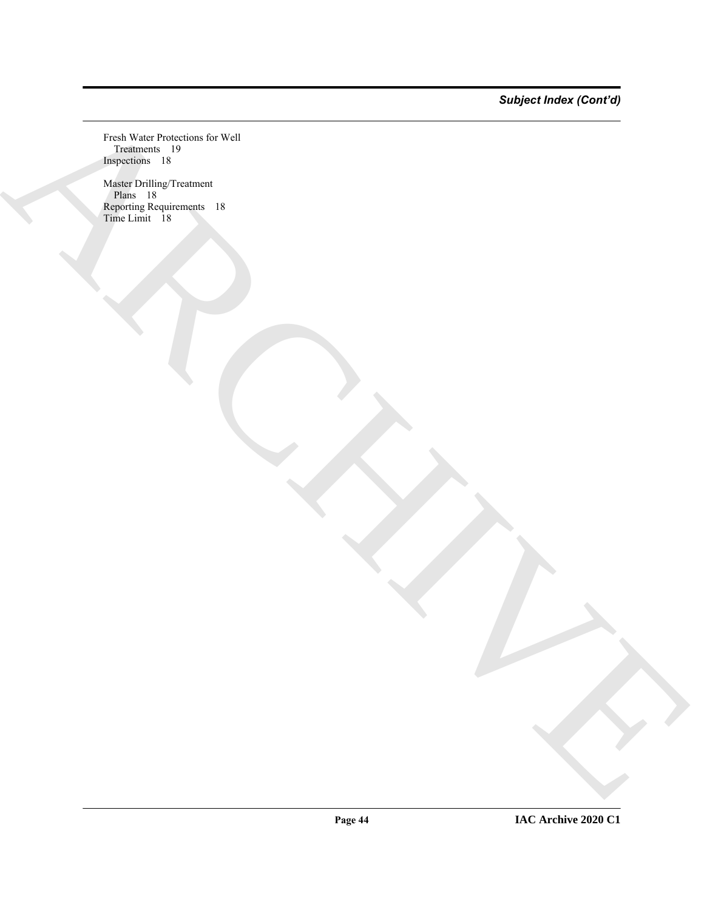Fresh Water Protections for Well Treatments 19
Inspections 18

Master Drilling/Treatment Plans 18
Reporting Requirements 18
Time Limit 18